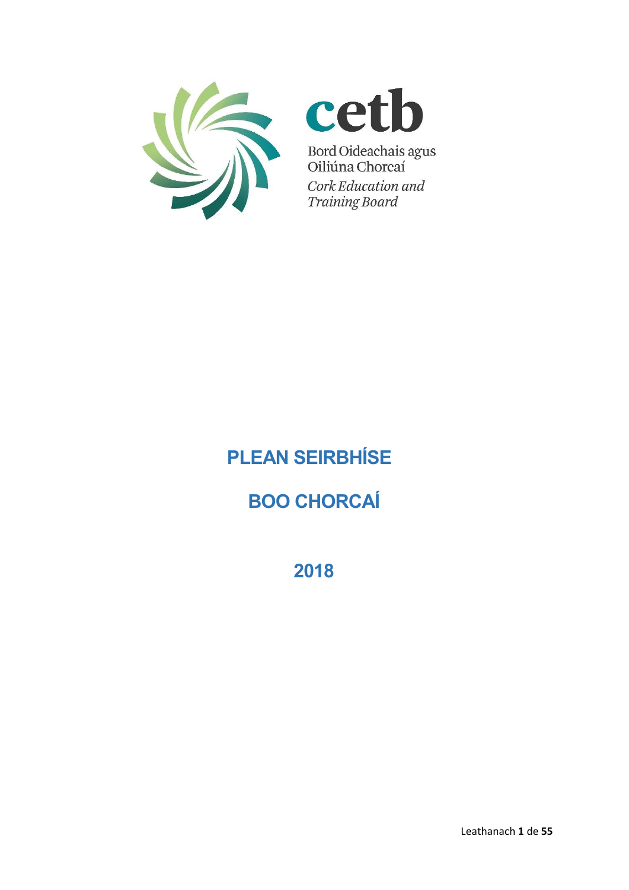cetb

Bord Oideachais agus Oiliúna Chorcaí

*Cork Education and Training Board*

# PLEAN SEIRBHÍSE

# BOO CHORCAÍ

# 2018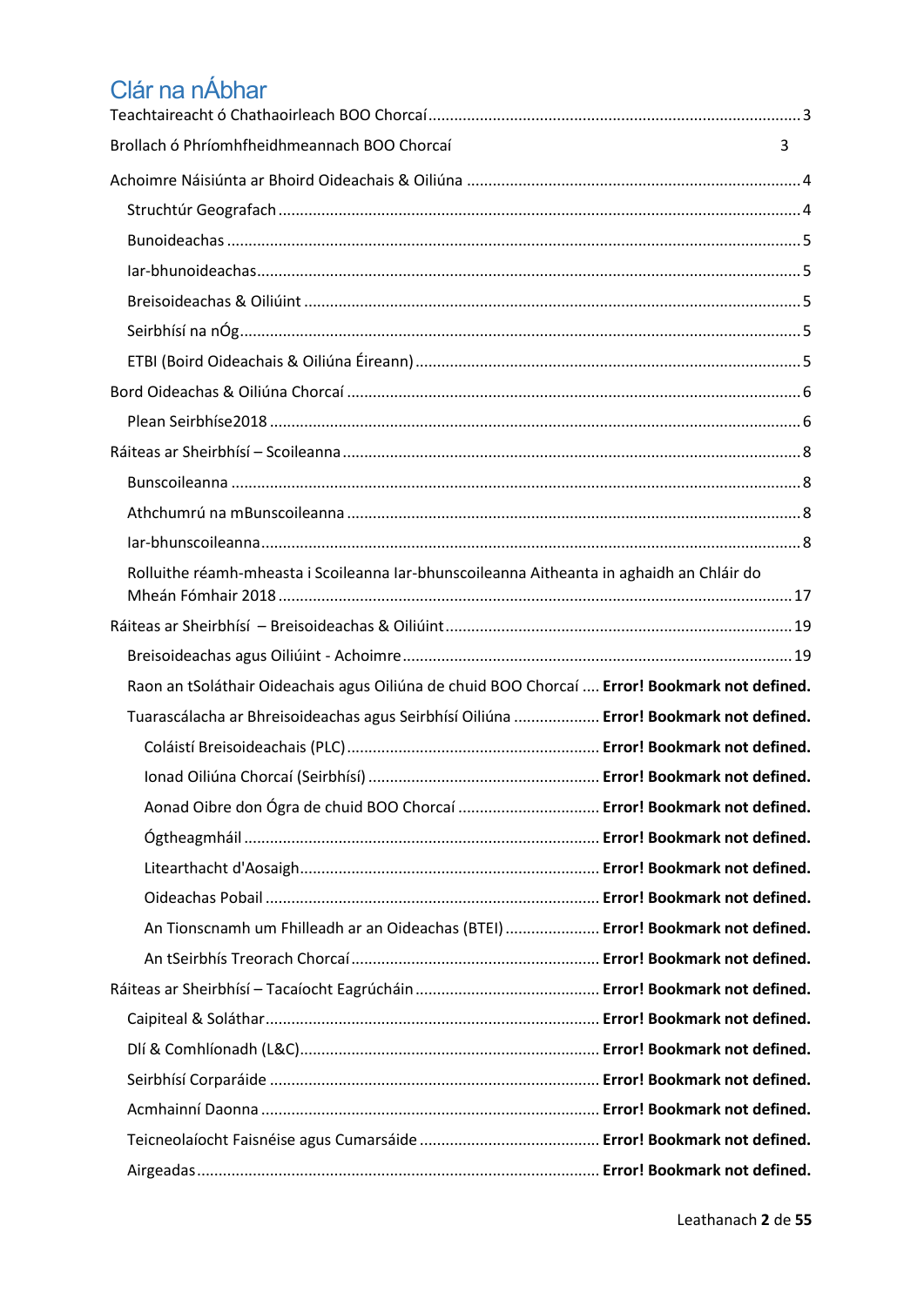# Clár na nÁbhar

Teachtaireacht ó Chathaoirleach BOO Chorcaí ........ 3

Brollach ó Phríomhfheidhmeannach BOO Chorcaí ........ 3

Achoimre Náisiúnta ar Bhoird Oideachais & Oiliúna ........ 4

- Struchtúr Geografach ........ 4
- Bunoideachas ........ 5
- Iar-bhunoideachas ........ 5
- Breisoideachas & Oiliúint ........ 5
- Seirbhísí na nÓg ........ 5
- ETBI (Boird Oideachais & Oiliúna Éireann) ........ 5

Bord Oideachais & Oiliúna Chorcaí ........ 6

- Plean Seirbhíse2018 ........ 6

Ráiteas ar Sheirbhísí – Scoileanna ........ 8

- Bunscoileanna ........ 8
- Athchumrú na mBunscoileanna ........ 8
- Iar-bhunscoileanna ........ 8
- Rolluithe réamh-mheasta i Scoileanna Iar-bhunscoileanna Aitheanta in aghaidh an Chláir do Mheán Fómhair 2018 ........ 17

Ráiteas ar Sheirbhísí – Breisoideachas & Oiliúint ........ 19

- Breisoideachas agus Oiliúint - Achoimre ........ 19
- Raon an tSoláthair Oideachais agus Oiliúna de chuid BOO Chorcaí ........ **Error! Bookmark not defined.**
- Tuarascálacha ar Bhreisoideachas agus Seirbhísí Oiliúna ........ **Error! Bookmark not defined.**
  - Coláistí Breisoideachais (PLC) ........ **Error! Bookmark not defined.**
  - Ionad Oiliúna Chorcaí (Seirbhísí) ........ **Error! Bookmark not defined.**
  - Aonad Oibre don Ógra de chuid BOO Chorcaí ........ **Error! Bookmark not defined.**
  - Ógtheagmháil ........ **Error! Bookmark not defined.**
  - Litearthacht d'Aosaigh ........ **Error! Bookmark not defined.**
  - Oideachas Pobail ........ **Error! Bookmark not defined.**
  - An Tionscnamh um Fhilleadh ar an Oideachas (BTEI) ........ **Error! Bookmark not defined.**
  - An tSeirbhís Treorach Chorcaí ........ **Error! Bookmark not defined.**

Ráiteas ar Sheirbhísí – Tacaíocht Eagrúcháin ........ **Error! Bookmark not defined.**

- Caipiteal & Soláthar ........ **Error! Bookmark not defined.**
- Dlí & Comhlíonadh (L&C) ........ **Error! Bookmark not defined.**
- Seirbhísí Corparáide ........ **Error! Bookmark not defined.**
- Acmhainní Daonna ........ **Error! Bookmark not defined.**
- Teicneolaíocht Faisnéise agus Cumarsáide ........ **Error! Bookmark not defined.**
- Airgeadas ........ **Error! Bookmark not defined.**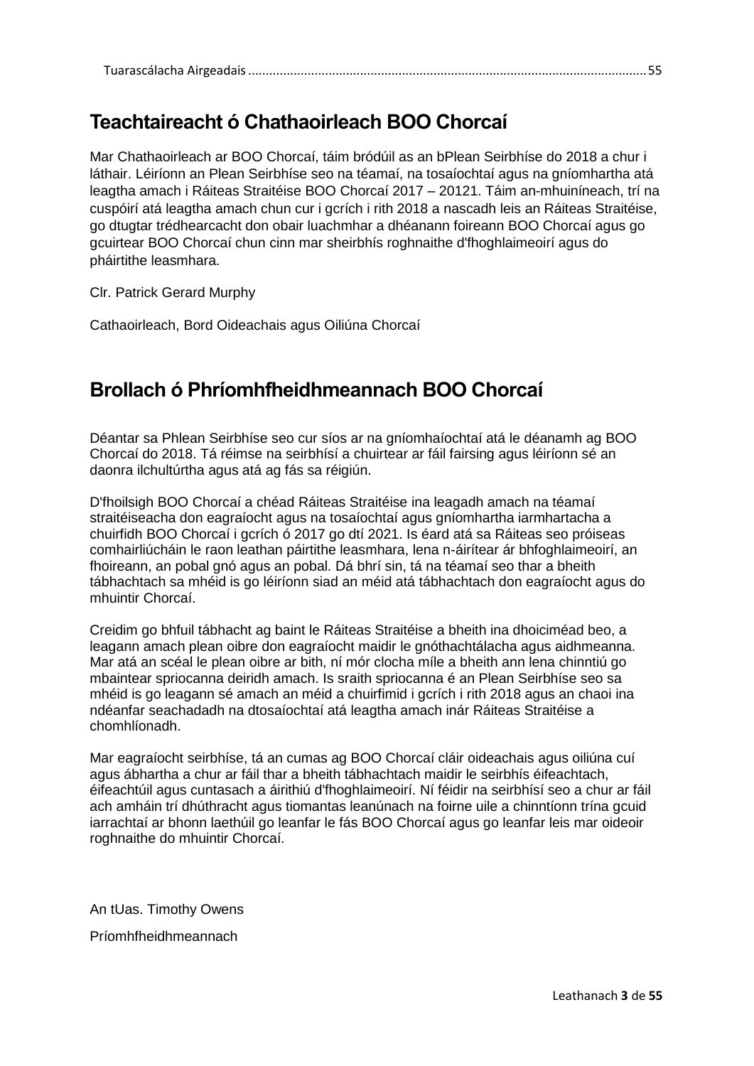Tuarascálacha Airgeadais ................................................................................................................ 55

## Teachtaireacht ó Chathaoirleach BOO Chorcaí

Mar Chathaoirleach ar BOO Chorcaí, táim bródúil as an bPlean Seirbhíse do 2018 a chur i láthair. Léiríonn an Plean Seirbhíse seo na téamaí, na tosaíochtaí agus na gníomhartha atá leagtha amach i Ráiteas Straitéise BOO Chorcaí 2017 – 20121. Táim an-mhuiníneach, trí na cuspóirí atá leagtha amach chun cur i gcrích i rith 2018 a nascadh leis an Ráiteas Straitéise, go dtugtar trédhearcacht don obair luachmhar a dhéanann foireann BOO Chorcaí agus go gcuirtear BOO Chorcaí chun cinn mar sheirbhís roghnaithe d'fhoghlaimeoirí agus do pháirtithe leasmhara.

Clr. Patrick Gerard Murphy

Cathaoirleach, Bord Oideachais agus Oiliúna Chorcaí

## Brollach ó Phríomhfheidhmeannach BOO Chorcaí

Déantar sa Phlean Seirbhíse seo cur síos ar na gníomhaíochtaí atá le déanamh ag BOO Chorcaí do 2018. Tá réimse na seirbhísí a chuirtear ar fáil fairsing agus léiríonn sé an daonra ilchultúrtha agus atá ag fás sa réigiún.

D'fhoilsigh BOO Chorcaí a chéad Ráiteas Straitéise ina leagadh amach na téamaí straitéiseacha don eagraíocht agus na tosaíochtaí agus gníomhartha iarmhartacha a chuirfidh BOO Chorcaí i gcrích ó 2017 go dtí 2021. Is éard atá sa Ráiteas seo próiseas comhairliúcháin le raon leathan páirtithe leasmhara, lena n-áirítear ár bhfoghlaimeoirí, an fhoireann, an pobal gnó agus an pobal. Dá bhrí sin, tá na téamaí seo thar a bheith tábhachtach sa mhéid is go léiríonn siad an méid atá tábhachtach don eagraíocht agus do mhuintir Chorcaí.

Creidim go bhfuil tábhacht ag baint le Ráiteas Straitéise a bheith ina dhoiciméad beo, a leagann amach plean oibre don eagraíocht maidir le gnóthachtálacha agus aidhmeanna. Mar atá an scéal le plean oibre ar bith, ní mór clocha míle a bheith ann lena chinntiú go mbaintear spriocanna deiridh amach. Is sraith spriocanna é an Plean Seirbhíse seo sa mhéid is go leagann sé amach an méid a chuirfimid i gcrích i rith 2018 agus an chaoi ina ndéanfar seachadadh na dtosaíochtaí atá leagtha amach inár Ráiteas Straitéise a chomhlíonadh.

Mar eagraíocht seirbhíse, tá an cumas ag BOO Chorcaí cláir oideachais agus oiliúna cuí agus ábhartha a chur ar fáil thar a bheith tábhachtach maidir le seirbhís éifeachtach, éifeachtúil agus cuntasach a áirithiú d'fhoghlaimeoirí. Ní féidir na seirbhísí seo a chur ar fáil ach amháin trí dhúthracht agus tiomantas leanúnach na foirne uile a chinntíonn trína gcuid iarrachtaí ar bhonn laethúil go leanfar le fás BOO Chorcaí agus go leanfar leis mar oideoir roghnaithe do mhuintir Chorcaí.

An tUas. Timothy Owens

Príomhfheidhmeannach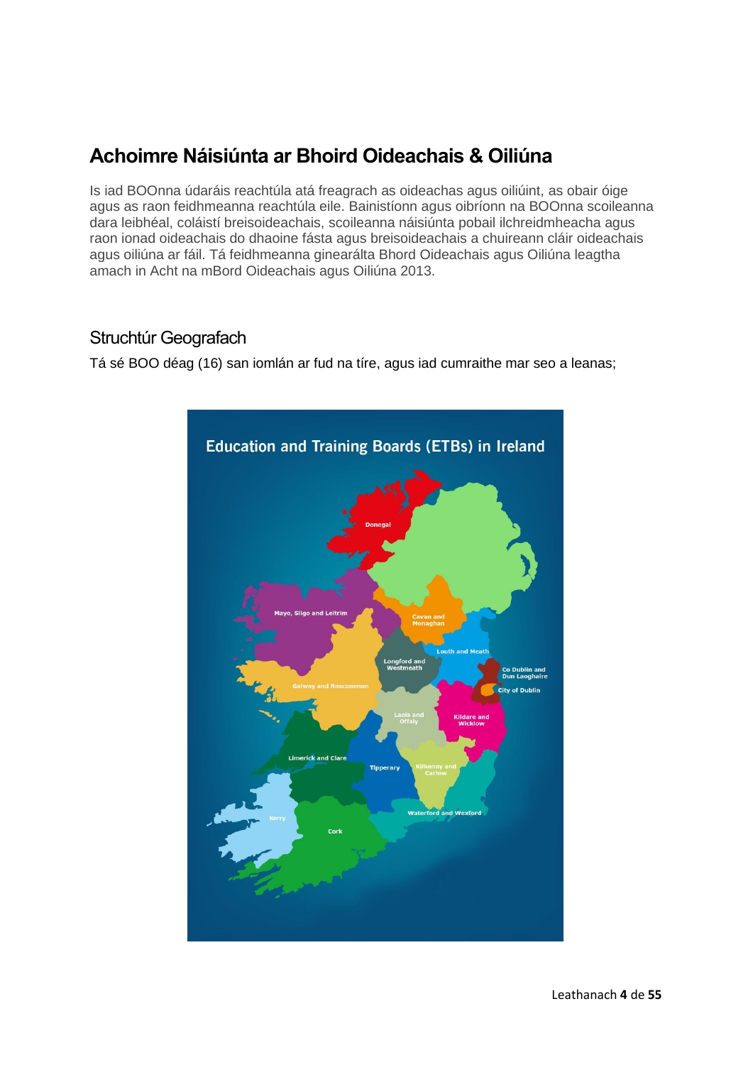# Achoimre Náisiúnta ar Bhoird Oideachais & Oiliúna

Is iad BOOnna údaráis reachtúla atá freagrach as oideachas agus oiliúint, as obair óige agus as raon feidhmeanna reachtúla eile. Bainistíonn agus oibríonn na BOOnna scoileanna dara leibhéal, coláistí breisoideachais, scoileanna náisiúnta pobail ilchreidmheacha agus raon ionad oideachais do dhaoine fásta agus breisoideachais a chuireann cláir oideachais agus oiliúna ar fáil. Tá feidhmeanna ginearálta Bhord Oideachais agus Oiliúna leagtha amach in Acht na mBord Oideachais agus Oiliúna 2013.

## Struchtúr Geografach

Tá sé BOO déag (16) san iomlán ar fud na tíre, agus iad cumraithe mar seo a leanas;

Education and Training Boards (ETBs) in Ireland

Donegal

Mayo, Sligo and Leitrim

Cavan and Monaghan

Louth and Meath

Longford and Westmeath

Galway and Roscommon

Co Dublin and Dun Laoghaire

City of Dublin

Laois and Offaly

Kildare and Wicklow

Limerick and Clare

Tipperary

Kilkenny and Carlow

Waterford and Wexford

Kerry

Cork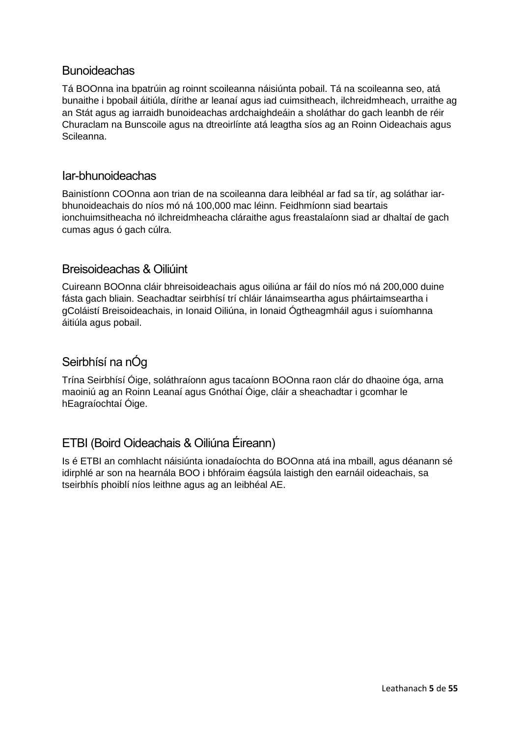## Bunoideachas

Tá BOOnna ina bpatrúin ag roinnt scoileanna náisiúnta pobail. Tá na scoileanna seo, atá bunaithe i bpobail áitiúla, dírithe ar leanaí agus iad cuimsitheach, ilchreidmheach, urraithe ag an Stát agus ag iarraidh bunoideachas ardchaighdeáin a sholáthar do gach leanbh de réir Churaclam na Bunscoile agus na dtreoirlínte atá leagtha síos ag an Roinn Oideachais agus Scileanna.

## Iar-bhunoideachas

Bainistíonn COOnna aon trian de na scoileanna dara leibhéal ar fad sa tír, ag soláthar iar-bhunoideachais do níos mó ná 100,000 mac léinn. Feidhmíonn siad beartais ionchuimsitheacha nó ilchreidmheacha cláraithe agus freastalaíonn siad ar dhaltaí de gach cumas agus ó gach cúlra.

## Breisoideachas & Oiliúint

Cuireann BOOnna cláir bhreisoideachais agus oiliúna ar fáil do níos mó ná 200,000 duine fásta gach bliain. Seachadtar seirbhísí trí chláir lánaimseartha agus pháirtaimseartha i gColáistí Breisoideachais, in Ionaid Oiliúna, in Ionaid Ógtheagmháil agus i suíomhanna áitiúla agus pobail.

## Seirbhísí na nÓg

Trína Seirbhísí Óige, soláthraíonn agus tacaíonn BOOnna raon clár do dhaoine óga, arna maoiniú ag an Roinn Leanaí agus Gnóthaí Óige, cláir a sheachadtar i gcomhar le hEagraíochtaí Óige.

## ETBI (Boird Oideachais & Oiliúna Éireann)

Is é ETBI an comhlacht náisiúnta ionadaíochta do BOOnna atá ina mbaill, agus déanann sé idirphlé ar son na hearnála BOO i bhfóraim éagsúla laistigh den earnáil oideachais, sa tseirbhís phoiblí níos leithne agus ag an leibhéal AE.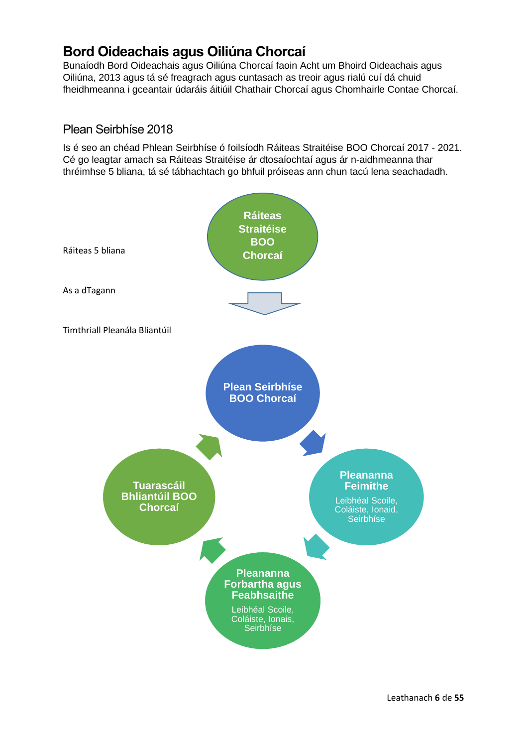# Bord Oideachais agus Oiliúna Chorcaí

Bunaíodh Bord Oideachais agus Oiliúna Chorcaí faoin Acht um Bhoird Oideachais agus Oiliúna, 2013 agus tá sé freagrach agus cuntasach as treoir agus rialú cuí dá chuid fheidhmeanna i gceantair údaráis áitiúil Chathair Chorcaí agus Chomhairle Contae Chorcaí.

## Plean Seirbhíse 2018

Is é seo an chéad Phlean Seirbhíse ó foilsíodh Ráiteas Straitéise BOO Chorcaí 2017 - 2021. Cé go leagtar amach sa Ráiteas Straitéise ár dtosaíochtaí agus ár n-aidhmeanna thar thréimhse 5 bliana, tá sé tábhachtach go bhfuil próiseas ann chun tacú lena seachadadh.

Ráiteas 5 bliana

**Ráiteas Straitéise BOO Chorcaí**

As a dTagann

Timthriall Pleanála Bliantúil

**Plean Seirbhíse BOO Chorcaí**

**Pleananna Feimithe**
Leibhéal Scoile, Coláiste, Ionaid, Seirbhíse

**Pleananna Forbartha agus Feabhsaithe**
Leibhéal Scoile, Coláiste, Ionais, Seirbhíse

**Tuarascáil Bhliantúil BOO Chorcaí**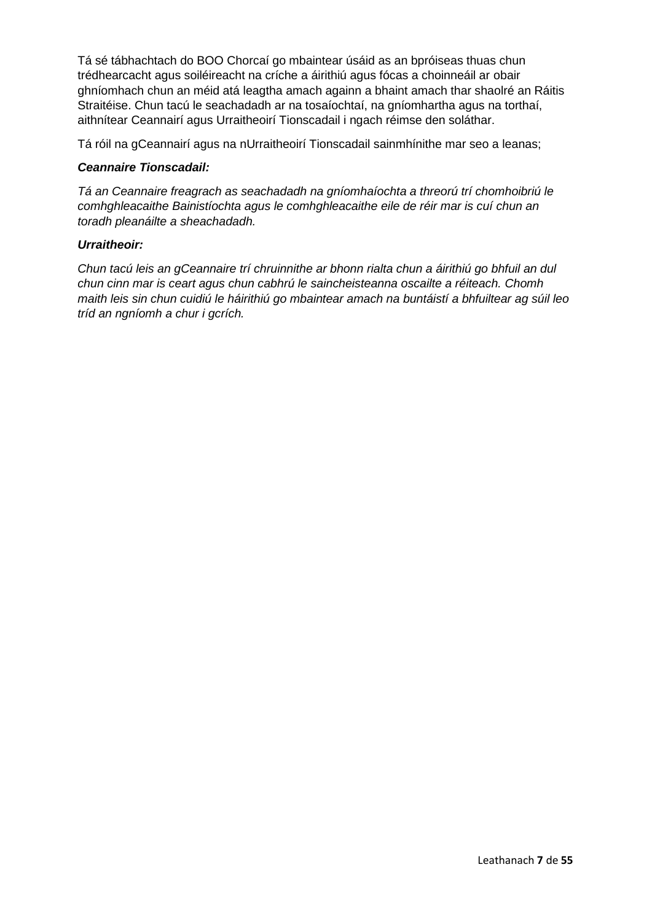Tá sé tábhachtach do BOO Chorcaí go mbaintear úsáid as an bpróiseas thuas chun trédhearcacht agus soiléireacht na críche a áirithiú agus fócas a choinneáil ar obair ghníomhach chun an méid atá leagtha amach againn a bhaint amach thar shaolré an Ráitis Straitéise. Chun tacú le seachadadh ar na tosaíochtaí, na gníomhartha agus na torthaí, aithnítear Ceannairí agus Urraitheoirí Tionscadail i ngach réimse den soláthar.

Tá róil na gCeannairí agus na nUrraitheoirí Tionscadail sainmhínithe mar seo a leanas;

***Ceannaire Tionscadail:***

*Tá an Ceannaire freagrach as seachadadh na gníomhaíochta a threorú trí chomhoibriú le comhghleacaithe Bainistíochta agus le comhghleacaithe eile de réir mar is cuí chun an toradh pleanáilte a sheachadadh.*

***Urraitheoir:***

*Chun tacú leis an gCeannaire trí chruinnithe ar bhonn rialta chun a áirithiú go bhfuil an dul chun cinn mar is ceart agus chun cabhrú le saincheisteanna oscailte a réiteach. Chomh maith leis sin chun cuidiú le háirithiú go mbaintear amach na buntáistí a bhfuiltear ag súil leo tríd an ngníomh a chur i gcrích.*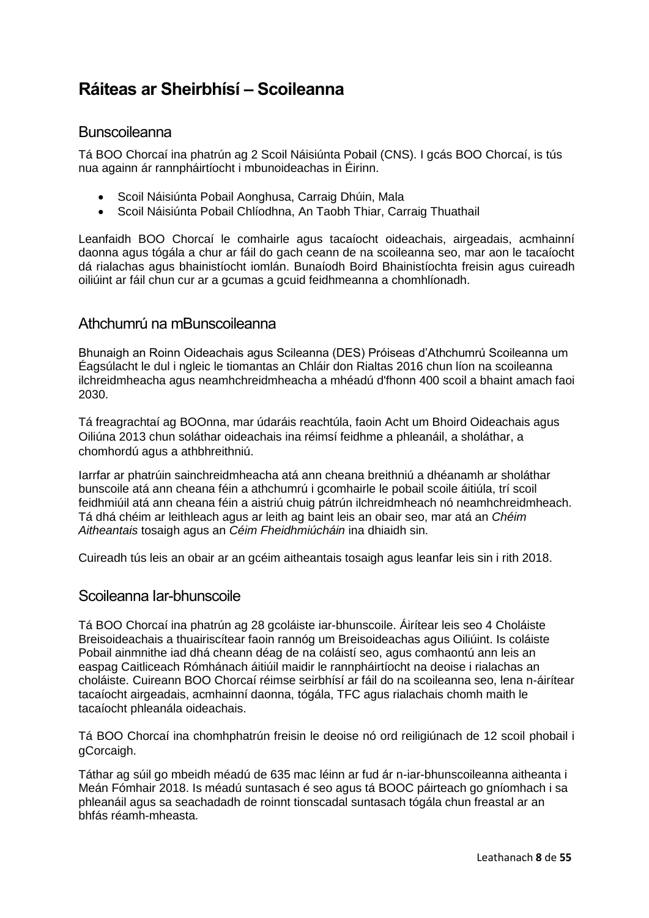# Ráiteas ar Sheirbhísí – Scoileanna

## Bunscoileanna

Tá BOO Chorcaí ina phatrún ag 2 Scoil Náisiúnta Pobail (CNS). I gcás BOO Chorcaí, is tús nua againn ár rannpháirtíocht i mbunoideachas in Éirinn.

- Scoil Náisiúnta Pobail Aonghusa, Carraig Dhúin, Mala
- Scoil Náisiúnta Pobail Chlíodhna, An Taobh Thiar, Carraig Thuathail

Leanfaidh BOO Chorcaí le comhairle agus tacaíocht oideachais, airgeadais, acmhainní daonna agus tógála a chur ar fáil do gach ceann de na scoileanna seo, mar aon le tacaíocht dá rialachas agus bhainistíocht iomlán. Bunaíodh Boird Bhainistíochta freisin agus cuireadh oiliúint ar fáil chun cur ar a gcumas a gcuid feidhmeanna a chomhlíonadh.

## Athchumrú na mBunscoileanna

Bhunaigh an Roinn Oideachais agus Scileanna (DES) Próiseas d'Athchumrú Scoileanna um Éagsúlacht le dul i ngleic le tiomantas an Chláir don Rialtas 2016 chun líon na scoileanna ilchreidmheacha agus neamhchreidmheacha a mhéadú d'fhonn 400 scoil a bhaint amach faoi 2030.

Tá freagrachtaí ag BOOnna, mar údaráis reachtúla, faoin Acht um Bhoird Oideachais agus Oiliúna 2013 chun soláthar oideachais ina réimsí feidhme a phleanáil, a sholáthar, a chomhordú agus a athbhreithniú.

Iarrfar ar phatrúin sainchreidmheacha atá ann cheana breithniú a dhéanamh ar sholáthar bunscoile atá ann cheana féin a athchumrú i gcomhairle le pobail scoile áitiúla, trí scoil feidhmiúil atá ann cheana féin a aistriú chuig pátrún ilchreidmheach nó neamhchreidmheach. Tá dhá chéim ar leithleach agus ar leith ag baint leis an obair seo, mar atá an *Chéim Aitheantais* tosaigh agus an *Céim Fheidhmiúcháin* ina dhiaidh sin.

Cuireadh tús leis an obair ar an gcéim aitheantais tosaigh agus leanfar leis sin i rith 2018.

## Scoileanna Iar-bhunscoile

Tá BOO Chorcaí ina phatrún ag 28 gcoláiste iar-bhunscoile. Áirítear leis seo 4 Choláiste Breisoideachais a thuairiscítear faoin rannóg um Breisoideachas agus Oiliúint. Is coláiste Pobail ainmnithe iad dhá cheann déag de na coláistí seo, agus comhaontú ann leis an easpag Caitliceach Rómhánach áitiúil maidir le rannpháirtíocht na deoise i rialachas an choláiste. Cuireann BOO Chorcaí réimse seirbhísí ar fáil do na scoileanna seo, lena n-áirítear tacaíocht airgeadais, acmhainní daonna, tógála, TFC agus rialachais chomh maith le tacaíocht phleanála oideachais.

Tá BOO Chorcaí ina chomhphatrún freisin le deoise nó ord reiligiúnach de 12 scoil phobail i gCorcaigh.

Táthar ag súil go mbeidh méadú de 635 mac léinn ar fud ár n-iar-bhunscoileanna aitheanta i Meán Fómhair 2018. Is méadú suntasach é seo agus tá BOOC páirteach go gníomhach i sa phleanáil agus sa seachadadh de roinnt tionscadal suntasach tógála chun freastal ar an bhfás réamh-mheasta.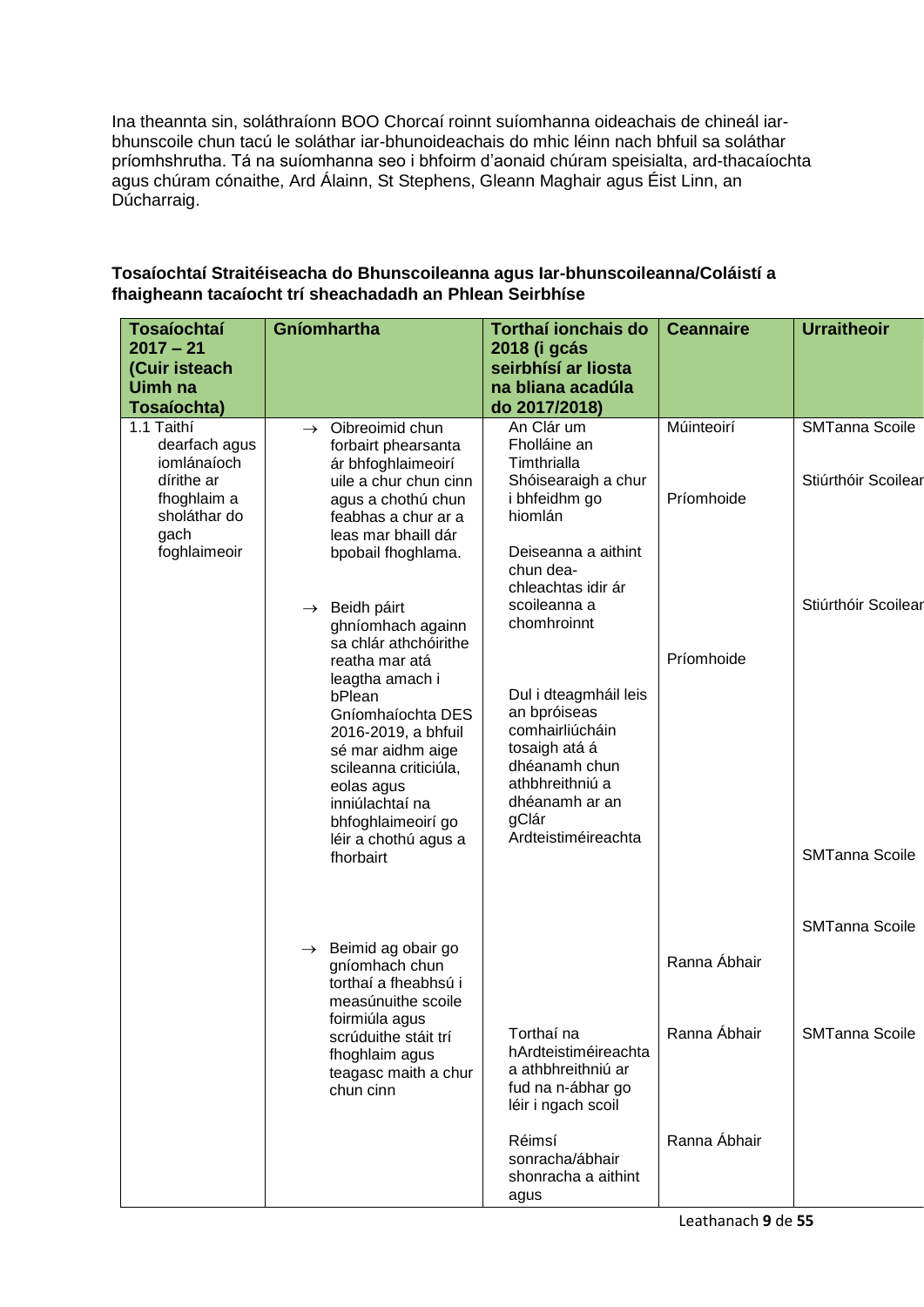Ina theannta sin, soláthraíonn BOO Chorcaí roinnt suíomhanna oideachais de chineál iar-bhunscoile chun tacú le soláthar iar-bhunoideachais do mhic léinn nach bhfuil sa soláthar príomhshrutha. Tá na suíomhanna seo i bhfoirm d'aonaid chúram speisialta, ard-thacaíochta agus chúram cónaithe, Ard Álainn, St Stephens, Gleann Maghair agus Éist Linn, an Dúcharraig.

**Tosaíochtaí Straitéiseacha do Bhunscoileanna agus Iar-bhunscoileanna/Coláistí a fhaigheann tacaíocht trí sheachadadh an Phlean Seirbhíse**

| Tosaíochtaí 2017 – 21 (Cuir isteach Uimh na Tosaíochta) | Gníomhartha | Torthaí ionchais do 2018 (i gcás seirbhísí ar liosta na bliana acadúla do 2017/2018) | Ceannaire | Urraitheoir |
|---|---|---|---|---|
| 1.1 Taithí dearfach agus iomlánaíoch dírithe ar fhoghlaim a sholáthar do gach foghlaimeoir | → Oibreoimid chun forbairt phearsanta ár bhfoghlaimeoirí uile a chur chun cinn agus a chothú chun feabhas a chur ar a leas mar bhaill dár bpobail fhoghlama. | An Clár um Fholláine an Timthrialla Shóisearaigh a chur i bhfeidhm go hiomlán | Múinteoirí | SMTanna Scoile |
| | | | Príomhoide | Stiúrthóir Scoileanna |
| | | Deiseanna a aithint chun dea-chleachtas idir ár scoileanna a chomhroinnt | | Stiúrthóir Scoileanna |
| | → Beidh páirt ghníomhach againn sa chlár athchóirithe reatha mar atá leagtha amach i bPlean Gníomhaíochta DES 2016-2019, a bhfuil sé mar aidhm aige scileanna criticiúla, eolas agus inniúlachtaí na bhfoghlaimeoirí go léir a chothú agus a fhorbairt | Dul i dteagmháil leis an bpróiseas comhairliúcháin tosaigh atá á dhéanamh chun athbhreithniú a dhéanamh ar an gClár Ardteistiméireachta | Príomhoide | SMTanna Scoile |
| | | | | SMTanna Scoile |
| | → Beimid ag obair go gníomhach chun torthaí a fheabhsú i measúnuithe scoile foirmiúla agus scrúduithe stáit trí fhoghlaim agus teagasc maith a chur chun cinn | | Ranna Ábhair | |
| | | Torthaí na hArdteistiméireachta a athbhreithniú ar fud na n-ábhar go léir i ngach scoil | Ranna Ábhair | SMTanna Scoile |
| | | Réimsí sonracha/ábhair shonracha a aithint agus | Ranna Ábhair | |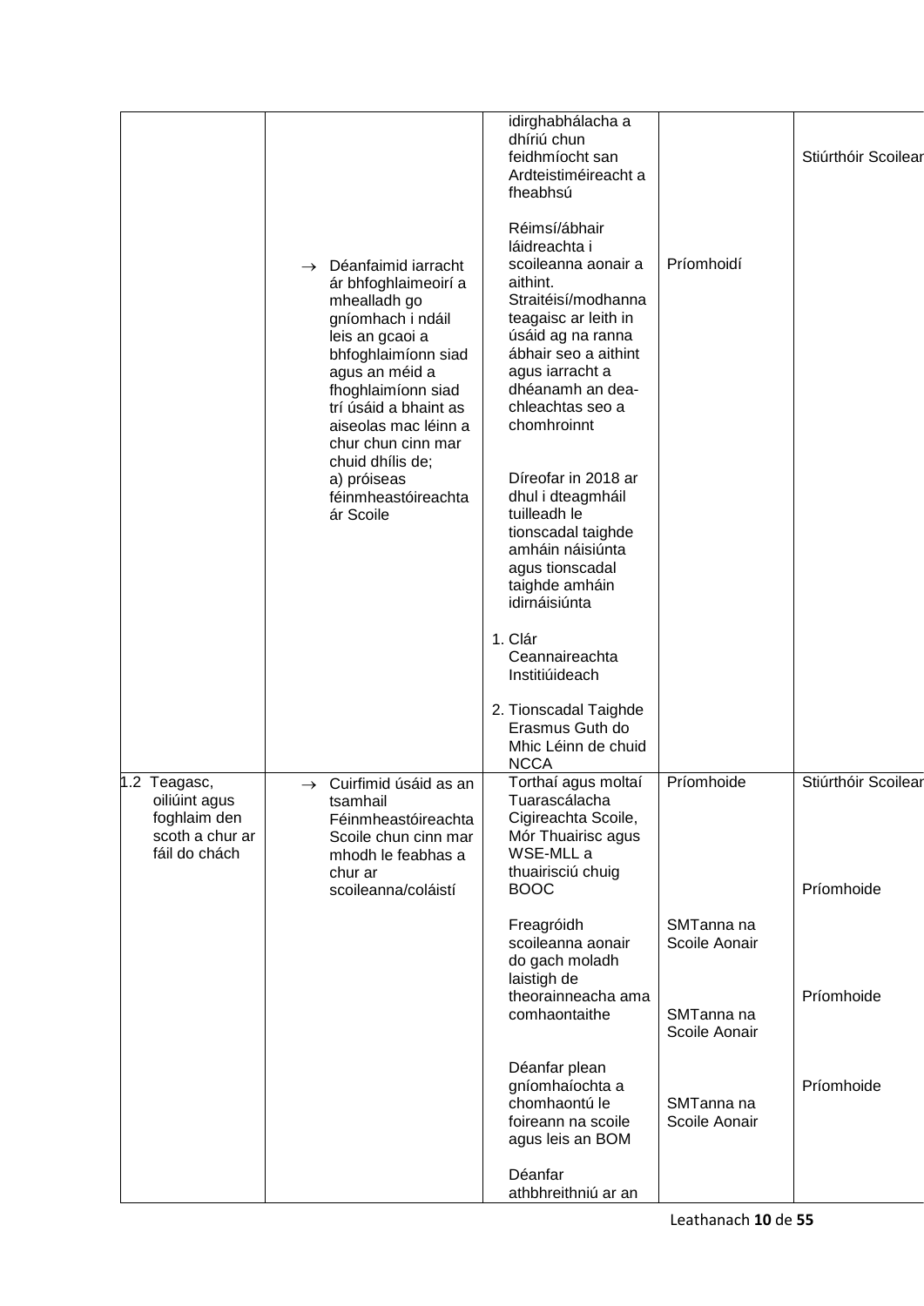| | | | | |
|---|---|---|---|---|
| | → Déanfaimid iarracht ár bhfoghlaimeoirí a mhealladh go gníomhach i ndáil leis an gcaoi a bhfoghlaimíonn siad agus an méid a fhoghlaimíonn siad trí úsáid a bhaint as aiseolas mac léinn a chur chun cinn mar chuid dhílis de;<br>a) próiseas féinmheastóireachta ár Scoile | idirghabhálacha a dhíriú chun feidhmíocht san Ardteistiméireacht a fheabhsú<br><br>Réimsí/ábhair láidreachta i scoileanna aonair a aithint. Straitéisí/modhanna teagaisc ar leith in úsáid ag na ranna ábhair seo a aithint agus iarracht a dhéanamh an dea-chleachtas seo a chomhroinnt<br><br>Díreofar in 2018 ar dhul i dteagmháil tuilleadh le tionscadal taighde amháin náisiúnta agus tionscadal taighde amháin idirnáisiúnta<br><br>1. Clár Ceannaireachta Institiúideach<br><br>2. Tionscadal Taighde Erasmus Guth do Mhic Léinn de chuid NCCA | Príomhoidí | Stiúrthóir Scoilean |
| 1.2 Teagasc, oiliúint agus foghlaim den scoth a chur ar fáil do chách | → Cuirfimid úsáid as an tsamhail Féinmheastóireachta Scoile chun cinn mar mhodh le feabhas a chur ar scoileanna/coláistí | Torthaí agus moltaí Tuarascálacha Cigireachta Scoile, Mór Thuairisc agus WSE-MLL a thuairisciú chuig BOOC<br><br>Freagróidh scoileanna aonair do gach moladh laistigh de theorainneacha ama comhaontaithe<br><br>Déanfar plean gníomhaíochta a chomhaontú le foireann na scoile agus leis an BOM<br><br>Déanfar athbhreithniú ar an | Príomhoide<br><br>SMTanna na Scoile Aonair<br><br>SMTanna na Scoile Aonair<br><br>SMTanna na Scoile Aonair | Stiúrthóir Scoilean<br><br>Príomhoide<br><br>Príomhoide<br><br>Príomhoide |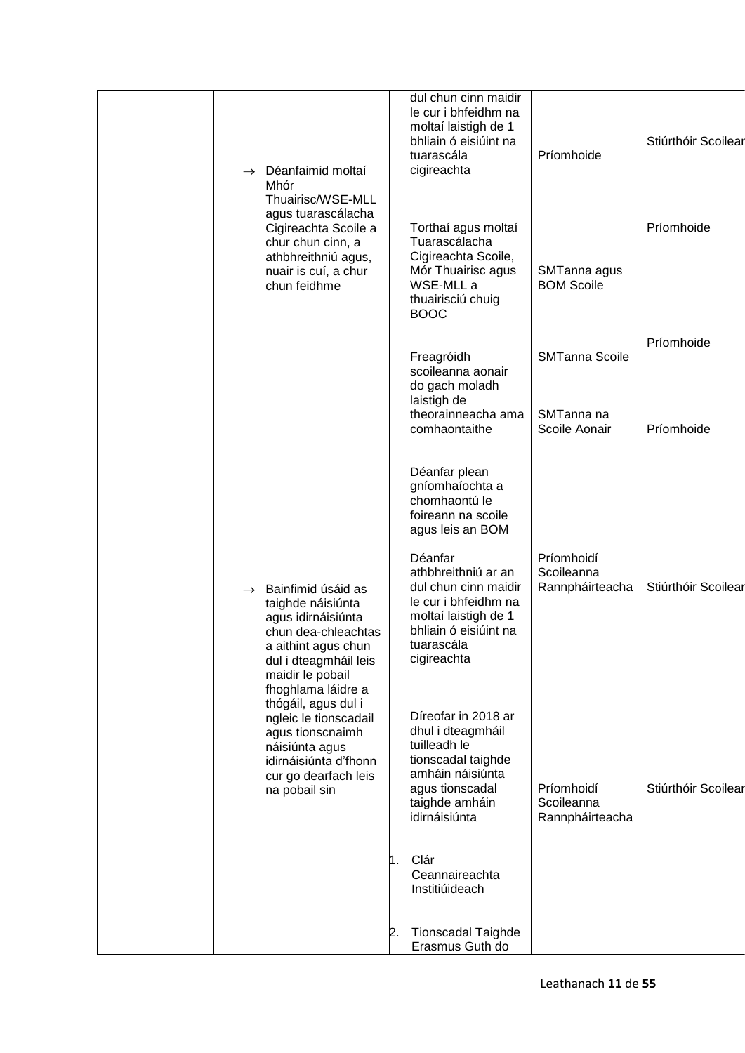| | | | | |
|---|---|---|---|---|
| | → Déanfaimid moltaí Mhór Thuairisc/WSE-MLL agus tuarascálacha Cigireachta Scoile a chur chun cinn, a athbhreithniú agus, nuair is cuí, a chur chun feidhme | dul chun cinn maidir le cur i bhfeidhm na moltaí laistigh de 1 bhliain ó eisiúint na tuarascála cigireachta | Príomhoide | Stiúrthóir Scoilean |
| | | Torthaí agus moltaí Tuarascálacha Cigireachta Scoile, Mór Thuairisc agus WSE-MLL a thuairisciú chuig BOOC | SMTanna agus BOM Scoile | Príomhoide |
| | | Freagróidh scoileanna aonair do gach moladh laistigh de theorainneacha ama comhaontaithe | SMTanna Scoile | Príomhoide |
| | | | SMTanna na Scoile Aonair | Príomhoide |
| | | Déanfar plean gníomhaíochta a chomhaontú le foireann na scoile agus leis an BOM | | |
| | | Déanfar athbhreithniú ar an dul chun cinn maidir le cur i bhfeidhm na moltaí laistigh de 1 bhliain ó eisiúint na tuarascála cigireachta | Príomhoidí Scoileanna Rannpháirteacha | Stiúrthóir Scoilean |
| | → Bainfimid úsáid as taighde náisiúnta agus idirnáisiúnta chun dea-chleachtas a aithint agus chun dul i dteagmháil leis maidir le pobail fhoghlama láidre a thógáil, agus dul i ngleic le tionscadail agus tionscnaimh náisiúnta agus idirnáisiúnta d'fhonn cur go dearfach leis na pobail sin | Díreofar in 2018 ar dhul i dteagmháil tuilleadh le tionscadal taighde amháin náisiúnta agus tionscadal taighde amháin idirnáisiúnta | Príomhoidí Scoileanna Rannpháirteacha | Stiúrthóir Scoilean |
| | | 1. Clár Ceannaireachta Institiúideach | | |
| | | 2. Tionscadal Taighde Erasmus Guth do | | |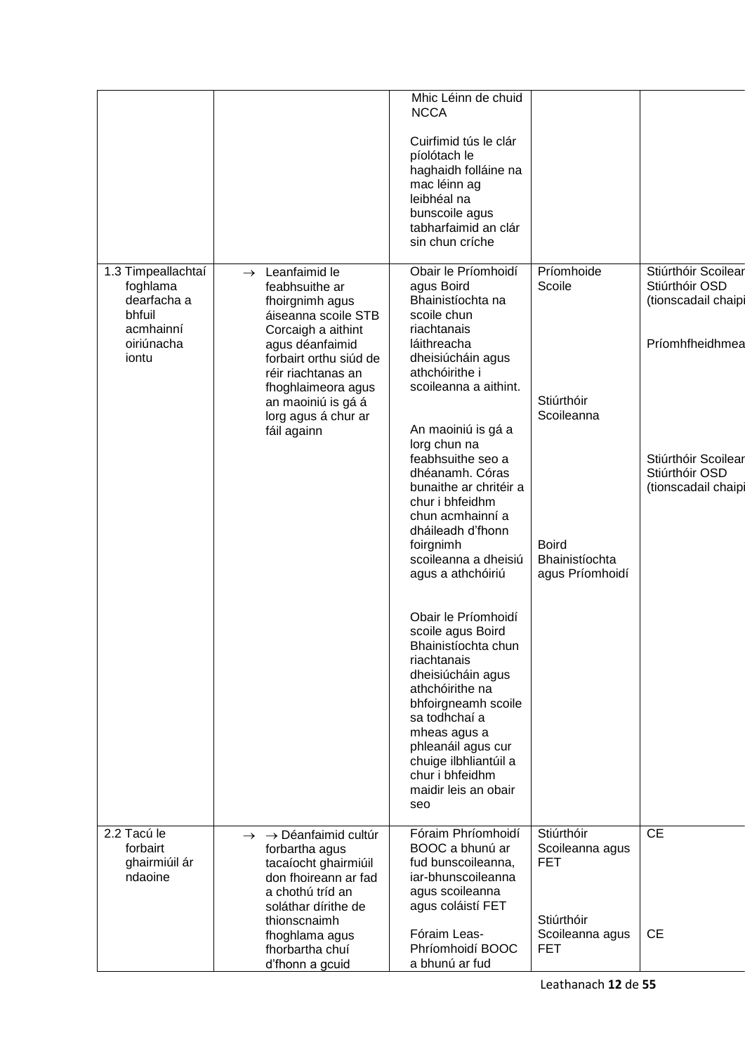| | | | | |
|---|---|---|---|---|
| | | Mhic Léinn de chuid NCCA<br><br>Cuirfimid tús le clár píolótach le haghaidh folláine na mac léinn ag leibhéal na bunscoile agus tabharfaimid an clár sin chun críche | | |
| 1.3 Timpeallachtaí foghlama dearfacha a bhfuil acmhainní oiriúnacha iontu | → Leanfaimid le feabhsuithe ar fhoirgnimh agus áiseanna scoile STB Corcaigh a aithint agus déanfaimid forbairt orthu siúd de réir riachtanas an fhoghlaimeora agus an maoiniú is gá á lorg agus á chur ar fáil againn | Obair le Príomhoidí agus Boird Bhainistíochta na scoile chun riachtanais láithreacha dheisiúcháin agus athchóirithe i scoileanna a aithint.<br><br>An maoiniú is gá a lorg chun na feabhsuithe seo a dhéanamh. Córas bunaithe ar chritéir a chur i bhfeidhm chun acmhainní a dháileadh d'fhonn foirgnimh scoileanna a dheisiú agus a athchóiriú<br><br>Obair le Príomhoidí scoile agus Boird Bhainistíochta chun riachtanais dheisiúcháin agus athchóirithe na bhfoirgneamh scoile sa todhchaí a mheas agus a phleanáil agus cur chuige ilbhliantúil a chur i bhfeidhm maidir leis an obair seo | Príomhoide Scoile<br><br>Stiúrthóir Scoileanna<br><br>Boird Bhainistíochta agus Príomhoidí | Stiúrthóir Scoilear Stiúrthóir OSD (tionscadail chaipi<br><br>Príomhfheidhmea<br><br>Stiúrthóir Scoilear Stiúrthóir OSD (tionscadail chaipi |
| 2.2 Tacú le forbairt ghairmiúil ár ndaoine | → → Déanfaimid cultúr forbartha agus tacaíocht ghairmiúil don fhoireann ar fad a chothú tríd an soláthar dírithe de thionscnaimh fhoghlama agus fhorbartha chuí d'fhonn a gcuid | Fóraim Phríomhoidí BOOC a bhunú ar fud bunscoileanna, iar-bhunscoileanna agus scoileanna agus coláistí FET<br><br>Fóraim Leas-Phríomhoidí BOOC a bhunú ar fud | Stiúrthóir Scoileanna agus FET<br><br>Stiúrthóir Scoileanna agus FET | CE<br><br>CE |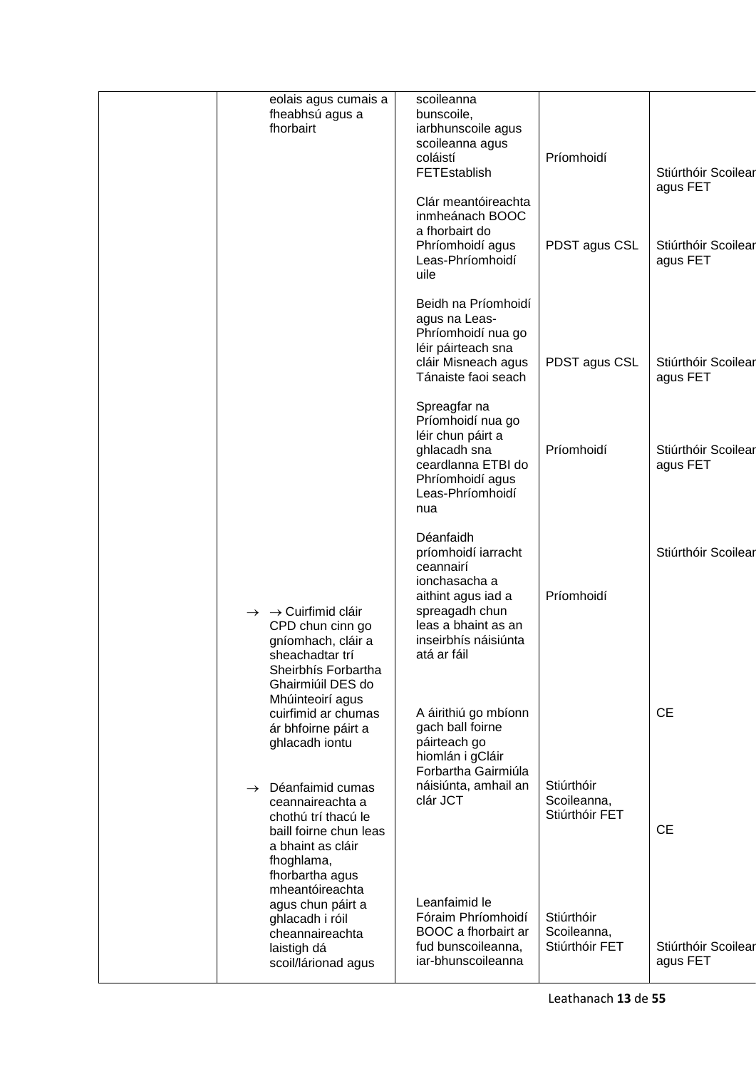| | | | | |
|---|---|---|---|---|
| | eolais agus cumais a fheabhsú agus a fhorbairt | scoileanna bunscoile, iarbhunscoile agus scoileanna agus coláistí FETEstablish | Príomhoidí | Stiúrthóir Scoilean agus FET |
| | | Clár meantóireachta inmheánach BOOC a fhorbairt do Phríomhoidí agus Leas-Phríomhoidí uile | PDST agus CSL | Stiúrthóir Scoilean agus FET |
| | | Beidh na Príomhoidí agus na Leas-Phríomhoidí nua go léir páirteach sna cláir Misneach agus Tánaiste faoi seach | PDST agus CSL | Stiúrthóir Scoilean agus FET |
| | | Spreagfar na Príomhoidí nua go léir chun páirt a ghlacadh sna ceardlanna ETBI do Phríomhoidí agus Leas-Phríomhoidí nua | Príomhoidí | Stiúrthóir Scoilean agus FET |
| | → → Cuirfimid cláir CPD chun cinn go gníomhach, cláir a sheachadtar trí Sheirbhís Forbartha Ghairmiúil DES do Mhúinteoirí agus cuirfimid ar chumas ár bhfoirne páirt a ghlacadh iontu | Déanfaidh príomhoidí iarracht ceannairí ionchasacha a aithint agus iad a spreagadh chun leas a bhaint as an inseirbhís náisiúnta atá ar fáil | Príomhoidí | Stiúrthóir Scoilean |
| | → Déanfaimid cumas ceannaireachta a chothú trí thacú le baill foirne chun leas a bhaint as cláir fhoghlama, fhorbartha agus mheantóireachta agus chun páirt a ghlacadh i róil cheannaireachta laistigh dá scoil/lárionad agus | A áirithiú go mbíonn gach ball foirne páirteach go hiomlán i gCláir Forbartha Gairmiúla náisiúnta, amhail an clár JCT | Stiúrthóir Scoileanna, Stiúrthóir FET | CE |
| | | | | CE |
| | | Leanfaimid le Fóraim Phríomhoidí BOOC a fhorbairt ar fud bunscoileanna, iar-bhunscoileanna | Stiúrthóir Scoileanna, Stiúrthóir FET | Stiúrthóir Scoilean agus FET |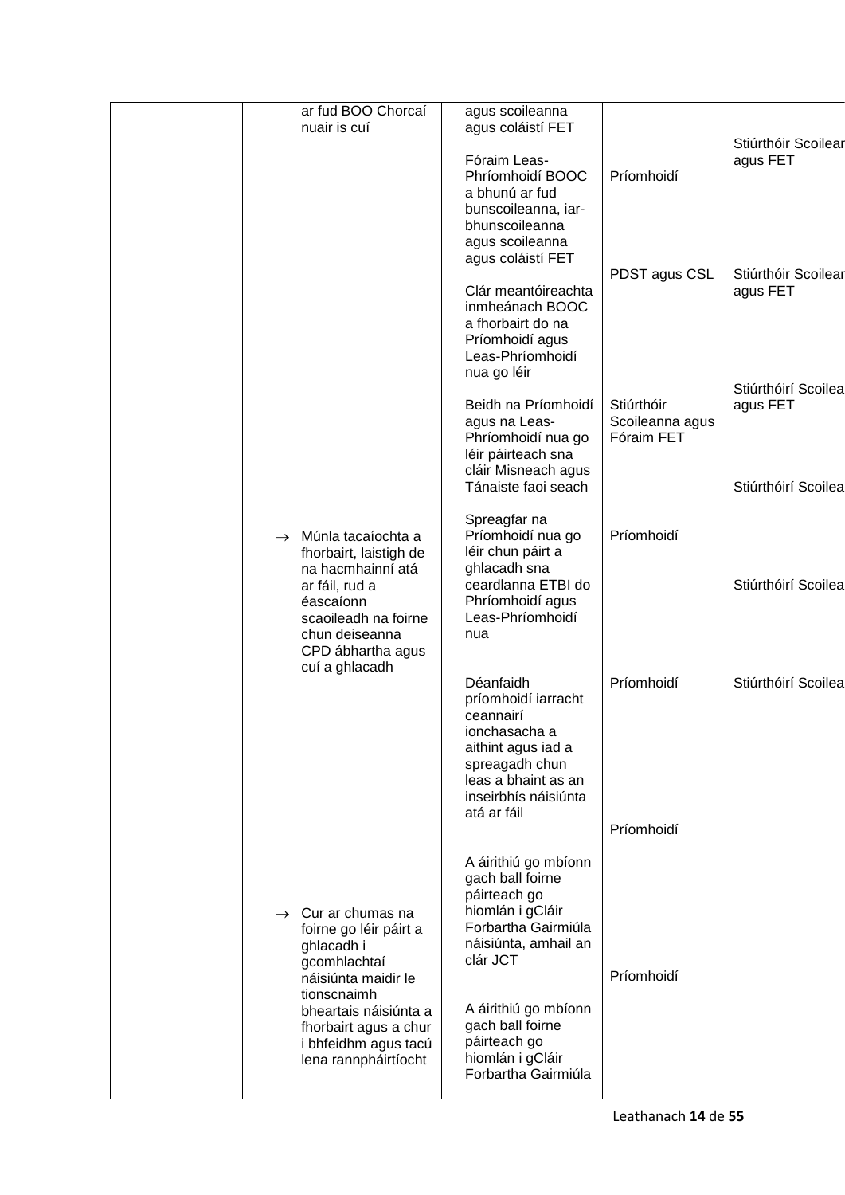| | | | | |
|---|---|---|---|---|
| | ar fud BOO Chorcaí nuair is cuí | agus scoileanna agus coláistí FET | | |
| | | Fóraim Leas-Phríomhoidí BOOC a bhunú ar fud bunscoileanna, iar-bhunscoileanna agus scoileanna agus coláistí FET | Príomhoidí | Stiúrthóir Scoilean agus FET |
| | | Clár meantóireachta inmheánach BOOC a fhorbairt do na Príomhoidí agus Leas-Phríomhoidí nua go léir | PDST agus CSL | Stiúrthóir Scoilean agus FET |
| | | Beidh na Príomhoidí agus na Leas-Phríomhoidí nua go léir páirteach sna cláir Misneach agus Tánaiste faoi seach | Stiúrthóir Scoileanna agus Fóraim FET | Stiúrthóirí Scoilea agus FET |
| | → Múnla tacaíochta a fhorbairt, laistigh de na hacmhainní atá ar fáil, rud a éascaíonn scaoileadh na foirne chun deiseanna CPD ábhartha agus cuí a ghlacadh | Spreagfar na Príomhoidí nua go léir chun páirt a ghlacadh sna ceardlanna ETBI do Phríomhoidí agus Leas-Phríomhoidí nua | Príomhoidí | Stiúrthóirí Scoilea |
| | | Déanfaidh príomhoidí iarracht ceannairí ionchasacha a aithint agus iad a spreagadh chun leas a bhaint as an inseirbhís náisiúnta atá ar fáil | Príomhoidí | Stiúrthóirí Scoilea |
| | → Cur ar chumas na foirne go léir páirt a ghlacadh i gcomhlachtaí náisiúnta maidir le tionscnaimh bheartais náisiúnta a fhorbairt agus a chur i bhfeidhm agus tacú lena rannpháirtíocht | A áirithiú go mbíonn gach ball foirne páirteach go hiomlán i gCláir Forbartha Gairmiúla náisiúnta, amhail an clár JCT | Príomhoidí | Stiúrthóirí Scoilea |
| | | A áirithiú go mbíonn gach ball foirne páirteach go hiomlán i gCláir Forbartha Gairmiúla | Príomhoidí | |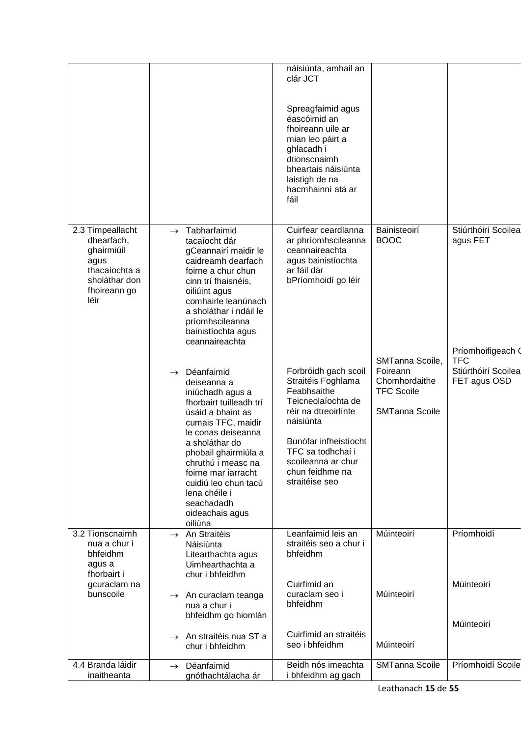| | | | | |
|---|---|---|---|---|
| | | náisiúnta, amhail an clár JCT<br><br>Spreagfaimid agus éascóimid an fhoireann uile ar mian leo páirt a ghlacadh i dtionscnaimh bheartais náisiúnta laistigh de na hacmhainní atá ar fáil | | |
| 2.3 Timpeallacht dhearfach, ghairmiúil agus thacaíochta a sholáthar don fhoireann go léir | → Tabharfaimid tacaíocht dár gCeannairí maidir le caidreamh dearfach foirne a chur chun cinn trí fhaisnéis, oiliúint agus comhairle leanúnach a sholáthar i ndáil le príomhscileanna bainistíochta agus ceannaireachta<br><br>→ Déanfaimid deiseanna a iniúchadh agus a fhorbairt tuilleadh trí úsáid a bhaint as cumais TFC, maidir le conas deiseanna a sholáthar do phobail ghairmiúla a chruthú i measc na foirne mar iarracht cuidiú leo chun tacú lena chéile i seachadadh oideachais agus oiliúna | Cuirfear ceardlanna ar phríomhscileanna ceannaireachta agus bainistíochta ar fáil dár bPríomhoidí go léir<br><br>Forbróidh gach scoil Straitéis Foghlama Feabhsaithe Teicneolaíochta de réir na dtreoirlínte náisiúnta<br><br>Bunófar infheistíocht TFC sa todhchaí i scoileanna ar chur chun feidhme na straitéise seo | Bainisteoirí BOOC<br><br>SMTanna Scoile, Foireann Chomhordaithe TFC Scoile<br><br>SMTanna Scoile | Stiúrthóirí Scoilea agus FET<br><br>Príomhoifigeach TFC<br>Stiúrthóirí Scoilea FET agus OSD |
| 3.2 Tionscnaimh nua a chur i bhfeidhm agus a fhorbairt i gcuraclam na bunscoile | → An Straitéis Náisiúnta Litearthachta agus Uimhearthachta a chur i bhfeidhm<br><br>→ An curaclam teanga nua a chur i bhfeidhm go hiomlán<br><br>→ An straitéis nua ST a chur i bhfeidhm | Leanfaimid leis an straitéis seo a chur i bhfeidhm<br><br>Cuirfimid an curaclam seo i bhfeidhm<br><br>Cuirfimid an straitéis seo i bhfeidhm | Múinteoirí<br><br>Múinteoirí<br><br>Múinteoirí | Príomhoidí<br><br>Múinteoirí<br><br>Múinteoirí |
| 4.4 Branda láidir inaitheanta | → Déanfaimid gnóthachtálacha ár | Beidh nós imeachta i bhfeidhm ag gach | SMTanna Scoile | Príomhoidí Scoile |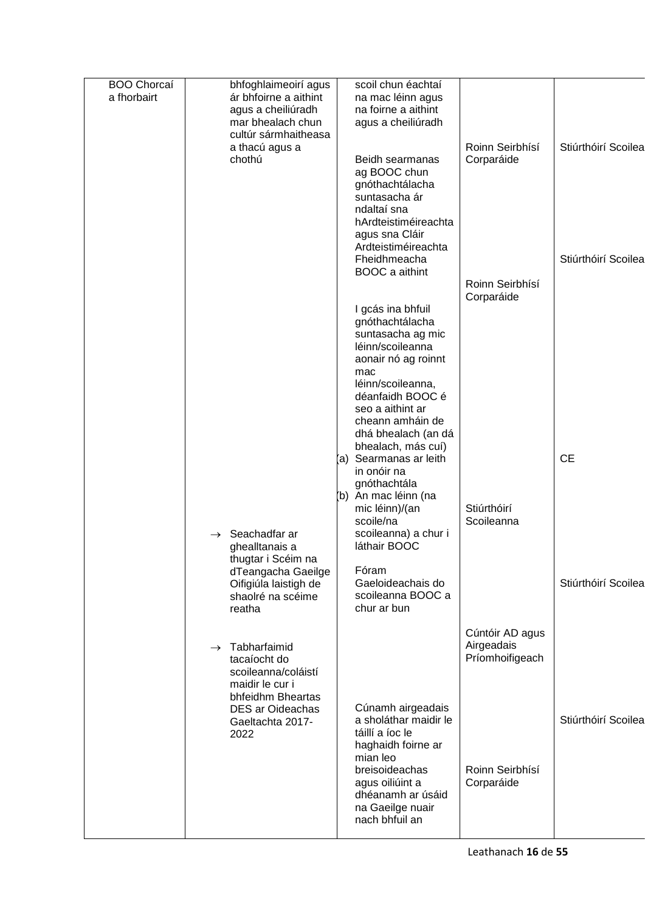| | | | | |
|---|---|---|---|---|
| BOO Chorcaí a fhorbairt | bhfoghlaimeoirí agus ár bhfoirne a aithint agus a cheiliúradh mar bhealach chun cultúr sármhaitheasa a thacú agus a chothú | scoil chun éachtaí na mac léinn agus na foirne a aithint agus a cheiliúradh | | |
| | | Beidh searmanas ag BOOC chun gnóthachtálacha suntasacha ár ndaltaí sna hArdteistiméireachta agus sna Cláir Ardteistiméireachta Fheidhmeacha BOOC a aithint | Roinn Seirbhísí Corparáide | Stiúrthóirí Scoilea |
| | | I gcás ina bhfuil gnóthachtálacha suntasacha ag mic léinn/scoileanna aonair nó ag roinnt mac léinn/scoileanna, déanfaidh BOOC é seo a aithint ar cheann amháin de dhá bhealach (an dá bhealach, más cuí)<br>(a) Searmanas ar leith in onóir na gnóthachtála<br>(b) An mac léinn (na mic léinn)/(an scoile/na scoileanna) a chur i láthair BOOC | Roinn Seirbhísí Corparáide | Stiúrthóirí Scoilea |
| | → Seachadfar ar ghealltanais a thugtar i Scéim na dTeangacha Gaeilge Oifigiúla laistigh de shaolré na scéime reatha | Fóram Gaeloideachais do scoileanna BOOC a chur ar bun | Stiúrthóirí Scoileanna | CE |
| | → Tabharfaimid tacaíocht do scoileanna/coláistí maidir le cur i bhfeidhm Bheartas DES ar Oideachas Gaeltachta 2017-2022 | Cúnamh airgeadais a sholáthar maidir le táillí a íoc le haghaidh foirne ar mian leo breisoideachas agus oiliúint a dhéanamh ar úsáid na Gaeilge nuair nach bhfuil an | Cúntóir AD agus Airgeadais Príomhoifigeach | Stiúrthóirí Scoilea |
| | | | Roinn Seirbhísí Corparáide | Stiúrthóirí Scoilea |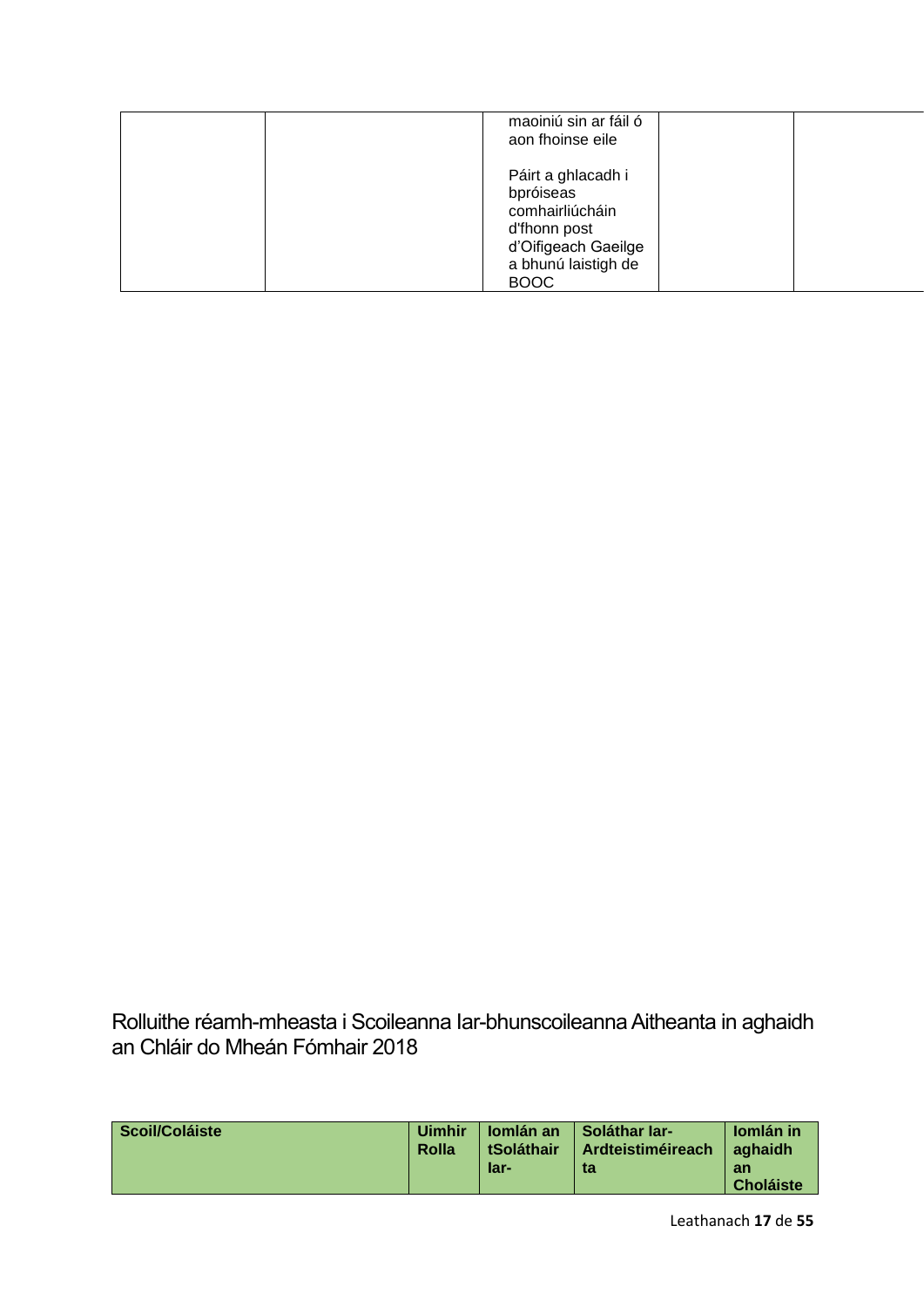| | | maoiniú sin ar fáil ó aon fhoinse eile<br><br>Páirt a ghlacadh i bpróiseas comhairliúcháin d'fhonn post d'Oifigeach Gaeilge a bhunú laistigh de BOOC | | |
|---|---|---|---|---|

Rolluithe réamh-mheasta i Scoileanna Iar-bhunscoileanna Aitheanta in aghaidh an Chláir do Mheán Fómhair 2018

| Scoil/Coláiste | Uimhir Rolla | Iomlán an tSoláthair Iar- | Soláthar Iar-Ardteistiméireachta | Iomlán in aghaidh an Choláiste |
|---|---|---|---|---|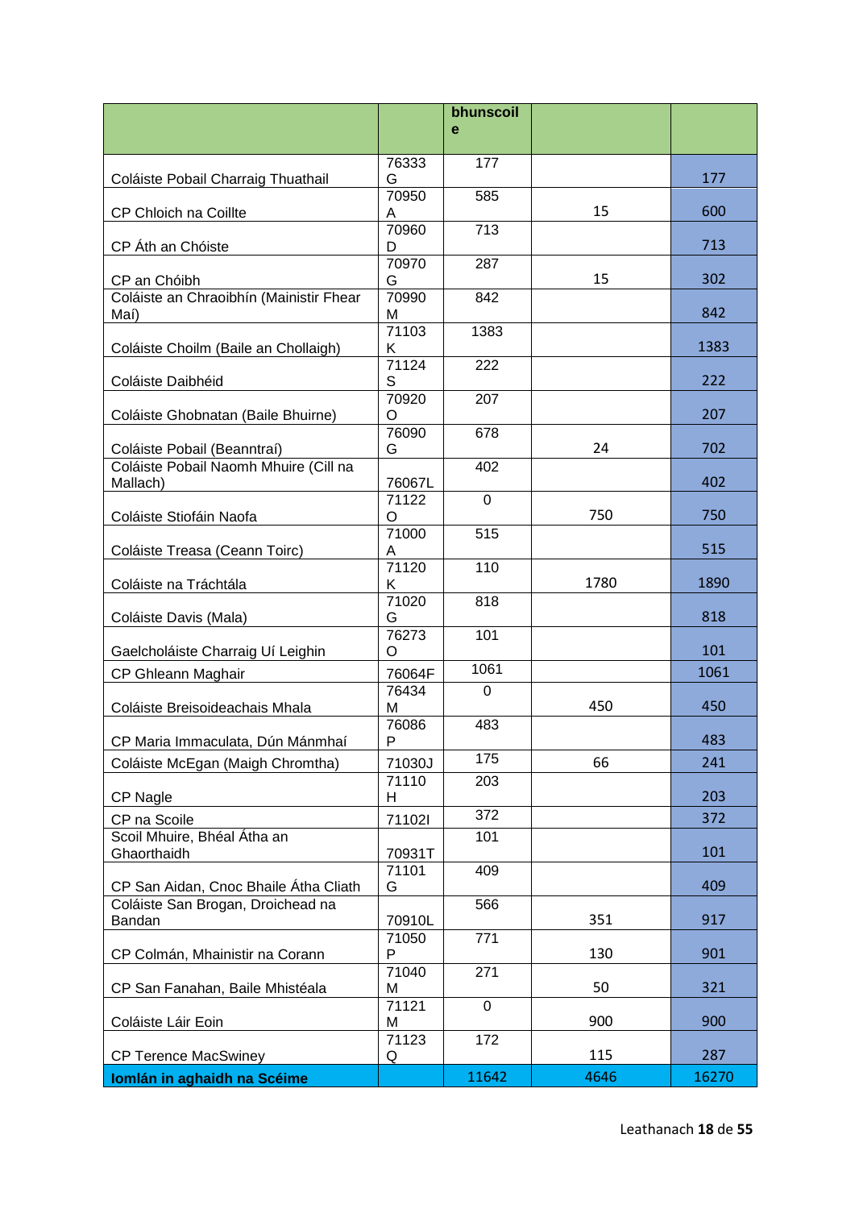| | | bhunscoile | | |
|---|---|---|---|---|
| Coláiste Pobail Charraig Thuathail | 76333G | 177 | | 177 |
| CP Chloich na Coillte | 70950A | 585 | 15 | 600 |
| CP Áth an Chóiste | 70960D | 713 | | 713 |
| CP an Chóibh | 70970G | 287 | 15 | 302 |
| Coláiste an Chraoibhín (Mainistir Fhear Maí) | 70990M | 842 | | 842 |
| Coláiste Choilm (Baile an Chollaigh) | 71103K | 1383 | | 1383 |
| Coláiste Daibhéid | 71124S | 222 | | 222 |
| Coláiste Ghobnatan (Baile Bhuirne) | 70920O | 207 | | 207 |
| Coláiste Pobail (Beanntraí) | 76090G | 678 | 24 | 702 |
| Coláiste Pobail Naomh Mhuire (Cill na Mallach) | 76067L | 402 | | 402 |
| Coláiste Stiofáin Naofa | 71122O | 0 | 750 | 750 |
| Coláiste Treasa (Ceann Toirc) | 71000A | 515 | | 515 |
| Coláiste na Tráchtála | 71120K | 110 | 1780 | 1890 |
| Coláiste Davis (Mala) | 71020G | 818 | | 818 |
| Gaelcholáiste Charraig Uí Leighin | 76273O | 101 | | 101 |
| CP Ghleann Maghair | 76064F | 1061 | | 1061 |
| Coláiste Breisoideachais Mhala | 76434M | 0 | 450 | 450 |
| CP Maria Immaculata, Dún Mánmhaí | 76086P | 483 | | 483 |
| Coláiste McEgan (Maigh Chromtha) | 71030J | 175 | 66 | 241 |
| CP Nagle | 71110H | 203 | | 203 |
| CP na Scoile | 71102I | 372 | | 372 |
| Scoil Mhuire, Bhéal Átha an Ghaorthaidh | 70931T | 101 | | 101 |
| CP San Aidan, Cnoc Bhaile Átha Cliath | 71101G | 409 | | 409 |
| Coláiste San Brogan, Droichead na Bandan | 70910L | 566 | 351 | 917 |
| CP Colmán, Mhainistir na Corann | 71050P | 771 | 130 | 901 |
| CP San Fanahan, Baile Mhistéala | 71040M | 271 | 50 | 321 |
| Coláiste Láir Eoin | 71121M | 0 | 900 | 900 |
| CP Terence MacSwiney | 71123Q | 172 | 115 | 287 |
| **Iomlán in aghaidh na Scéime** | | 11642 | 4646 | 16270 |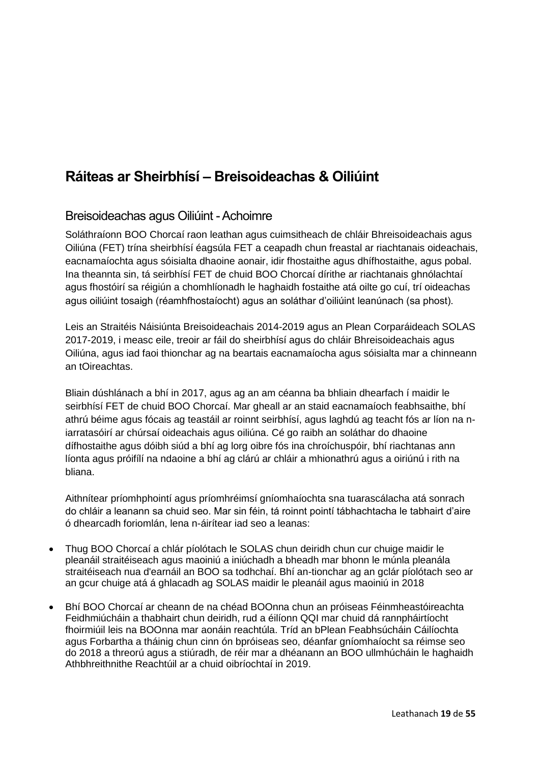# Ráiteas ar Sheirbhísí – Breisoideachas & Oiliúint

## Breisoideachas agus Oiliúint - Achoimre

Soláthraíonn BOO Chorcaí raon leathan agus cuimsitheach de chláir Bhreisoideachais agus Oiliúna (FET) trína sheirbhísí éagsúla FET a ceapadh chun freastal ar riachtanais oideachais, eacnamaíochta agus sóisialta dhaoine aonair, idir fhostaithe agus dhífhostaithe, agus pobal. Ina theannta sin, tá seirbhísí FET de chuid BOO Chorcaí dírithe ar riachtanais ghnólachtaí agus fhostóirí sa réigiún a chomhlíonadh le haghaidh fostaithe atá oilte go cuí, trí oideachas agus oiliúint tosaigh (réamhfhostaíocht) agus an soláthar d'oiliúint leanúnach (sa phost).

Leis an Straitéis Náisiúnta Breisoideachais 2014-2019 agus an Plean Corparáideach SOLAS 2017-2019, i measc eile, treoir ar fáil do sheirbhísí agus do chláir Bhreisoideachais agus Oiliúna, agus iad faoi thionchar ag na beartais eacnamaíocha agus sóisialta mar a chinneann an tOireachtas.

Bliain dúshlánach a bhí in 2017, agus ag an am céanna ba bhliain dhearfach í maidir le seirbhísí FET de chuid BOO Chorcaí. Mar gheall ar an staid eacnamaíoch feabhsaithe, bhí athrú béime agus fócais ag teastáil ar roinnt seirbhísí, agus laghdú ag teacht fós ar líon na n-iarratasóirí ar chúrsaí oideachais agus oiliúna. Cé go raibh an soláthar do dhaoine dífhostaithe agus dóibh siúd a bhí ag lorg oibre fós ina chroíchuspóir, bhí riachtanas ann líonta agus próifílí na ndaoine a bhí ag clárú ar chláir a mhionathrú agus a oiriúnú i rith na bliana.

Aithnítear príomhphointí agus príomhréimsí gníomhaíochta sna tuarascálacha atá sonrach do chláir a leanann sa chuid seo. Mar sin féin, tá roinnt pointí tábhachtacha le tabhairt d'aire ó dhearcadh foriomlán, lena n-áirítear iad seo a leanas:

- Thug BOO Chorcaí a chlár píolótach le SOLAS chun deiridh chun cur chuige maidir le pleanáil straitéiseach agus maoiniú a iniúchadh a bheadh mar bhonn le múnla pleanála straitéiseach nua d'earnáil an BOO sa todhchaí. Bhí an-tionchar ag an gclár píolótach seo ar an gcur chuige atá á ghlacadh ag SOLAS maidir le pleanáil agus maoiniú in 2018
- Bhí BOO Chorcaí ar cheann de na chéad BOOnna chun an próiseas Féinmheastóireachta Feidhmiúcháin a thabhairt chun deiridh, rud a éilíonn QQI mar chuid dá rannpháirtíocht fhoirmiúil leis na BOOnna mar aonáin reachtúla. Tríd an bPlean Feabhsúcháin Cáilíochta agus Forbartha a tháinig chun cinn ón bpróiseas seo, déanfar gníomhaíocht sa réimse seo do 2018 a threorú agus a stiúradh, de réir mar a dhéanann an BOO ullmhúcháin le haghaidh Athbhreithnithe Reachtúil ar a chuid oibríochtaí in 2019.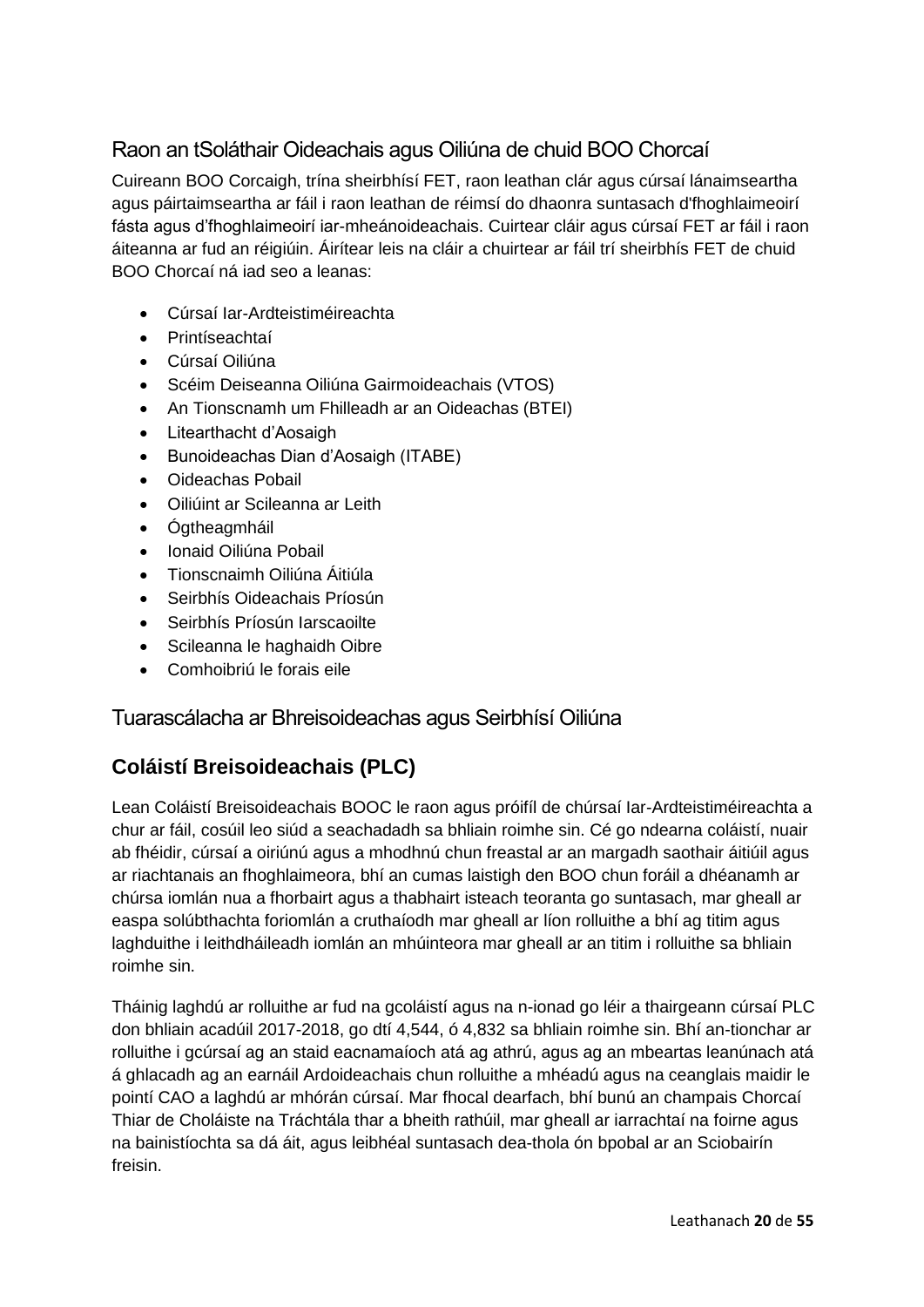## Raon an tSoláthair Oideachais agus Oiliúna de chuid BOO Chorcaí

Cuireann BOO Corcaigh, trína sheirbhísí FET, raon leathan clár agus cúrsaí lánaimseartha agus páirtaimseartha ar fáil i raon leathan de réimsí do dhaonra suntasach d'fhoghlaimeoirí fásta agus d'fhoghlaimeoirí iar-mheánoideachais. Cuirtear cláir agus cúrsaí FET ar fáil i raon áiteanna ar fud an réigiúin. Áirítear leis na cláir a chuirtear ar fáil trí sheirbhís FET de chuid BOO Chorcaí ná iad seo a leanas:

- Cúrsaí Iar-Ardteistiméireachta
- Printíseachtaí
- Cúrsaí Oiliúna
- Scéim Deiseanna Oiliúna Gairmoideachais (VTOS)
- An Tionscnamh um Fhilleadh ar an Oideachas (BTEI)
- Litearthacht d'Aosaigh
- Bunoideachas Dian d'Aosaigh (ITABE)
- Oideachas Pobail
- Oiliúint ar Scileanna ar Leith
- Ógtheagmháil
- Ionaid Oiliúna Pobail
- Tionscnaimh Oiliúna Áitiúla
- Seirbhís Oideachais Príosún
- Seirbhís Príosún Iarscaoilte
- Scileanna le haghaidh Oibre
- Comhoibriú le forais eile

## Tuarascálacha ar Bhreisoideachas agus Seirbhísí Oiliúna

### Coláistí Breisoideachais (PLC)

Lean Coláistí Breisoideachais BOOC le raon agus próifíl de chúrsaí Iar-Ardteistiméireachta a chur ar fáil, cosúil leo siúd a seachadadh sa bhliain roimhe sin. Cé go ndearna coláistí, nuair ab fhéidir, cúrsaí a oiriúnú agus a mhodhnú chun freastal ar an margadh saothair áitiúil agus ar riachtanais an fhoghlaimeora, bhí an cumas laistigh den BOO chun foráil a dhéanamh ar chúrsa iomlán nua a fhorbairt agus a thabhairt isteach teoranta go suntasach, mar gheall ar easpa solúbthachta foriomlán a cruthaíodh mar gheall ar líon rolluithe a bhí ag titim agus laghduithe i leithdháileadh iomlán an mhúinteora mar gheall ar an titim i rolluithe sa bhliain roimhe sin.

Tháinig laghdú ar rolluithe ar fud na gcoláistí agus na n-ionad go léir a thairgeann cúrsaí PLC don bhliain acadúil 2017-2018, go dtí 4,544, ó 4,832 sa bhliain roimhe sin. Bhí an-tionchar ar rolluithe i gcúrsaí ag an staid eacnamaíoch atá ag athrú, agus ag an mbeartas leanúnach atá á ghlacadh ag an earnáil Ardoideachais chun rolluithe a mhéadú agus na ceanglais maidir le pointí CAO a laghdú ar mhórán cúrsaí. Mar fhocal dearfach, bhí bunú an champais Chorcaí Thiar de Choláiste na Tráchtála thar a bheith rathúil, mar gheall ar iarrachtaí na foirne agus na bainistíochta sa dá áit, agus leibhéal suntasach dea-thola ón bpobal ar an Sciobairín freisin.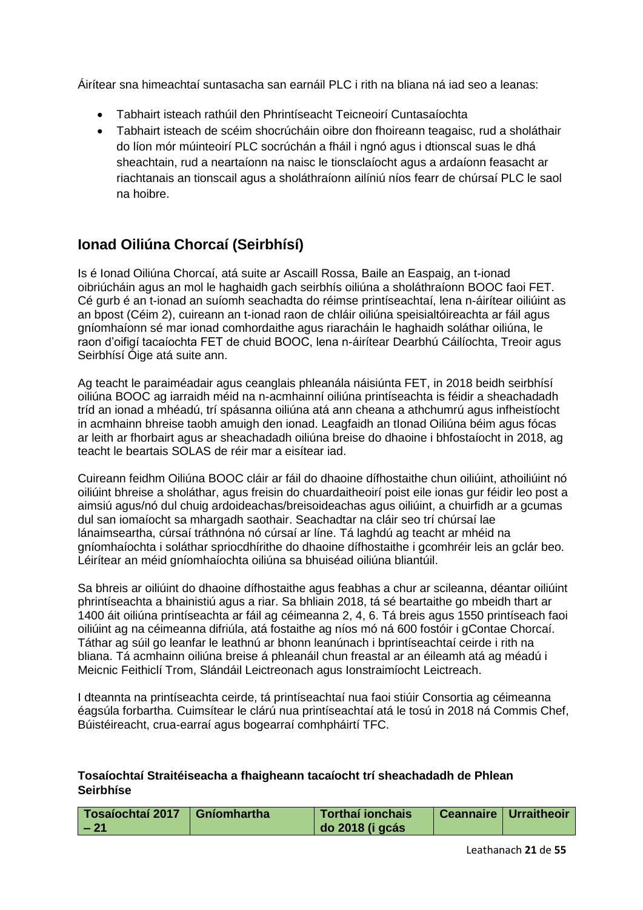Áirítear sna himeachtaí suntasacha san earnáil PLC i rith na bliana ná iad seo a leanas:

- Tabhairt isteach rathúil den Phrintíseacht Teicneoirí Cuntasaíochta
- Tabhairt isteach de scéim shocrúcháin oibre don fhoireann teagaisc, rud a sholáthair do líon mór múinteoirí PLC socrúchán a fháil i ngnó agus i dtionscal suas le dhá sheachtain, rud a neartaíonn na naisc le tionsclaíocht agus a ardaíonn feasacht ar riachtanais an tionscail agus a sholáthraíonn ailíniú níos fearr de chúrsaí PLC le saol na hoibre.

## Ionad Oiliúna Chorcaí (Seirbhísí)

Is é Ionad Oiliúna Chorcaí, atá suite ar Ascaill Rossa, Baile an Easpaig, an t-ionad oibriúcháin agus an mol le haghaidh gach seirbhís oiliúna a sholáthraíonn BOOC faoi FET. Cé gurb é an t-ionad an suíomh seachadta do réimse printíseachtaí, lena n-áirítear oiliúint as an bpost (Céim 2), cuireann an t-ionad raon de chláir oiliúna speisialtóireachta ar fáil agus gníomhaíonn sé mar ionad comhordaithe agus riaracháin le haghaidh soláthar oiliúna, le raon d'oifigí tacaíochta FET de chuid BOOC, lena n-áirítear Dearbhú Cáilíochta, Treoir agus Seirbhísí Óige atá suite ann.

Ag teacht le paraiméadair agus ceanglais phleanála náisiúnta FET, in 2018 beidh seirbhísí oiliúna BOOC ag iarraidh méid na n-acmhainní oiliúna printíseachta is féidir a sheachadadh tríd an ionad a mhéadú, trí spásanna oiliúna atá ann cheana a athchumrú agus infheistíocht in acmhainn bhreise taobh amuigh den ionad. Leagfaidh an tIonad Oiliúna béim agus fócas ar leith ar fhorbairt agus ar sheachadadh oiliúna breise do dhaoine i bhfostaíocht in 2018, ag teacht le beartais SOLAS de réir mar a eisítear iad.

Cuireann feidhm Oiliúna BOOC cláir ar fáil do dhaoine dífhostaithe chun oiliúint, athoiliúint nó oiliúint bhreise a sholáthar, agus freisin do chuardaitheoirí poist eile ionas gur féidir leo post a aimsiú agus/nó dul chuig ardoideachas/breisoideachas agus oiliúint, a chuirfidh ar a gcumas dul san iomaíocht sa mhargadh saothair. Seachadtar na cláir seo trí chúrsaí lae lánaimseartha, cúrsaí tráthnóna nó cúrsaí ar líne. Tá laghdú ag teacht ar mhéid na gníomhaíochta i soláthar spriocdhírithe do dhaoine dífhostaithe i gcomhréir leis an gclár beo. Léirítear an méid gníomhaíochta oiliúna sa bhuiséad oiliúna bliantúil.

Sa bhreis ar oiliúint do dhaoine dífhostaithe agus feabhas a chur ar scileanna, déantar oiliúint phrintíseachta a bhainistiú agus a riar. Sa bhliain 2018, tá sé beartaithe go mbeidh thart ar 1400 áit oiliúna printíseachta ar fáil ag céimeanna 2, 4, 6. Tá breis agus 1550 printíseach faoi oiliúint ag na céimeanna difriúla, atá fostaithe ag níos mó ná 600 fostóir i gContae Chorcaí. Táthar ag súil go leanfar le leathnú ar bhonn leanúnach i bprintíseachtaí ceirde i rith na bliana. Tá acmhainn oiliúna breise á phleanáil chun freastal ar an éileamh atá ag méadú i Meicnic Feithiclí Trom, Slándáil Leictreonach agus Ionstraimíocht Leictreach.

I dteannta na printíseachta ceirde, tá printíseachtaí nua faoi stiúir Consortia ag céimeanna éagsúla forbartha. Cuimsítear le clárú nua printíseachtaí atá le tosú in 2018 ná Commis Chef, Búistéireacht, crua-earraí agus bogearraí comhpháirtí TFC.

**Tosaíochtaí Straitéiseacha a fhaigheann tacaíocht trí sheachadadh de Phlean Seirbhíse**

| Tosaíochtaí 2017 – 21 | Gníomhartha | Torthaí ionchais do 2018 (i gcás | Ceannaire | Urraitheoir |
|---|---|---|---|---|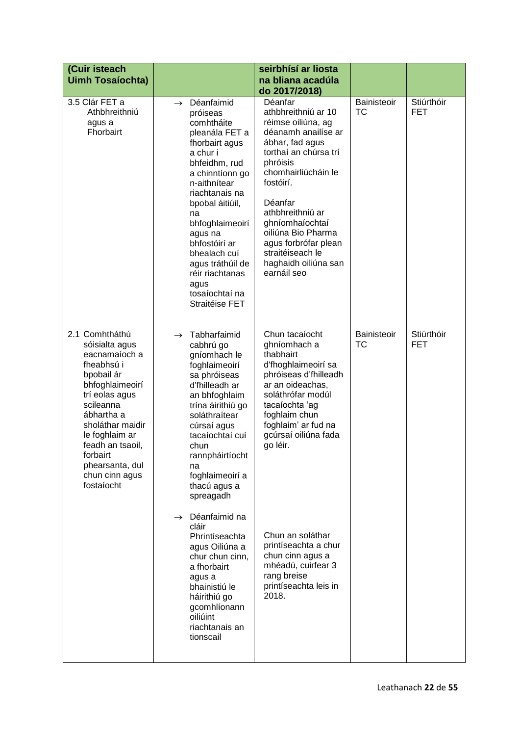| (Cuir isteach Uimh Tosaíochta) | | seirbhísí ar liosta na bliana acadúla do 2017/2018) | | |
|---|---|---|---|---|
| 3.5 Clár FET a Athbhreithniú agus a Fhorbairt | → Déanfaimid próiseas comhtháite pleanála FET a fhorbairt agus a chur i bhfeidhm, rud a chinntíonn go n-aithnítear riachtanais na bpobal áitiúil, na bhfoghlaimeoirí agus na bhfostóirí ar bhealach cuí agus tráthúil de réir riachtanas agus tosaíochtaí na Straitéise FET | Déanfar athbhreithniú ar 10 réimse oiliúna, ag déanamh anailíse ar ábhar, fad agus torthaí an chúrsa trí phróisis chomhairliúcháin le fostóirí.<br><br>Déanfar athbhreithniú ar ghníomhaíochtaí oiliúna Bio Pharma agus forbrófar plean straitéiseach le haghaidh oiliúna san earnáil seo | Bainisteoir TC | Stiúrthóir FET |
| 2.1 Comhtháthú sóisialta agus eacnamaíoch a fheabhsú i bpobail ár bhfoghlaimeoirí trí eolas agus scileanna ábhartha a sholáthar maidir le foghlaim ar feadh an tsaoil, forbairt phearsanta, dul chun cinn agus fostaíocht | → Tabharfaimid cabhrú go gníomhach le foghlaimeoirí sa phróiseas d'fhilleadh ar an bhfoghlaim trína áirithiú go soláthraítear cúrsaí agus tacaíochtaí cuí chun rannpháirtíocht na foghlaimeoirí a thacú agus a spreagadh<br><br>→ Déanfaimid na cláir Phrintíseachta agus Oiliúna a chur chun cinn, a fhorbairt agus a bhainistiú le háirithiú go gcomhlíonann oiliúint riachtanais an tionscail | Chun tacaíocht ghníomhach a thabhairt d'fhoghlaimeoirí sa phróiseas d'fhilleadh ar an oideachas, soláthrófar modúl tacaíochta 'ag foghlaim chun foghlaim' ar fud na gcúrsaí oiliúna fada go léir.<br><br>Chun an soláthar printíseachta a chur chun cinn agus a mhéadú, cuirfear 3 rang breise printíseachta leis in 2018. | Bainisteoir TC | Stiúrthóir FET |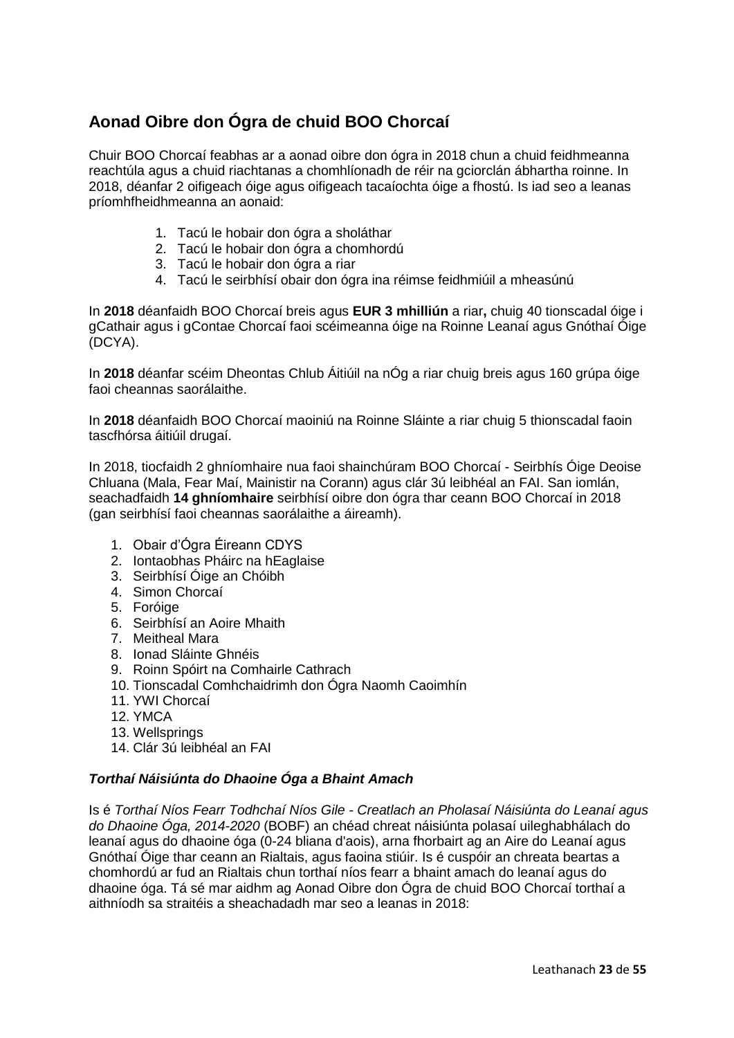## Aonad Oibre don Ógra de chuid BOO Chorcaí

Chuir BOO Chorcaí feabhas ar a aonad oibre don ógra in 2018 chun a chuid feidhmeanna reachtúla agus a chuid riachtanas a chomhlíonadh de réir na gciorclán ábhartha roinne. In 2018, déanfar 2 oifigeach óige agus oifigeach tacaíochta óige a fhostú. Is iad seo a leanas príomhfheidhmeanna an aonaid:

1. Tacú le hobair don ógra a sholáthar
2. Tacú le hobair don ógra a chomhordú
3. Tacú le hobair don ógra a riar
4. Tacú le seirbhísí obair don ógra ina réimse feidhmiúil a mheasúnú

In **2018** déanfaidh BOO Chorcaí breis agus **EUR 3 mhilliún** a riar**,** chuig 40 tionscadal óige i gCathair agus i gContae Chorcaí faoi scéimeanna óige na Roinne Leanaí agus Gnóthaí Óige (DCYA).

In **2018** déanfar scéim Dheontas Chlub Áitiúil na nÓg a riar chuig breis agus 160 grúpa óige faoi cheannas saorálaithe.

In **2018** déanfaidh BOO Chorcaí maoiniú na Roinne Sláinte a riar chuig 5 thionscadal faoin tascfhórsa áitiúil drugaí.

In 2018, tiocfaidh 2 ghníomhaire nua faoi shainchúram BOO Chorcaí - Seirbhís Óige Deoise Chluana (Mala, Fear Maí, Mainistir na Corann) agus clár 3ú leibhéal an FAI. San iomlán, seachadfaidh **14 ghníomhaire** seirbhísí oibre don ógra thar ceann BOO Chorcaí in 2018 (gan seirbhísí faoi cheannas saorálaithe a áireamh).

1. Obair d'Ógra Éireann CDYS
2. Iontaobhas Pháirc na hEaglaise
3. Seirbhísí Óige an Chóibh
4. Simon Chorcaí
5. Foróige
6. Seirbhísí an Aoire Mhaith
7. Meitheal Mara
8. Ionad Sláinte Ghnéis
9. Roinn Spóirt na Comhairle Cathrach
10. Tionscadal Comhchaidrimh don Ógra Naomh Caoimhín
11. YWI Chorcaí
12. YMCA
13. Wellsprings
14. Clár 3ú leibhéal an FAI

### *Torthaí Náisiúnta do Dhaoine Óga a Bhaint Amach*

Is é *Torthaí Níos Fearr Todhchaí Níos Gile - Creatlach an Pholasaí Náisiúnta do Leanaí agus do Dhaoine Óga, 2014-2020* (BOBF) an chéad chreat náisiúnta polasaí uileghabhálach do leanaí agus do dhaoine óga (0-24 bliana d'aois), arna fhorbairt ag an Aire do Leanaí agus Gnóthaí Óige thar ceann an Rialtais, agus faoina stiúir. Is é cuspóir an chreata beartas a chomhordú ar fud an Rialtais chun torthaí níos fearr a bhaint amach do leanaí agus do dhaoine óga. Tá sé mar aidhm ag Aonad Oibre don Ógra de chuid BOO Chorcaí torthaí a aithníodh sa straitéis a sheachadadh mar seo a leanas in 2018: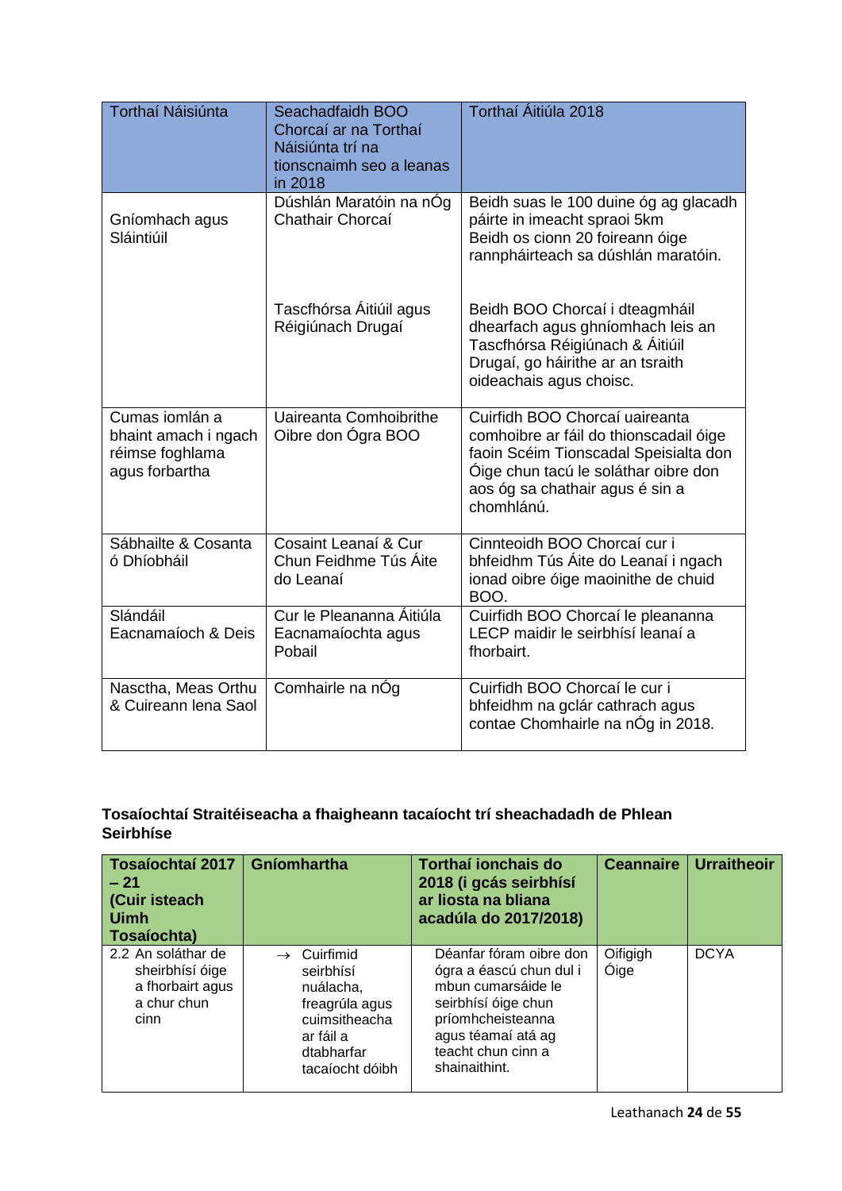| Torthaí Náisiúnta | Seachadfaidh BOO Chorcaí ar na Torthaí Náisiúnta trí na tionscnaimh seo a leanas in 2018 | Torthaí Áitiúla 2018 |
|---|---|---|
| Gníomhach agus Sláintiúil | Dúshlán Maratóin na nÓg Chathair Chorcaí | Beidh suas le 100 duine óg ag glacadh páirte in imeacht spraoi 5km<br>Beidh os cionn 20 foireann óige rannpháirteach sa dúshlán maratóin. |
| | Tascfhórsa Áitiúil agus Réigiúnach Drugaí | Beidh BOO Chorcaí i dteagmháil dhearfach agus ghníomhach leis an Tascfhórsa Réigiúnach & Áitiúil Drugaí, go háirithe ar an tsraith oideachais agus choisc. |
| Cumas iomlán a bhaint amach i ngach réimse foghlama agus forbartha | Uaireanta Comhoibrithe Oibre don Ógra BOO | Cuirfidh BOO Chorcaí uaireanta comhoibre ar fáil do thionscadail óige faoin Scéim Tionscadal Speisialta don Óige chun tacú le soláthar oibre don aos óg sa chathair agus é sin a chomhlánú. |
| Sábhailte & Cosanta ó Dhíobháil | Cosaint Leanaí & Cur Chun Feidhme Tús Áite do Leanaí | Cinnteoidh BOO Chorcaí cur i bhfeidhm Tús Áite do Leanaí i ngach ionad oibre óige maoinithe de chuid BOO. |
| Slándáil Eacnamaíoch & Deis | Cur le Pleananna Áitiúla Eacnamaíochta agus Pobail | Cuirfidh BOO Chorcaí le pleananna LECP maidir le seirbhísí leanaí a fhorbairt. |
| Nasctha, Meas Orthu & Cuireann lena Saol | Comhairle na nÓg | Cuirfidh BOO Chorcaí le cur i bhfeidhm na gclár cathrach agus contae Chomhairle na nÓg in 2018. |

**Tosaíochtaí Straitéiseacha a fhaigheann tacaíocht trí sheachadadh de Phlean Seirbhíse**

| Tosaíochtaí 2017 – 21 (Cuir isteach Uimh Tosaíochta) | Gníomhartha | Torthaí ionchais do 2018 (i gcás seirbhísí ar liosta na bliana acadúla do 2017/2018) | Ceannaire | Urraitheoir |
|---|---|---|---|---|
| 2.2 An soláthar de sheirbhísí óige a fhorbairt agus a chur chun cinn | → Cuirfimid seirbhísí nuálacha, freagrúla agus cuimsitheacha ar fáil a dtabharfar tacaíocht dóibh | Déanfar fóram oibre don ógra a éascú chun dul i mbun cumarsáide le seirbhísí óige chun príomhcheisteanna agus téamaí atá ag teacht chun cinn a shainaithint. | Oifigigh Óige | DCYA |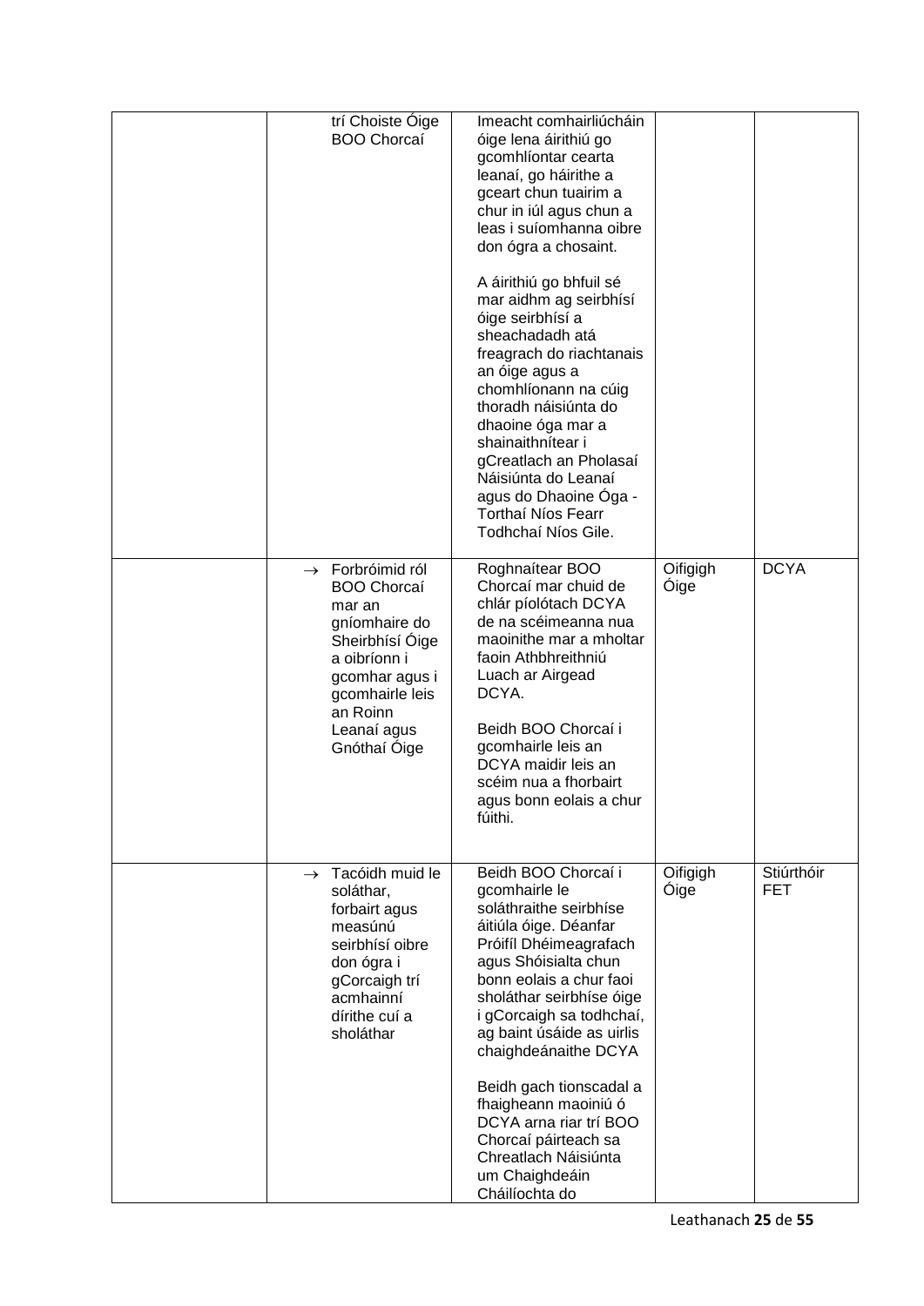| | | | | |
|---|---|---|---|---|
| | trí Choiste Óige BOO Chorcaí | Imeacht comhairliúcháin óige lena áirithiú go gcomhlíontar cearta leanaí, go háirithe a gceart chun tuairim a chur in iúl agus chun a leas i suíomhanna oibre don ógra a chosaint.<br><br>A áirithiú go bhfuil sé mar aidhm ag seirbhísí óige seirbhísí a sheachadadh atá freagrach do riachtanais an óige agus a chomhlíonann na cúig thoradh náisiúnta do dhaoine óga mar a shainaithnítear i gCreatlach an Pholasaí Náisiúnta do Leanaí agus do Dhaoine Óga - Torthaí Níos Fearr Todhchaí Níos Gile. | | |
| | → Forbróimid ról BOO Chorcaí mar an gníomhaire do Sheirbhísí Óige a oibríonn i gcomhar agus i gcomhairle leis an Roinn Leanaí agus Gnóthaí Óige | Roghnaítear BOO Chorcaí mar chuid de chlár píolótach DCYA de na scéimeanna nua maoinithe mar a mholtar faoin Athbhreithniú Luach ar Airgead DCYA.<br><br>Beidh BOO Chorcaí i gcomhairle leis an DCYA maidir leis an scéim nua a fhorbairt agus bonn eolais a chur fúithi. | Oifigigh Óige | DCYA |
| | → Tacóidh muid le soláthar, forbairt agus measúnú seirbhísí oibre don ógra i gCorcaigh trí acmhainní dírithe cuí a sholáthar | Beidh BOO Chorcaí i gcomhairle le soláthraithe seirbhíse áitiúla óige. Déanfar Próifíl Dhéimeagrafach agus Shóisialta chun bonn eolais a chur faoi sholáthar seirbhíse óige i gCorcaigh sa todhchaí, ag baint úsáide as uirlis chaighdeánaithe DCYA<br><br>Beidh gach tionscadal a fhaigheann maoiniú ó DCYA arna riar trí BOO Chorcaí páirteach sa Chreatlach Náisiúnta um Chaighdeáin Cháilíochta do | Oifigigh Óige | Stiúrthóir FET |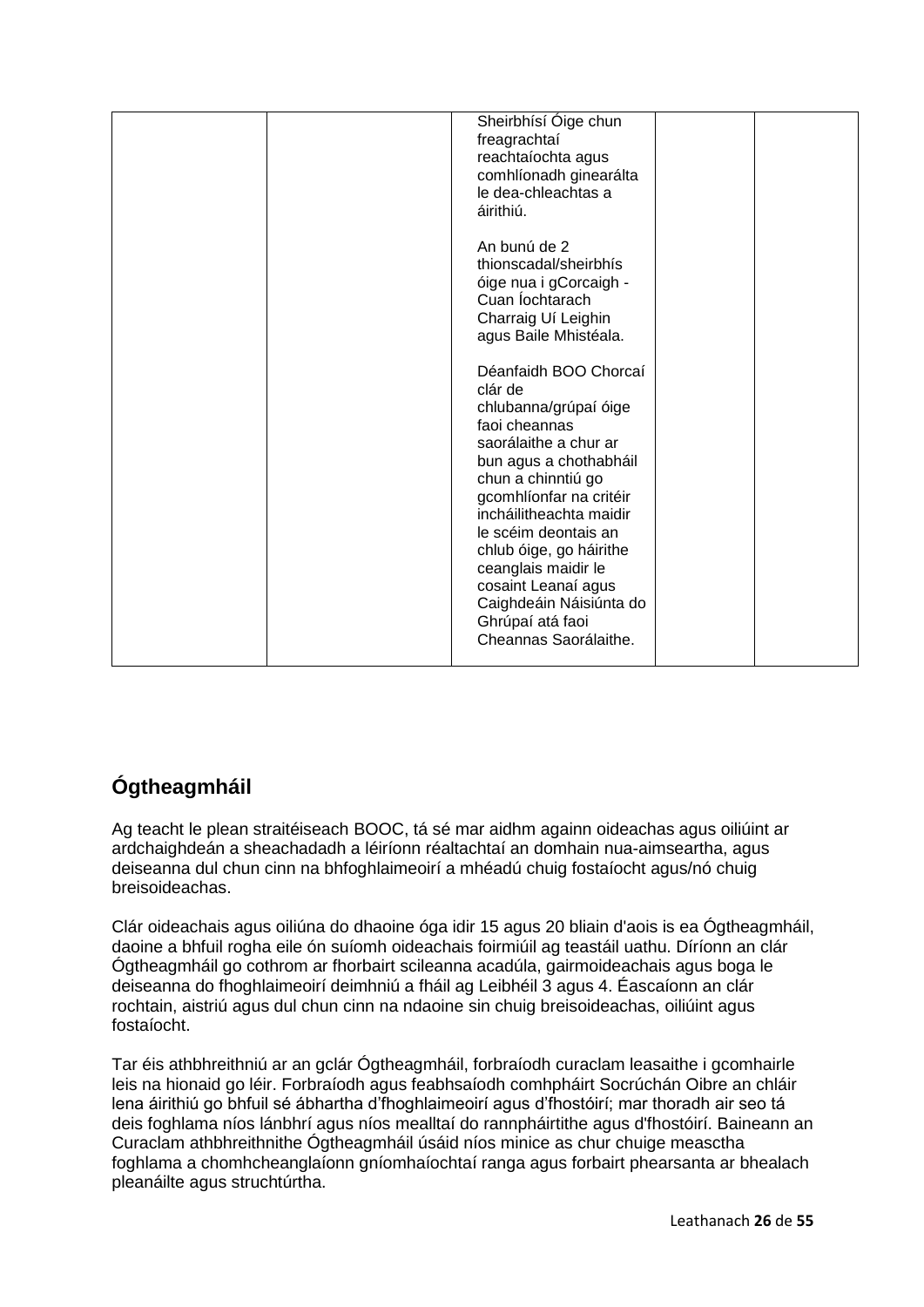| | | Sheirbhísí Óige chun freagrachtaí reachtaíochta agus comhlíonadh ginearálta le dea-chleachtas a áirithiú.<br><br>An bunú de 2 thionscadal/sheirbhís óige nua i gCorcaigh - Cuan Íochtarach Charraig Uí Leighin agus Baile Mhistéala.<br><br>Déanfaidh BOO Chorcaí clár de chlubanna/grúpaí óige faoi cheannas saorálaithe a chur ar bun agus a chothabháil chun a chinntiú go gcomhlíonfar na critéir incháilitheachta maidir le scéim deontais an chlub óige, go háirithe ceanglais maidir le cosaint Leanaí agus Caighdeáin Náisiúnta do Ghrúpaí atá faoi Cheannas Saorálaithe. | | |
|---|---|---|---|---|

## Ógtheagmháil

Ag teacht le plean straitéiseach BOOC, tá sé mar aidhm againn oideachas agus oiliúint ar ardchaighdeán a sheachadadh a léiríonn réaltachtaí an domhain nua-aimseartha, agus deiseanna dul chun cinn na bhfoghlaimeoirí a mhéadú chuig fostaíocht agus/nó chuig breisoideachas.

Clár oideachais agus oiliúna do dhaoine óga idir 15 agus 20 bliain d'aois is ea Ógtheagmháil, daoine a bhfuil rogha eile ón suíomh oideachais foirmiúil ag teastáil uathu. Díríonn an clár Ógtheagmháil go cothrom ar fhorbairt scileanna acadúla, gairmoideachais agus boga le deiseanna do fhoghlaimeoirí deimhniú a fháil ag Leibhéil 3 agus 4. Éascaíonn an clár rochtain, aistriú agus dul chun cinn na ndaoine sin chuig breisoideachas, oiliúint agus fostaíocht.

Tar éis athbhreithniú ar an gclár Ógtheagmháil, forbraíodh curaclam leasaithe i gcomhairle leis na hionaid go léir. Forbraíodh agus feabhsaíodh comhpháirt Socrúchán Oibre an chláir lena áirithiú go bhfuil sé ábhartha d'fhoghlaimeoirí agus d'fhostóirí; mar thoradh air seo tá deis foghlama níos lánbhrí agus níos mealltaí do rannpháirtithe agus d'fhostóirí. Baineann an Curaclam athbhreithnithe Ógtheagmháil úsáid níos minice as chur chuige measctha foghlama a chomhcheanglaíonn gníomhaíochtaí ranga agus forbairt phearsanta ar bhealach pleanáilte agus struchtúrtha.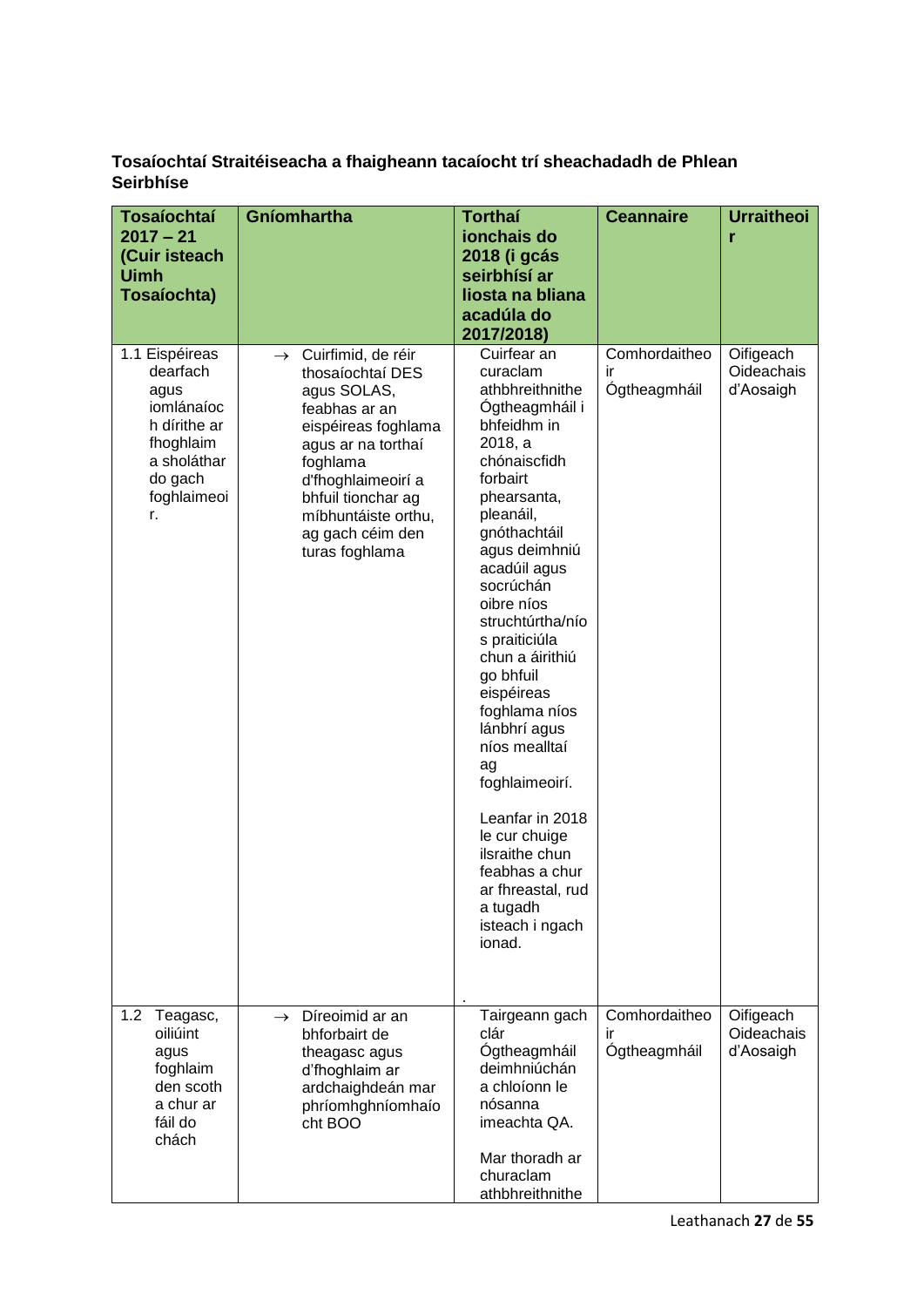**Tosaíochtaí Straitéiseacha a fhaigheann tacaíocht trí sheachadadh de Phlean Seirbhíse**

| Tosaíochtaí 2017 – 21 (Cuir isteach Uimh Tosaíochta) | Gníomhartha | Torthaí ionchais do 2018 (i gcás seirbhísí ar liosta na bliana acadúla do 2017/2018) | Ceannaire | Urraitheoir |
|---|---|---|---|---|
| 1.1 Eispéireas dearfach agus iomlánaíoch dírithe ar fhoghlaim a sholáthar do gach foghlaimeoir. | → Cuirfimid, de réir thosaíochtaí DES agus SOLAS, feabhas ar an eispéireas foghlama agus ar na torthaí foghlama d'fhoghlaimeoirí a bhfuil tionchar ag míbhuntáiste orthu, ag gach céim den turas foghlama | Cuirfear an curaclam athbhreithnithe Ógtheagmháil i bhfeidhm in 2018, a chónaiscfidh forbairt phearsanta, pleanáil, gnóthachtáil agus deimhniú acadúil agus socrúchán oibre níos struchtúrtha/níos praiticiúla chun a áirithiú go bhfuil eispéireas foghlama níos lánbhrí agus níos mealltaí ag foghlaimeoirí.<br><br>Leanfar in 2018 le cur chuige ilsraithe chun feabhas a chur ar fhreastal, rud a tugadh isteach i ngach ionad.<br><br>. | Comhordaitheoir Ógtheagmháil | Oifigeach Oideachais d'Aosaigh |
| 1.2 Teagasc, oiliúint agus foghlaim den scoth a chur ar fáil do chách | → Díreoimid ar an bhforbairt de theagasc agus d'fhoghlaim ar ardchaighdeán mar phríomhghníomhaíocht BOO | Tairgeann gach clár Ógtheagmháil deimhniúchán a chloíonn le nósanna imeachta QA.<br><br>Mar thoradh ar churaclam athbhreithnithe | Comhordaitheoir Ógtheagmháil | Oifigeach Oideachais d'Aosaigh |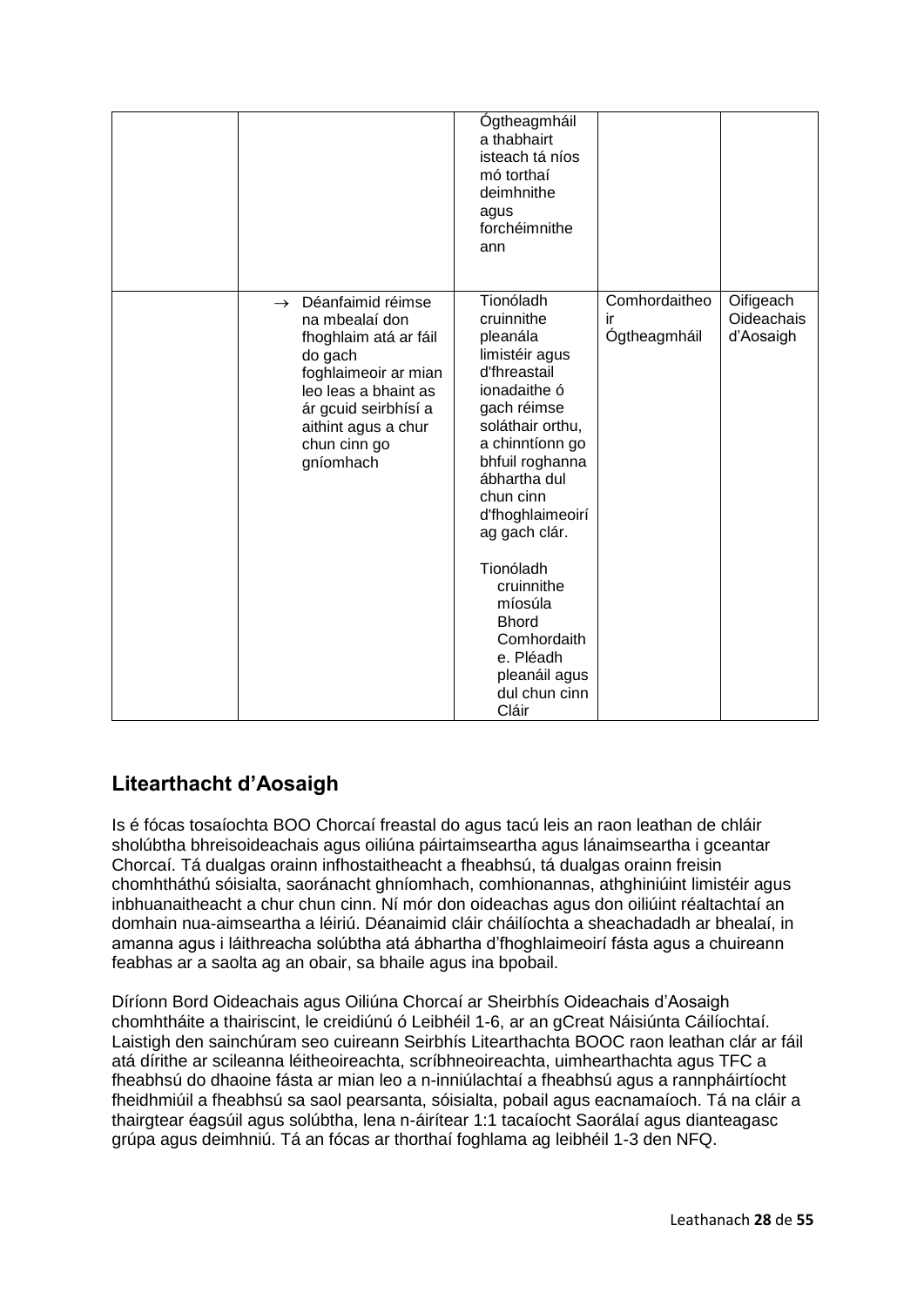|  |  | Ógtheagmháil a thabhairt isteach tá níos mó torthaí deimhnithe agus forchéimnithe ann |  |  |
|---|---|---|---|---|
|  | → Déanfaimid réimse na mbealaí don fhoghlaim atá ar fáil do gach foghlaimeoir ar mian leo leas a bhaint as ár gcuid seirbhísí a aithint agus a chur chun cinn go gníomhach | Tionóladh cruinnithe pleanála limistéir agus d'fhreastail ionadaithe ó gach réimse soláthair orthu, a chinntíonn go bhfuil roghanna ábhartha dul chun cinn d'fhoghlaimeoirí ag gach clár.<br><br>Tionóladh cruinnithe míosúla Bhord Comhordaithe. Pléadh pleanáil agus dul chun cinn Cláir | Comhordaitheoir Ógtheagmháil | Oifigeach Oideachais d'Aosaigh |

## Litearthacht d'Aosaigh

Is é fócas tosaíochta BOO Chorcaí freastal do agus tacú leis an raon leathan de chláir sholúbtha bhreisoideachais agus oiliúna páirtaimseartha agus lánaimseartha i gceantar Chorcaí. Tá dualgas orainn infhostaitheacht a fheabhsú, tá dualgas orainn freisin chomhtháthú sóisialta, saoránacht ghníomhach, comhionannas, athghiniúint limistéir agus inbhuanaitheacht a chur chun cinn. Ní mór don oideachas agus don oiliúint réaltachtaí an domhain nua-aimseartha a léiriú. Déanaimid cláir cháilíochta a sheachadadh ar bhealaí, in amanna agus i láithreacha solúbtha atá ábhartha d'fhoghlaimeoirí fásta agus a chuireann feabhas ar a saolta ag an obair, sa bhaile agus ina bpobail.

Díríonn Bord Oideachais agus Oiliúna Chorcaí ar Sheirbhís Oideachais d'Aosaigh chomhtháite a thairiscint, le creidiúnú ó Leibhéil 1-6, ar an gCreat Náisiúnta Cáilíochtaí. Laistigh den sainchúram seo cuireann Seirbhís Litearthachta BOOC raon leathan clár ar fáil atá dírithe ar scileanna léitheoireachta, scríbhneoireachta, uimhearthachta agus TFC a fheabhsú do dhaoine fásta ar mian leo a n-inniúlachtaí a fheabhsú agus a rannpháirtíocht fheidhmiúil a fheabhsú sa saol pearsanta, sóisialta, pobail agus eacnamaíoch. Tá na cláir a thairgtear éagsúil agus solúbtha, lena n-áirítear 1:1 tacaíocht Saorálaí agus dianteagasc grúpa agus deimhniú. Tá an fócas ar thorthaí foghlama ag leibhéil 1-3 den NFQ.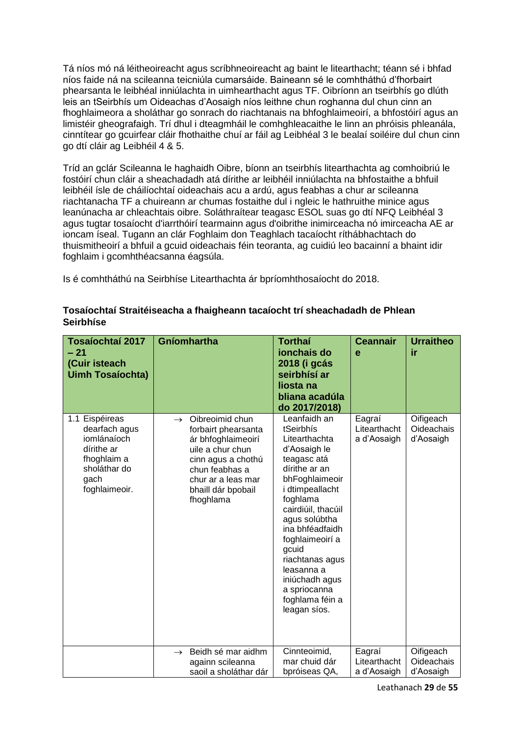Tá níos mó ná léitheoireacht agus scríbhneoireacht ag baint le litearthacht; téann sé i bhfad níos faide ná na scileanna teicniúla cumarsáide. Baineann sé le comhtháthú d'fhorbairt phearsanta le leibhéal inniúlachta in uimhearthacht agus TF. Oibríonn an tseirbhís go dlúth leis an tSeirbhís um Oideachas d'Aosaigh níos leithne chun roghanna dul chun cinn an fhoghlaimeora a sholáthar go sonrach do riachtanais na bhfoghlaimeoirí, a bhfostóirí agus an limistéir gheografaigh. Trí dhul i dteagmháil le comhghleacaithe le linn an phróisis phleanála, cinntítear go gcuirfear cláir fhothaithe chuí ar fáil ag Leibhéal 3 le bealaí soiléire dul chun cinn go dtí cláir ag Leibhéil 4 & 5.

Tríd an gclár Scileanna le haghaidh Oibre, bíonn an tseirbhís litearthachta ag comhoibriú le fostóirí chun cláir a sheachadadh atá dírithe ar leibhéil inniúlachta na bhfostaithe a bhfuil leibhéil ísle de cháilíochtaí oideachais acu a ardú, agus feabhas a chur ar scileanna riachtanacha TF a chuireann ar chumas fostaithe dul i ngleic le hathruithe minice agus leanúnacha ar chleachtais oibre. Soláthraítear teagasc ESOL suas go dtí NFQ Leibhéal 3 agus tugtar tosaíocht d'iarrthóirí tearmainn agus d'oibrithe inimirceacha nó imirceacha AE ar ioncam íseal. Tugann an clár Foghlaim don Teaghlach tacaíocht ríthábhachtach do thuismitheoirí a bhfuil a gcuid oideachais féin teoranta, ag cuidiú leo bacainní a bhaint idir foghlaim i gcomhthéacsanna éagsúla.

Is é comhtháthú na Seirbhíse Litearthachta ár bpríomhthosaíocht do 2018.

**Tosaíochtaí Straitéiseacha a fhaigheann tacaíocht trí sheachadadh de Phlean Seirbhíse**

| Tosaíochtaí 2017 – 21 (Cuir isteach Uimh Tosaíochta) | Gníomhartha | Torthaí ionchais do 2018 (i gcás seirbhísí ar liosta na bliana acadúla do 2017/2018) | Ceannaire | Urraitheoir |
|---|---|---|---|---|
| 1.1 Eispéireas dearfach agus iomlánaíoch dírithe ar fhoghlaim a sholáthar do gach foghlaimeoir. | → Oibreoimid chun forbairt phearsanta ár bhfoghlaimeoirí uile a chur chun cinn agus a chothú chun feabhas a chur ar a leas mar bhaill dár bpobail fhoghlama | Leanfaidh an tSeirbhís Litearthachta d'Aosaigh le teagasc atá dírithe ar an bhFoghlaimeoir i dtimpeallacht foghlama cairdiúil, thacúil agus solúbtha ina bhféadfaidh foghlaimeoirí a gcuid riachtanas agus leasanna a iniúchadh agus a spriocanna foghlama féin a leagan síos. | Eagraí Litearthacht a d'Aosaigh | Oifigeach Oideachais d'Aosaigh |
| | → Beidh sé mar aidhm againn scileanna saoil a sholáthar dár | Cinnteoimid, mar chuid dár bpróiseas QA, | Eagraí Litearthacht a d'Aosaigh | Oifigeach Oideachais d'Aosaigh |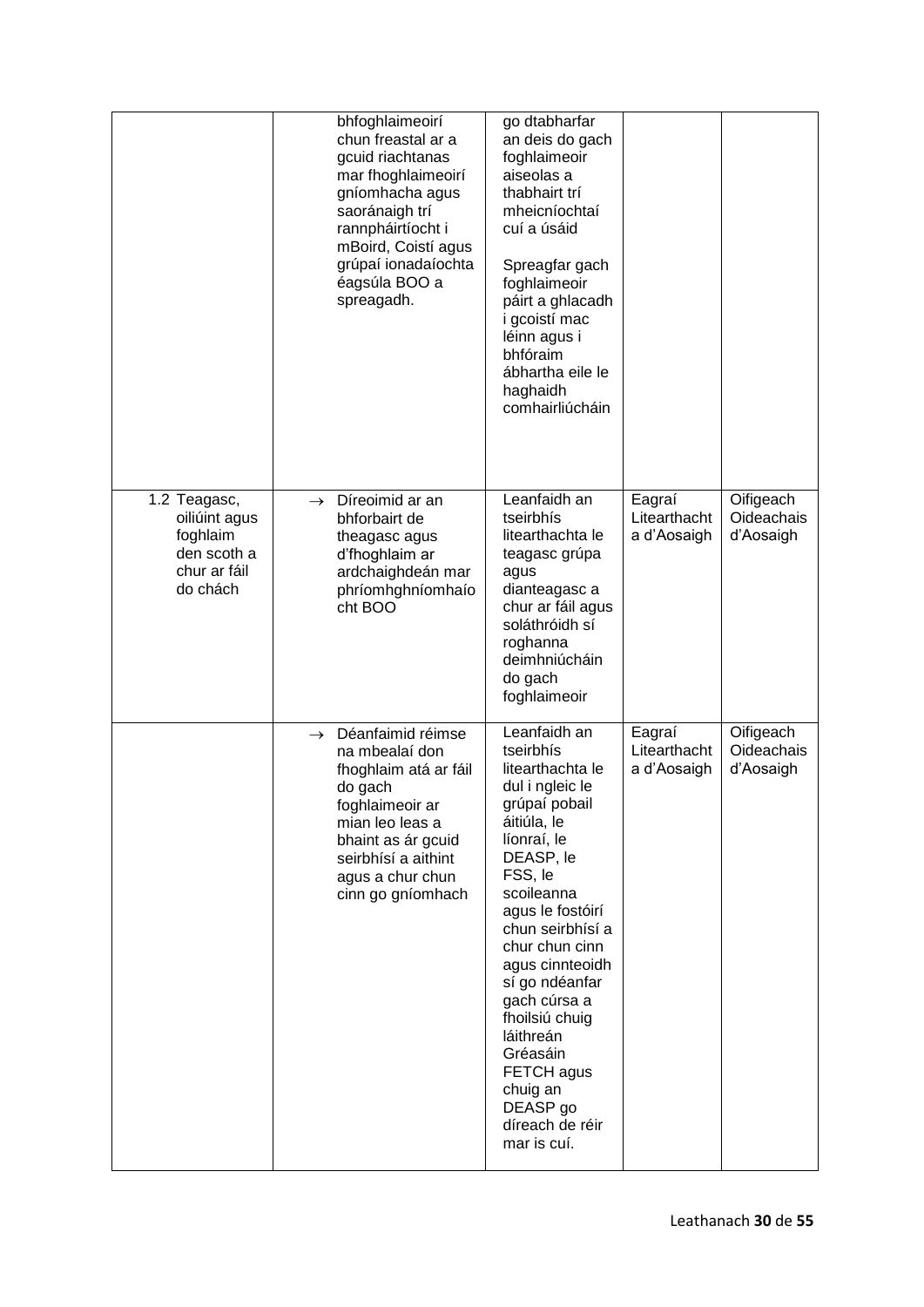| | | | | |
|---|---|---|---|---|
| | bhfoghlaimeoirí chun freastal ar a gcuid riachtanas mar fhoghlaimeoirí gníomhacha agus saoránaigh trí rannpháirtíocht i mBoird, Coistí agus grúpaí ionadaíochta éagsúla BOO a spreagadh. | go dtabharfar an deis do gach foghlaimeoir aiseolas a thabhairt trí mheicníochtaí cuí a úsáid<br><br>Spreagfar gach foghlaimeoir páirt a ghlacadh i gcoistí mac léinn agus i bhfóraim ábhartha eile le haghaidh comhairliúcháin | | |
| 1.2 Teagasc, oiliúint agus foghlaim den scoth a chur ar fáil do chách | → Díreoimid ar an bhforbairt de theagasc agus d'fhoghlaim ar ardchaighdeán mar phríomhghníomhaíocht BOO | Leanfaidh an tseirbhís litearthachta le teagasc grúpa agus dianteagasc a chur ar fáil agus soláthróidh sí roghanna deimhniúcháin do gach foghlaimeoir | Eagraí Litearthacht a d'Aosaigh | Oifigeach Oideachais d'Aosaigh |
| | → Déanfaimid réimse na mbealaí don fhoghlaim atá ar fáil do gach foghlaimeoir ar mian leo leas a bhaint as ár gcuid seirbhísí a aithint agus a chur chun cinn go gníomhach | Leanfaidh an tseirbhís litearthachta le dul i ngleic le grúpaí pobail áitiúla, le líonraí, le DEASP, le FSS, le scoileanna agus le fostóirí chun seirbhísí a chur chun cinn agus cinnteoidh sí go ndéanfar gach cúrsa a fhoilsiú chuig láithreán Gréasáin FETCH agus chuig an DEASP go díreach de réir mar is cuí. | Eagraí Litearthacht a d'Aosaigh | Oifigeach Oideachais d'Aosaigh |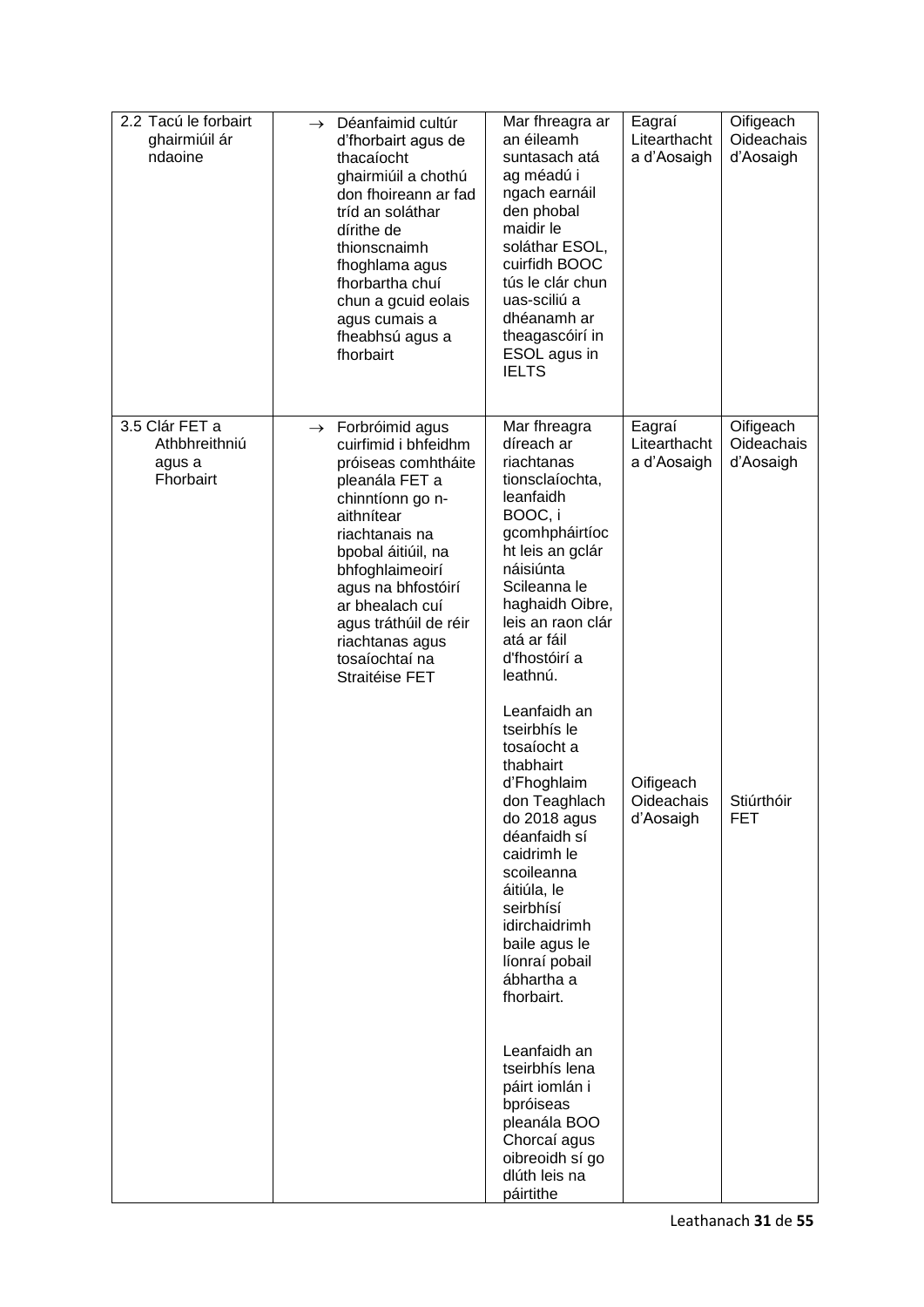| | | | | |
|---|---|---|---|---|
| 2.2 Tacú le forbairt ghairmiúil ár ndaoine | → Déanfaimid cultúr d'fhorbairt agus de thacaíocht ghairmiúil a chothú don fhoireann ar fad tríd an soláthar dírithe de thionscnaimh fhoghlama agus fhorbartha chuí chun a gcuid eolais agus cumais a fheabhsú agus a fhorbairt | Mar fhreagra ar an éileamh suntasach atá ag méadú i ngach earnáil den phobal maidir le soláthar ESOL, cuirfidh BOOC tús le clár chun uas-sciliú a dhéanamh ar theagascóirí in ESOL agus in IELTS | Eagraí Litearthacht a d'Aosaigh | Oifigeach Oideachais d'Aosaigh |
| 3.5 Clár FET a Athbhreithniú agus a Fhorbairt | → Forbróimid agus cuirfimid i bhfeidhm próiseas comhtháite pleanála FET a chinntíonn go n-aithnítear riachtanais na bpobal áitiúil, na bhfoghlaimeoirí agus na bhfostóirí ar bhealach cuí agus tráthúil de réir riachtanas agus tosaíochtaí na Straitéise FET | Mar fhreagra díreach ar riachtanas tionsclaíochta, leanfaidh BOOC, i gcomhpháirtíocht leis an gclár náisiúnta Scileanna le haghaidh Oibre, leis an raon clár atá ar fáil d'fhostóirí a leathnú. | Eagraí Litearthacht a d'Aosaigh | Oifigeach Oideachais d'Aosaigh |
| | | Leanfaidh an tseirbhís le tosaíocht a thabhairt d'Fhoghlaim don Teaghlach do 2018 agus déanfaidh sí caidrimh le scoileanna áitiúla, le seirbhísí idirchaidrimh baile agus le líonraí pobail ábhartha a fhorbairt. | Oifigeach Oideachais d'Aosaigh | Stiúrthóir FET |
| | | Leanfaidh an tseirbhís lena páirt iomlán i bpróiseas pleanála BOO Chorcaí agus oibreoidh sí go dlúth leis na páirtithe | | |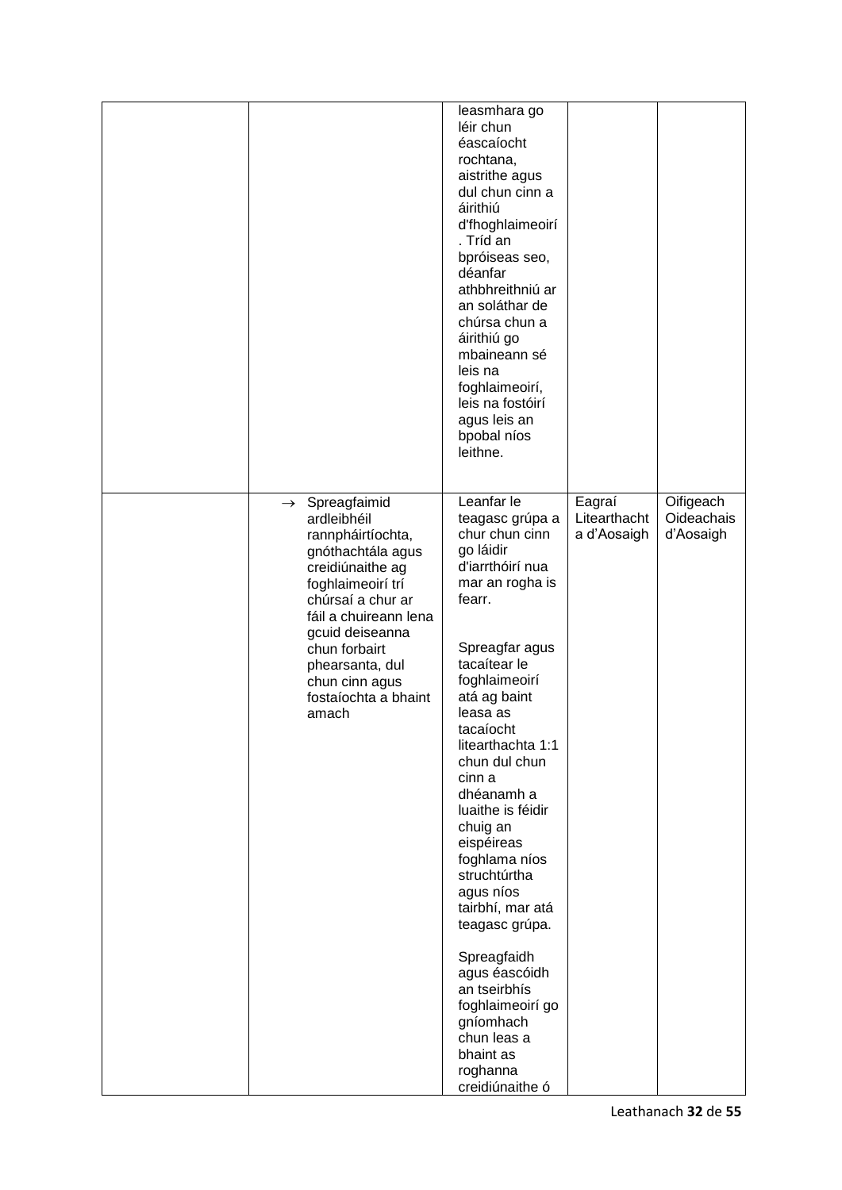| | | | | |
|---|---|---|---|---|
| | | leasmhara go léir chun éascaíocht rochtana, aistrithe agus dul chun cinn a áirithiú d'fhoghlaimeoirí. Tríd an bpróiseas seo, déanfar athbhreithniú ar an soláthar de chúrsa chun a áirithiú go mbaineann sé leis na foghlaimeoirí, leis na fostóirí agus leis an bpobal níos leithne. | | |
| | → Spreagfaimid ardleibhéil rannpháirtíochta, gnóthachtála agus creidiúnaithe ag foghlaimeoirí trí chúrsaí a chur ar fáil a chuireann lena gcuid deiseanna chun forbairt phearsanta, dul chun cinn agus fostaíochta a bhaint amach | Leanfar le teagasc grúpa a chur chun cinn go láidir d'iarrthóirí nua mar an rogha is fearr.<br><br>Spreagfar agus tacaítear le foghlaimeoirí atá ag baint leasa as tacaíocht litearthachta 1:1 chun dul chun cinn a dhéanamh a luaithe is féidir chuig an eispéireas foghlama níos struchtúrtha agus níos tairbhí, mar atá teagasc grúpa.<br><br>Spreagfaidh agus éascóidh an tseirbhís foghlaimeoirí go gníomhach chun leas a bhaint as roghanna creidiúnaithe ó | Eagraí Litearthacht a d'Aosaigh | Oifigeach Oideachais d'Aosaigh |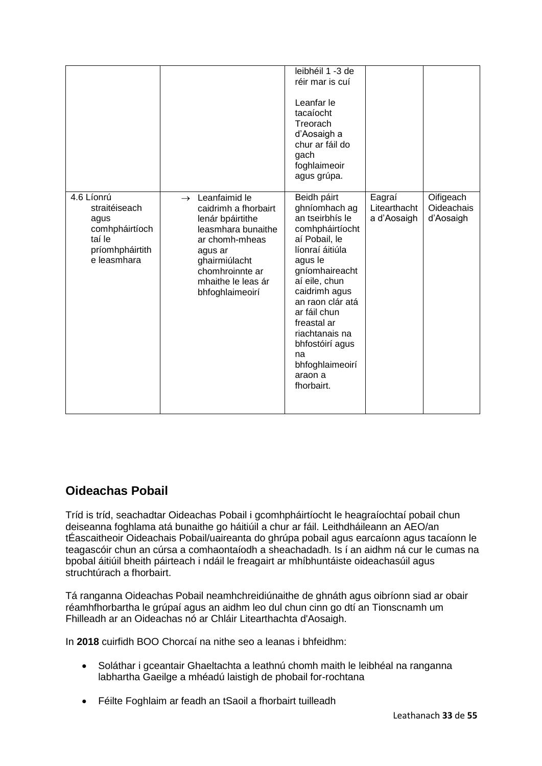| | | | | |
|---|---|---|---|---|
| | | leibhéil 1 -3 de réir mar is cuí<br><br>Leanfar le tacaíocht Treorach d'Aosaigh a chur ar fáil do gach foghlaimeoir agus grúpa. | | |
| 4.6 Líonrú straitéiseach agus comhpháirtíochtaí le príomhpháirtithe leasmhara | → Leanfaimid le caidrimh a fhorbairt lenár bpáirtithe leasmhara bunaithe ar chomh-mheas agus ar ghairmiúlacht chomhroinnte ar mhaithe le leas ár bhfoghlaimeoirí | Beidh páirt ghníomhach ag an tseirbhís le comhpháirtíochtaí Pobail, le líonraí áitiúla agus le gníomhaireachtaí eile, chun caidrimh agus an raon clár atá ar fáil chun freastal ar riachtanais na bhfostóirí agus na bhfoghlaimeoirí araon a fhorbairt. | Eagraí Litearthacht a d'Aosaigh | Oifigeach Oideachais d'Aosaigh |

## Oideachas Pobail

Tríd is tríd, seachadtar Oideachas Pobail i gcomhpháirtíocht le heagraíochtaí pobail chun deiseanna foghlama atá bunaithe go háitiúil a chur ar fáil. Leithdháileann an AEO/an tÉascaitheoir Oideachais Pobail/uaireanta do ghrúpa pobail agus earcaíonn agus tacaíonn le teagascóir chun an cúrsa a comhaontaíodh a sheachadadh. Is í an aidhm ná cur le cumas na bpobal áitiúil bheith páirteach i ndáil le freagairt ar mhíbhuntáiste oideachasúil agus struchtúrach a fhorbairt.

Tá ranganna Oideachas Pobail neamhchreidiúnaithe de ghnáth agus oibríonn siad ar obair réamhfhorbartha le grúpaí agus an aidhm leo dul chun cinn go dtí an Tionscnamh um Fhilleadh ar an Oideachas nó ar Chláir Litearthachta d'Aosaigh.

In **2018** cuirfidh BOO Chorcaí na nithe seo a leanas i bhfeidhm:

- Soláthar i gceantair Ghaeltachta a leathnú chomh maith le leibhéal na ranganna labhartha Gaeilge a mhéadú laistigh de phobail for-rochtana
- Féilte Foghlaim ar feadh an tSaoil a fhorbairt tuilleadh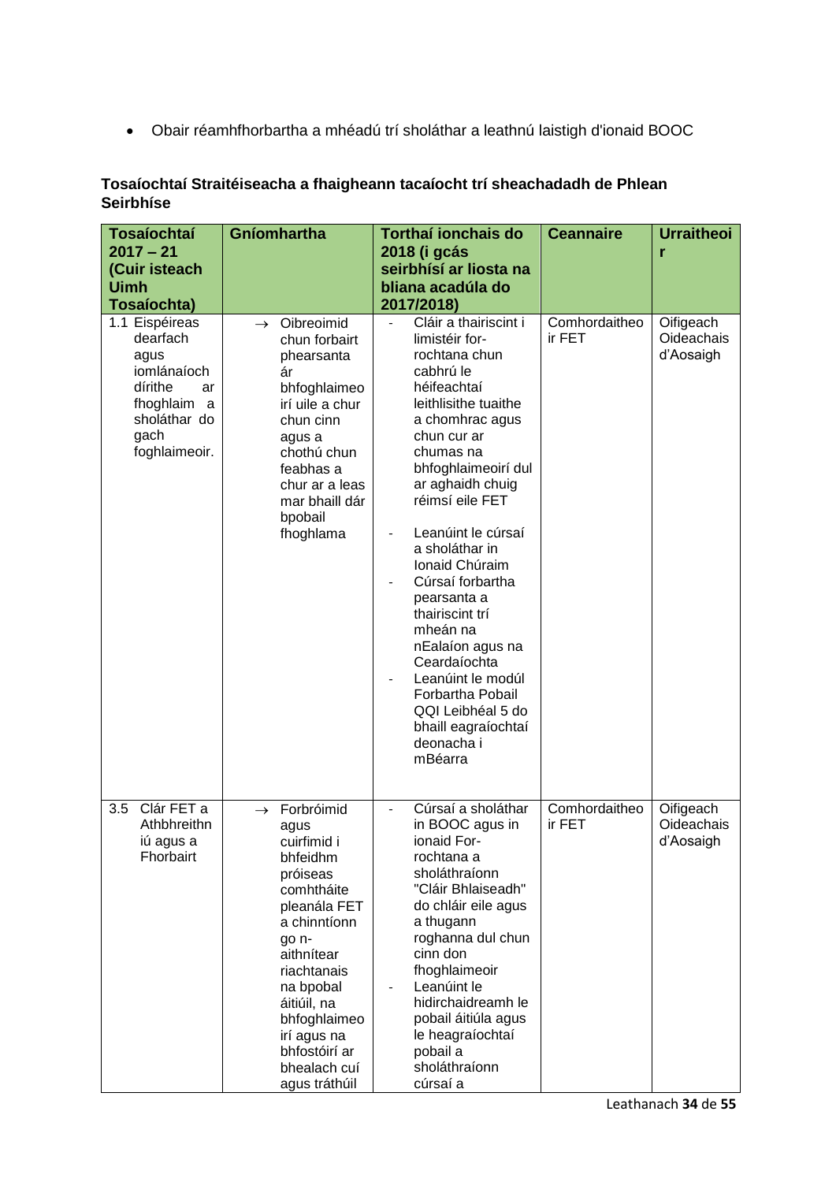- Obair réamhfhorbartha a mhéadú trí sholáthar a leathnú laistigh d'ionaid BOOC

**Tosaíochtaí Straitéiseacha a fhaigheann tacaíocht trí sheachadadh de Phlean Seirbhíse**

| Tosaíochtaí 2017 – 21 (Cuir isteach Uimh Tosaíochta) | Gníomhartha | Torthaí ionchais do 2018 (i gcás seirbhísí ar liosta na bliana acadúla do 2017/2018) | Ceannaire | Urraitheoir |
|---|---|---|---|---|
| 1.1 Eispéireas dearfach agus iomlánaíoch dírithe ar fhoghlaim a sholáthar do gach foghlaimeoir. | → Oibreoimid chun forbairt phearsanta ár bhfoghlaimeoirí uile a chur chun cinn agus a chothú chun feabhas a chur ar a leas mar bhaill dár bpobail fhoghlama | - Cláir a thairiscint i limistéir forrochtana chun cabhrú le héifeachtaí leithlisithe tuaithe a chomhrac agus chun cur ar chumas na bhfoghlaimeoirí dul ar aghaidh chuig réimsí eile FET<br>- Leanúint le cúrsaí a sholáthar in Ionaid Chúraim<br>- Cúrsaí forbartha pearsanta a thairiscint trí mheán na nEalaíon agus na Ceardaíochta<br>- Leanúint le modúl Forbartha Pobail QQI Leibhéal 5 do bhaill eagraíochtaí deonacha i mBéarra | Comhordaitheoir FET | Oifigeach Oideachais d'Aosaigh |
| 3.5 Clár FET a Athbhreithniú agus a Fhorbairt | → Forbróimid agus cuirfimid i bhfeidhm próiseas comhtháite pleanála FET a chinntíonn go n-aithnítear riachtanais na bpobal áitiúil, na bhfoghlaimeoirí agus na bhfostóirí ar bhealach cuí agus tráthúil | - Cúrsaí a sholáthar in BOOC agus in ionaid Forrochtana a sholáthraíonn "Cláir Bhlaiseadh" do chláir eile agus a thugann roghanna dul chun cinn don fhoghlaimeoir<br>- Leanúint le hidirchaidreamh le pobail áitiúla agus le heagraíochtaí pobail a sholáthraíonn cúrsaí a | Comhordaitheoir FET | Oifigeach Oideachais d'Aosaigh |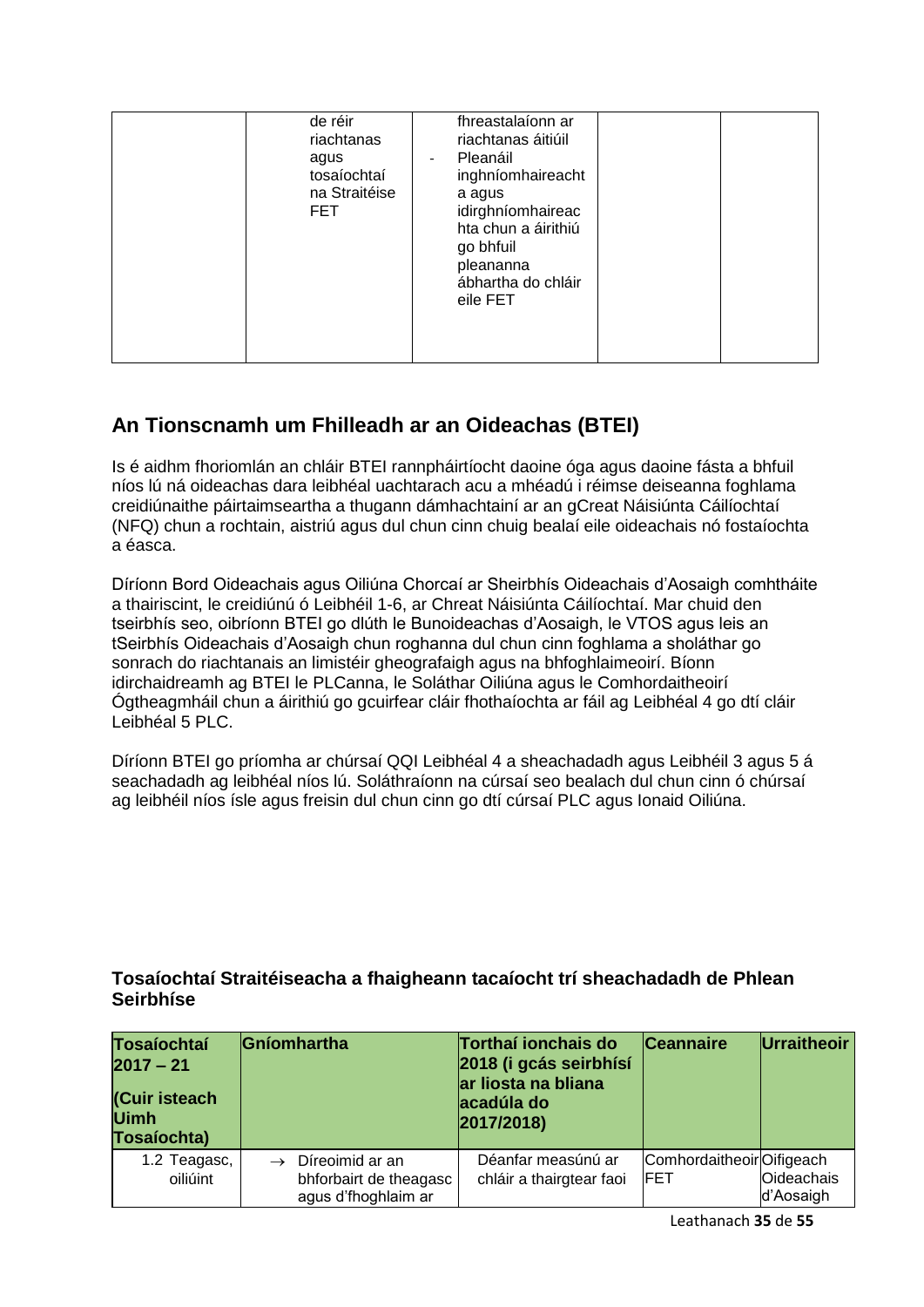| | | | | |
|---|---|---|---|---|
| | de réir riachtanas agus tosaíochtaí na Straitéise FET | fhreastalaíonn ar riachtanas áitiúil<br>- Pleanáil inghníomhaireacht a agus idirghníomhaireac hta chun a áirithiú go bhfuil pleananna ábhartha do chláir eile FET | | |

## An Tionscnamh um Fhilleadh ar an Oideachas (BTEI)

Is é aidhm fhoriomlán an chláir BTEI rannpháirtíocht daoine óga agus daoine fásta a bhfuil níos lú ná oideachas dara leibhéal uachtarach acu a mhéadú i réimse deiseanna foghlama creidiúnaithe páirtaimseartha a thugann dámhachtainí ar an gCreat Náisiúnta Cáilíochtaí (NFQ) chun a rochtain, aistriú agus dul chun cinn chuig bealaí eile oideachais nó fostaíochta a éasca.

Díríonn Bord Oideachais agus Oiliúna Chorcaí ar Sheirbhís Oideachais d'Aosaigh comhtháite a thairiscint, le creidiúnú ó Leibhéil 1-6, ar Chreat Náisiúnta Cáilíochtaí. Mar chuid den tseirbhís seo, oibríonn BTEI go dlúth le Bunoideachas d'Aosaigh, le VTOS agus leis an tSeirbhís Oideachais d'Aosaigh chun roghanna dul chun cinn foghlama a sholáthar go sonrach do riachtanais an limistéir gheografaigh agus na bhfoghlaimeoirí. Bíonn idirchaidreamh ag BTEI le PLCanna, le Soláthar Oiliúna agus le Comhordaitheoirí Ógtheagmháil chun a áirithiú go gcuirfear cláir fhothaíochta ar fáil ag Leibhéal 4 go dtí cláir Leibhéal 5 PLC.

Díríonn BTEI go príomha ar chúrsaí QQI Leibhéal 4 a sheachadadh agus Leibhéil 3 agus 5 á seachadadh ag leibhéal níos lú. Soláthraíonn na cúrsaí seo bealach dul chun cinn ó chúrsaí ag leibhéil níos ísle agus freisin dul chun cinn go dtí cúrsaí PLC agus Ionaid Oiliúna.

### Tosaíochtaí Straitéiseacha a fhaigheann tacaíocht trí sheachadadh de Phlean Seirbhíse

| Tosaíochtaí 2017 – 21 (Cuir isteach Uimh Tosaíochta) | Gníomhartha | Torthaí ionchais do 2018 (i gcás seirbhísí ar liosta na bliana acadúla do 2017/2018) | Ceannaire | Urraitheoir |
|---|---|---|---|---|
| 1.2 Teagasc, oiliúint | → Díreoimid ar an bhforbairt de theagasc agus d'fhoghlaim ar | Déanfar measúnú ar chláir a thairgtear faoi | Comhordaitheoir FET | Oifigeach Oideachais d'Aosaigh |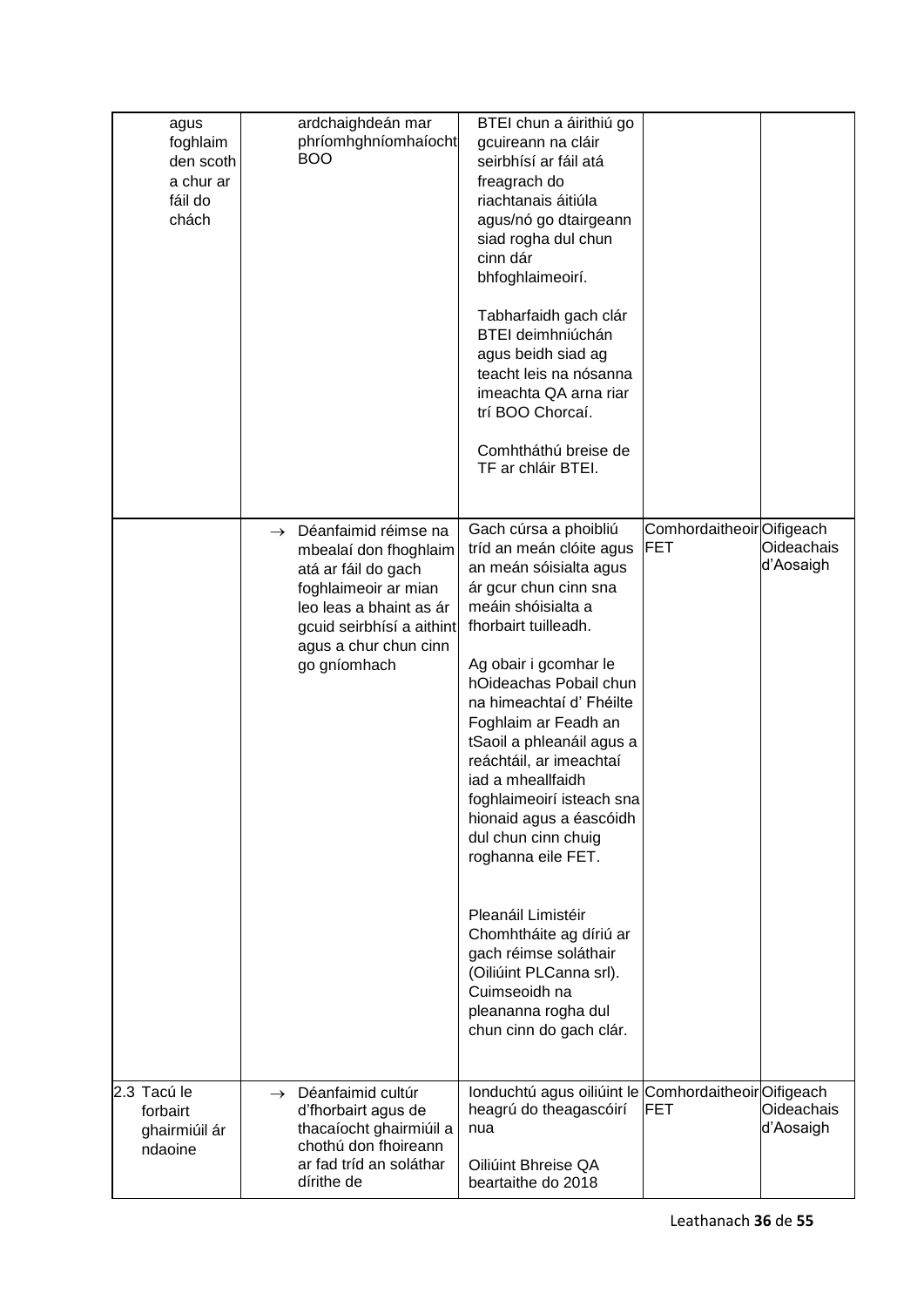| | | | | |
|---|---|---|---|---|
| agus foghlaim den scoth a chur ar fáil do chách | ardchaighdeán mar phríomhghníomhaíocht BOO | BTEI chun a áirithiú go gcuireann na cláir seirbhísí ar fáil atá freagrach do riachtanais áitiúla agus/nó go dtairgeann siad rogha dul chun cinn dár bhfoghlaimeoirí.<br><br>Tabharfaidh gach clár BTEI deimhniúchán agus beidh siad ag teacht leis na nósanna imeachta QA arna riar trí BOO Chorcaí.<br><br>Comhtháthú breise de TF ar chláir BTEI. | | |
| | → Déanfaimid réimse na mbealaí don fhoghlaim atá ar fáil do gach foghlaimeoir ar mian leo leas a bhaint as ár gcuid seirbhísí a aithint agus a chur chun cinn go gníomhach | Gach cúrsa a phoibliú tríd an meán clóite agus an meán sóisialta agus ár gcur chun cinn sna meáin shóisialta a fhorbairt tuilleadh.<br><br>Ag obair i gcomhar le hOideachas Pobail chun na himeachtaí d' Fhéilte Foghlaim ar Feadh an tSaoil a phleanáil agus a reáchtáil, ar imeachtaí iad a mheallfaidh foghlaimeoirí isteach sna hionaid agus a éascóidh dul chun cinn chuig roghanna eile FET.<br><br>Pleanáil Limistéir Chomhtháite ag díriú ar gach réimse soláthair (Oiliúint PLCanna srl). Cuimseoidh na pleananna rogha dul chun cinn do gach clár. | Comhordaitheoir FET | Oifigeach Oideachais d'Aosaigh |
| 2.3 Tacú le forbairt ghairmiúil ár ndaoine | → Déanfaimid cultúr d'fhorbairt agus de thacaíocht ghairmiúil a chothú don fhoireann ar fad tríd an soláthar dírithe de | Ionduchtú agus oiliúint le heagrú do theagascóirí nua<br><br>Oiliúint Bhreise QA beartaithe do 2018 | Comhordaitheoir FET | Oifigeach Oideachais d'Aosaigh |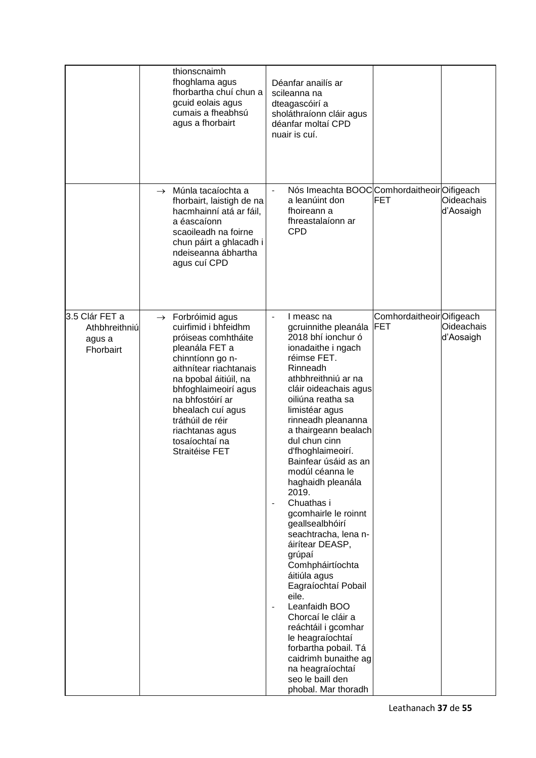| | | | | |
|---|---|---|---|---|
| | thionscnaimh fhoghlama agus fhorbartha chuí chun a gcuid eolais agus cumais a fheabhsú agus a fhorbairt | Déanfar anailís ar scileanna na dteagascóirí a sholáthraíonn cláir agus déanfar moltaí CPD nuair is cuí. | | |
| | → Múnla tacaíochta a fhorbairt, laistigh de na hacmhainní atá ar fáil, a éascaíonn scaoileadh na foirne chun páirt a ghlacadh i ndeiseanna ábhartha agus cuí CPD | - Nós Imeachta BOOC a leanúint don fhoireann a fhreastalaíonn ar CPD | Comhordaitheoir FET | Oifigeach Oideachais d'Aosaigh |
| 3.5 Clár FET a Athbhreithniú agus a Fhorbairt | → Forbróimid agus cuirfimid i bhfeidhm próiseas comhtháite pleanála FET a chinntíonn go n-aithnítear riachtanais na bpobal áitiúil, na bhfoghlaimeoirí agus na bhfostóirí ar bhealach cuí agus tráthúil de réir riachtanas agus tosaíochtaí na Straitéise FET | - I measc na gcruinnithe pleanála 2018 bhí ionchur ó ionadaithe i ngach réimse FET. Rinneadh athbhreithniú ar na cláir oideachais agus oiliúna reatha sa limistéar agus rinneadh pleananna a thairgeann bealach dul chun cinn d'fhoghlaimeoirí. Bainfear úsáid as an modúl céanna le haghaidh pleanála 2019.<br>- Chuathas i gcomhairle le roinnt geallsealbhóirí seachtracha, lena n-áirítear DEASP, grúpaí Comhpháirtíochta áitiúla agus Eagraíochtaí Pobail eile.<br>- Leanfaidh BOO Chorcaí le cláir a reáchtáil i gcomhar le heagraíochtaí forbartha pobail. Tá caidrimh bunaithe ag na heagraíochtaí seo le baill den phobal. Mar thoradh | Comhordaitheoir FET | Oifigeach Oideachais d'Aosaigh |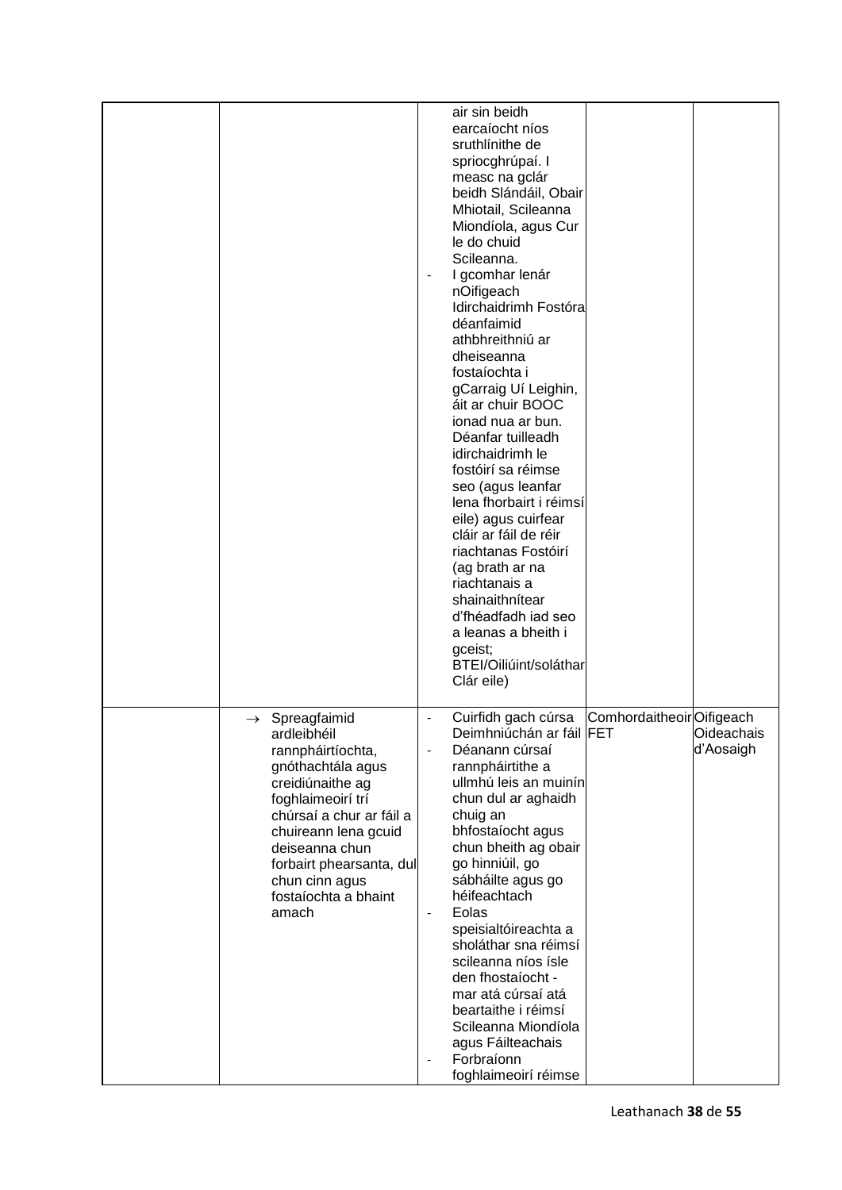| | | | | |
|---|---|---|---|---|
| | | air sin beidh earcaíocht níos sruthlínithe de spriocghrúpaí. I measc na gclár beidh Slándáil, Obair Mhiotail, Scileanna Miondíola, agus Cur le do chuid Scileanna.<br>- I gcomhar lenár nOifigeach Idirchaidrimh Fostóra déanfaimid athbhreithniú ar dheiseanna fostaíochta i gCarraig Uí Leighin, áit ar chuir BOOC ionad nua ar bun. Déanfar tuilleadh idirchaidrimh le fostóirí sa réimse seo (agus leanfar lena fhorbairt i réimsí eile) agus cuirfear cláir ar fáil de réir riachtanas Fostóirí (ag brath ar na riachtanais a shainaithnítear d'fhéadfadh iad seo a leanas a bheith i gceist; BTEI/Oiliúint/soláthar Clár eile) | | |
| | → Spreagfaimid ardleibhéil rannpháirtíochta, gnóthachtála agus creidiúnaithe ag foghlaimeoirí trí chúrsaí a chur ar fáil a chuireann lena gcuid deiseanna chun forbairt phearsanta, dul chun cinn agus fostaíochta a bhaint amach | - Cuirfidh gach cúrsa Deimhniúchán ar fáil<br>- Déanann cúrsaí rannpháirtithe a ullmhú leis an muinín chun dul ar aghaidh chuig an bhfostaíocht agus chun bheith ag obair go hinniúil, go sábháilte agus go héifeachtach<br>- Eolas speisialtóireachta a sholáthar sna réimsí scileanna níos ísle den fhostaíocht - mar atá cúrsaí atá beartaithe i réimsí Scileanna Miondíola agus Fáilteachais<br>- Forbraíonn foghlaimeoirí réimse | Comhordaitheoir FET | Oifigeach Oideachais d'Aosaigh |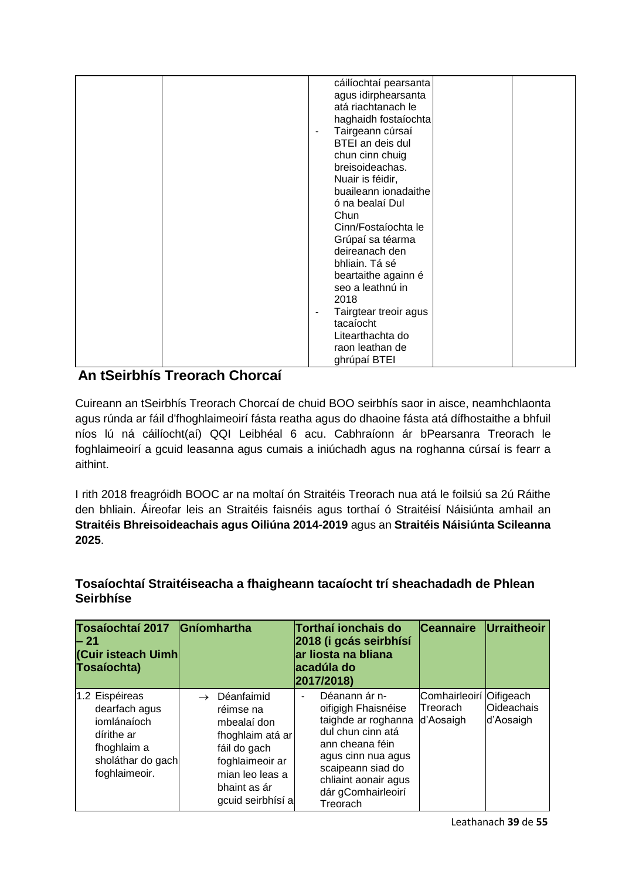| | | cáilíochtaí pearsanta agus idirphearsanta atá riachtanach le haghaidh fostaíochta<br>- Tairgeann cúrsaí BTEI an deis dul chun cinn chuig breisoideachas. Nuair is féidir, buaileann ionadaithe ó na bealaí Dul Chun Cinn/Fostaíochta le Grúpaí sa téarma deireanach den bhliain. Tá sé beartaithe againn é seo a leathnú in 2018<br>- Tairgtear treoir agus tacaíocht Litearthachta do raon leathan de ghrúpaí BTEI | | |
|---|---|---|---|---|

## An tSeirbhís Treorach Chorcaí

Cuireann an tSeirbhís Treorach Chorcaí de chuid BOO seirbhís saor in aisce, neamhchlaonta agus rúnda ar fáil d'fhoghlaimeoirí fásta reatha agus do dhaoine fásta atá dífhostaithe a bhfuil níos lú ná cáilíocht(aí) QQI Leibhéal 6 acu. Cabhraíonn ár bPearsanra Treorach le foghlaimeoirí a gcuid leasanna agus cumais a iniúchadh agus na roghanna cúrsaí is fearr a aithint.

I rith 2018 freagróidh BOOC ar na moltaí ón Straitéis Treorach nua atá le foilsiú sa 2ú Ráithe den bhliain. Áireofar leis an Straitéis faisnéis agus torthaí ó Straitéisí Náisiúnta amhail an **Straitéis Bhreisoideachais agus Oiliúna 2014-2019** agus an **Straitéis Náisiúnta Scileanna 2025**.

### Tosaíochtaí Straitéiseacha a fhaigheann tacaíocht trí sheachadadh de Phlean Seirbhíse

| Tosaíochtaí 2017 – 21 (Cuir isteach Uimh Tosaíochta) | Gníomhartha | Torthaí ionchais do 2018 (i gcás seirbhísí ar liosta na bliana acadúla do 2017/2018) | Ceannaire | Urraitheoir |
|---|---|---|---|---|
| 1.2 Eispéireas dearfach agus iomlánaíoch dírithe ar fhoghlaim a sholáthar do gach foghlaimeoir. | → Déanfaimid réimse na mbealaí don fhoghlaim atá ar fáil do gach foghlaimeoir ar mian leo leas a bhaint as ár gcuid seirbhísí a | - Déanann ár n-oifigigh Fhaisnéise taighde ar roghanna dul chun cinn atá ann cheana féin agus cinn nua agus scaipeann siad do chliaint aonair agus dár gComhairleoirí Treorach | Comhairleoirí Treorach d'Aosaigh | Oifigeach Oideachais d'Aosaigh |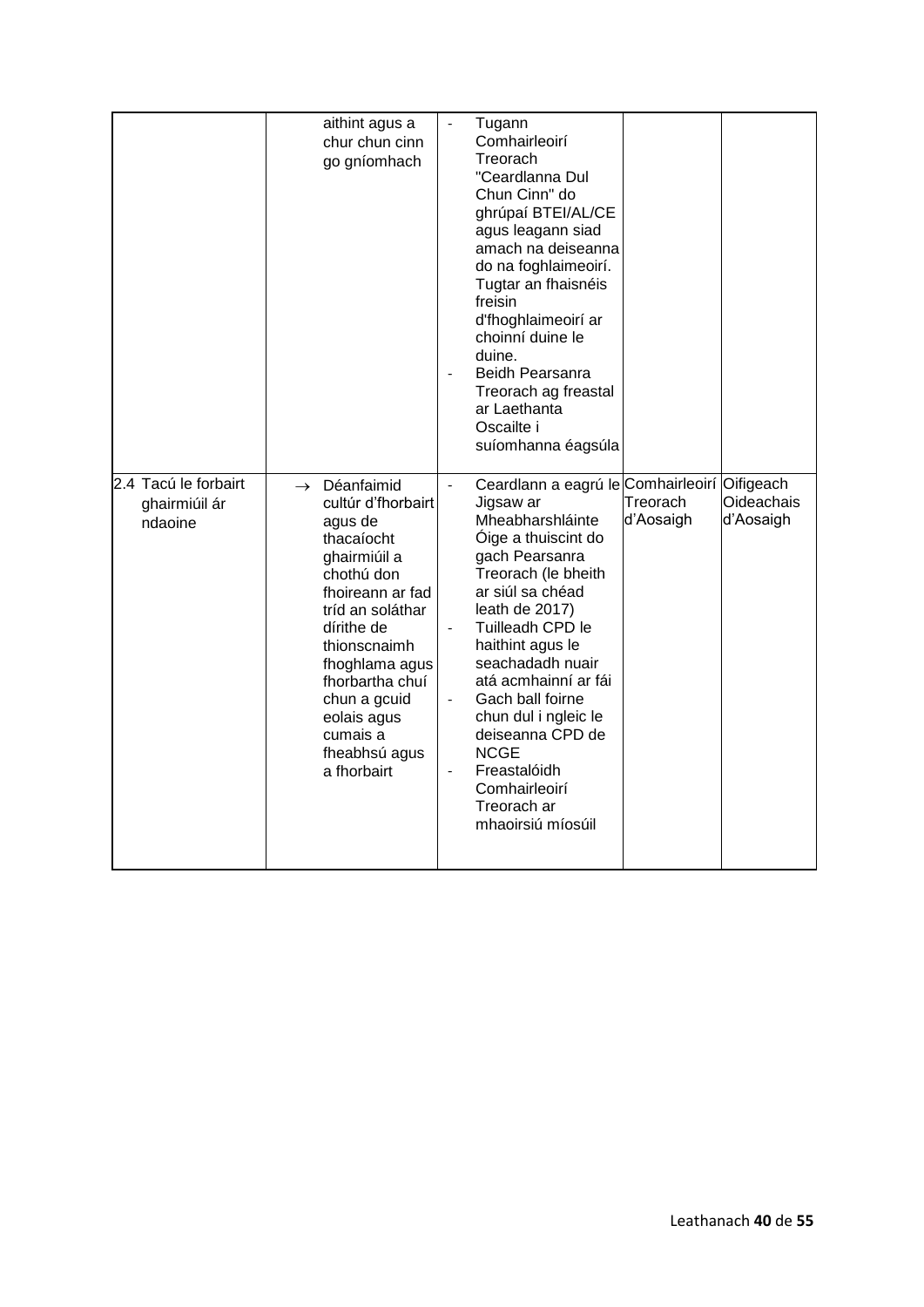| | | | | |
|---|---|---|---|---|
| | aithint agus a chur chun cinn go gníomhach | - Tugann Comhairleoirí Treorach "Ceardlanna Dul Chun Cinn" do ghrúpaí BTEI/AL/CE agus leagann siad amach na deiseanna do na foghlaimeoirí. Tugtar an fhaisnéis freisin d'fhoghlaimeoirí ar choinní duine le duine.<br>- Beidh Pearsanra Treorach ag freastal ar Laethanta Oscailte i suíomhanna éagsúla | | |
| 2.4 Tacú le forbairt ghairmiúil ár ndaoine | → Déanfaimid cultúr d'fhorbairt agus de thacaíocht ghairmiúil a chothú don fhoireann ar fad tríd an soláthar dírithe de thionscnaimh fhoghlama agus fhorbartha chuí chun a gcuid eolais agus cumais a fheabhsú agus a fhorbairt | - Ceardlann a eagrú le Jigsaw ar Mheabharshláinte Óige a thuiscint do gach Pearsanra Treorach (le bheith ar siúl sa chéad leath de 2017)<br>- Tuilleadh CPD le haithint agus le seachadadh nuair atá acmhainní ar fái<br>- Gach ball foirne chun dul i ngleic le deiseanna CPD de NCGE<br>- Freastalóidh Comhairleoirí Treorach ar mhaoirsiú míosúil | Comhairleoirí Treorach d'Aosaigh | Oifigeach Oideachais d'Aosaigh |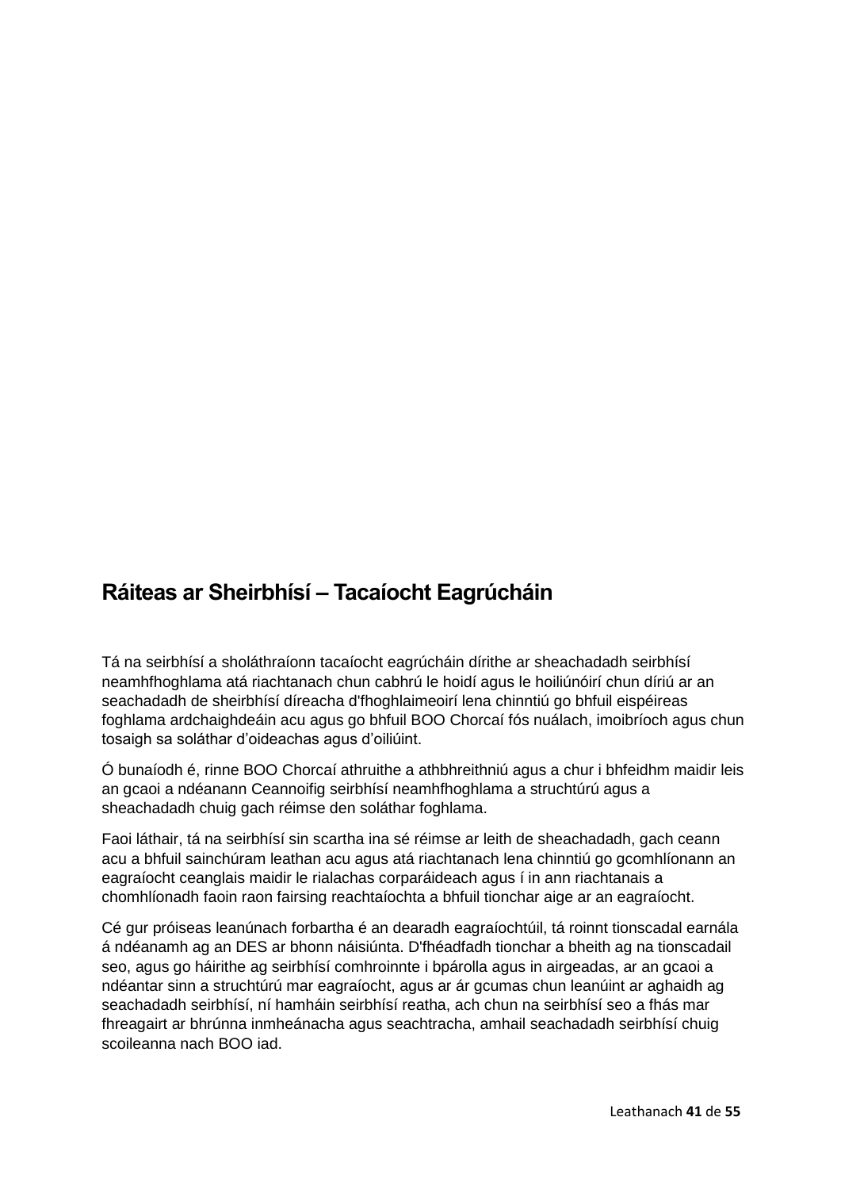## Ráiteas ar Sheirbhísí – Tacaíocht Eagrúcháin

Tá na seirbhísí a sholáthraíonn tacaíocht eagrúcháin dírithe ar sheachadadh seirbhísí neamhfhoghlama atá riachtanach chun cabhrú le hoidí agus le hoiliúnóirí chun díriú ar an seachadadh de sheirbhísí díreacha d'fhoghlaimeoirí lena chinntiú go bhfuil eispéireas foghlama ardchaighdeáin acu agus go bhfuil BOO Chorcaí fós nuálach, imoibríoch agus chun tosaigh sa soláthar d'oideachas agus d'oiliúint.

Ó bunaíodh é, rinne BOO Chorcaí athruithe a athbhreithniú agus a chur i bhfeidhm maidir leis an gcaoi a ndéanann Ceannoifig seirbhísí neamhfhoghlama a struchtúrú agus a sheachadadh chuig gach réimse den soláthar foghlama.

Faoi láthair, tá na seirbhísí sin scartha ina sé réimse ar leith de sheachadadh, gach ceann acu a bhfuil sainchúram leathan acu agus atá riachtanach lena chinntiú go gcomhlíonann an eagraíocht ceanglais maidir le rialachas corparáideach agus í in ann riachtanais a chomhlíonadh faoin raon fairsing reachtaíochta a bhfuil tionchar aige ar an eagraíocht.

Cé gur próiseas leanúnach forbartha é an dearadh eagraíochtúil, tá roinnt tionscadal earnála á ndéanamh ag an DES ar bhonn náisiúnta. D'fhéadfadh tionchar a bheith ag na tionscadail seo, agus go háirithe ag seirbhísí comhroinnte i bpárolla agus in airgeadas, ar an gcaoi a ndéantar sinn a struchtúrú mar eagraíocht, agus ar ár gcumas chun leanúint ar aghaidh ag seachadadh seirbhísí, ní hamháin seirbhísí reatha, ach chun na seirbhísí seo a fhás mar fhreagairt ar bhrúnna inmheánacha agus seachtracha, amhail seachadadh seirbhísí chuig scoileanna nach BOO iad.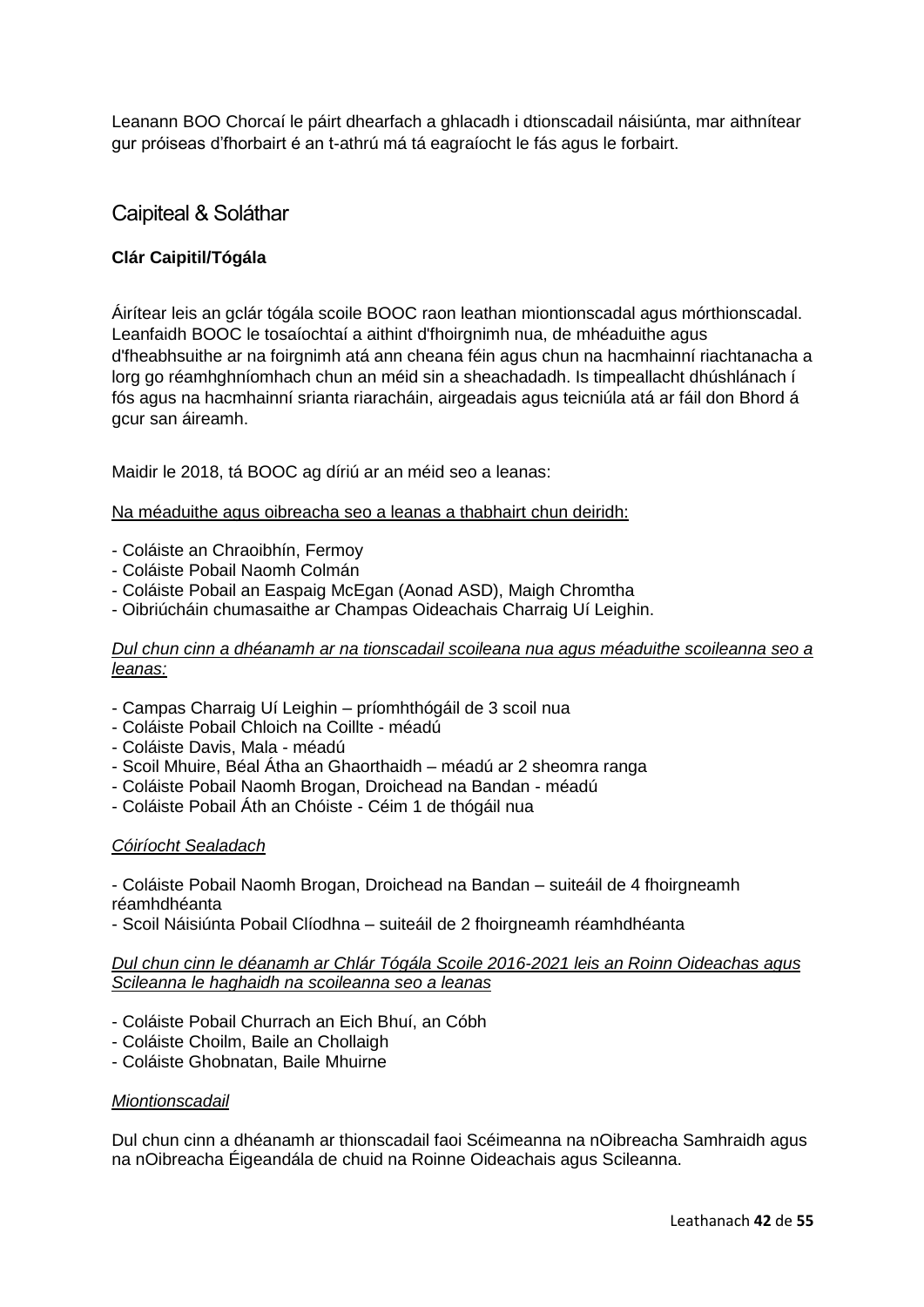Leanann BOO Chorcaí le páirt dhearfach a ghlacadh i dtionscadail náisiúnta, mar aithnítear gur próiseas d'fhorbairt é an t-athrú má tá eagraíocht le fás agus le forbairt.

## Caipiteal & Soláthar

**Clár Caipitil/Tógála**

Áirítear leis an gclár tógála scoile BOOC raon leathan miontionscadal agus mórthionscadal. Leanfaidh BOOC le tosaíochtaí a aithint d'fhoirgnimh nua, de mhéaduithe agus d'fheabhsuithe ar na foirgnimh atá ann cheana féin agus chun na hacmhainní riachtanacha a lorg go réamhghníomhach chun an méid sin a sheachadadh. Is timpeallacht dhúshlánach í fós agus na hacmhainní srianta riaracháin, airgeadais agus teicniúla atá ar fáil don Bhord á gcur san áireamh.

Maidir le 2018, tá BOOC ag díriú ar an méid seo a leanas:

Na méaduithe agus oibreacha seo a leanas a thabhairt chun deiridh:

- Coláiste an Chraoibhín, Fermoy
- Coláiste Pobail Naomh Colmán
- Coláiste Pobail an Easpaig McEgan (Aonad ASD), Maigh Chromtha
- Oibriúcháin chumasaithe ar Champas Oideachais Charraig Uí Leighin.

*Dul chun cinn a dhéanamh ar na tionscadail scoileana nua agus méaduithe scoileanna seo a leanas:*

- Campas Charraig Uí Leighin – príomhthógáil de 3 scoil nua
- Coláiste Pobail Chloich na Coillte - méadú
- Coláiste Davis, Mala - méadú
- Scoil Mhuire, Béal Átha an Ghaorthaidh – méadú ar 2 sheomra ranga
- Coláiste Pobail Naomh Brogan, Droichead na Bandan - méadú
- Coláiste Pobail Áth an Chóiste - Céim 1 de thógáil nua

*Cóiríocht Sealadach*

- Coláiste Pobail Naomh Brogan, Droichead na Bandan – suiteáil de 4 fhoirgneamh réamhdhéanta
- Scoil Náisiúnta Pobail Clíodhna – suiteáil de 2 fhoirgneamh réamhdhéanta

*Dul chun cinn le déanamh ar Chlár Tógála Scoile 2016-2021 leis an Roinn Oideachas agus Scileanna le haghaidh na scoileanna seo a leanas*

- Coláiste Pobail Churrach an Eich Bhuí, an Cóbh
- Coláiste Choilm, Baile an Chollaigh
- Coláiste Ghobnatan, Baile Mhuirne

*Miontionscadail*

Dul chun cinn a dhéanamh ar thionscadail faoi Scéimeanna na nOibreacha Samhraidh agus na nOibreacha Éigeandála de chuid na Roinne Oideachais agus Scileanna.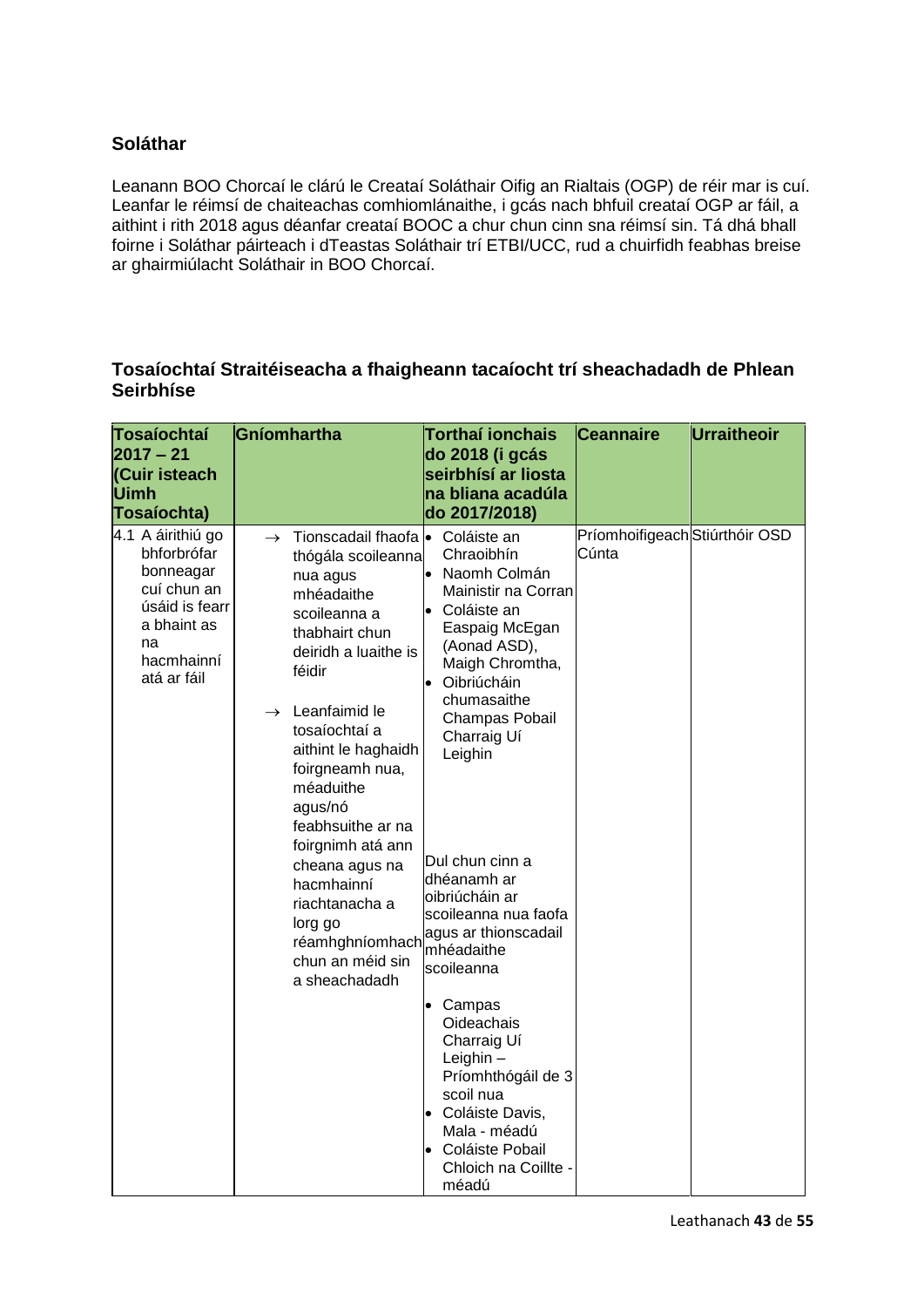## Soláthar

Leanann BOO Chorcaí le clárú le Creataí Soláthair Oifig an Rialtais (OGP) de réir mar is cuí. Leanfar le réimsí de chaiteachas comhiomlánaithe, i gcás nach bhfuil creataí OGP ar fáil, a aithint i rith 2018 agus déanfar creataí BOOC a chur chun cinn sna réimsí sin. Tá dhá bhall foirne i Soláthar páirteach i dTeastas Soláthair trí ETBI/UCC, rud a chuirfidh feabhas breise ar ghairmiúlacht Soláthair in BOO Chorcaí.

## Tosaíochtaí Straitéiseacha a fhaigheann tacaíocht trí sheachadadh de Phlean Seirbhíse

| Tosaíochtaí 2017 – 21 (Cuir isteach Uimh Tosaíochta) | Gníomhartha | Torthaí ionchais do 2018 (i gcás seirbhísí ar liosta na bliana acadúla do 2017/2018) | Ceannaire | Urraitheoir |
|---|---|---|---|---|
| 4.1 A áirithiú go bhforbrófar bonneagar cuí chun an úsáid is fearr a bhaint as na hacmhainní atá ar fáil | → Tionscadail fhaofa thógála scoileanna nua agus mhéadaithe scoileanna a thabhairt chun deiridh a luaithe is féidir<br><br>→ Leanfaimid le tosaíochtaí a aithint le haghaidh foirgneamh nua, méaduithe agus/nó feabhsuithe ar na foirgnimh atá ann cheana agus na hacmhainní riachtanacha a lorg go réamhghníomhach chun an méid sin a sheachadadh | • Coláiste an Chraoibhín<br>• Naomh Colmán Mainistir na Corran<br>• Coláiste an Easpaig McEgan (Aonad ASD), Maigh Chromtha,<br>• Oibriúcháin chumasaithe Champas Pobail Charraig Uí Leighin<br><br>Dul chun cinn a dhéanamh ar oibriúcháin ar scoileanna nua faofa agus ar thionscadail mhéadaithe scoileanna<br><br>• Campas Oideachais Charraig Uí Leighin – Príomhthógáil de 3 scoil nua<br>• Coláiste Davis, Mala - méadú<br>• Coláiste Pobail Chloich na Coillte - méadú | Príomhoifigeach Cúnta | Stiúrthóir OSD |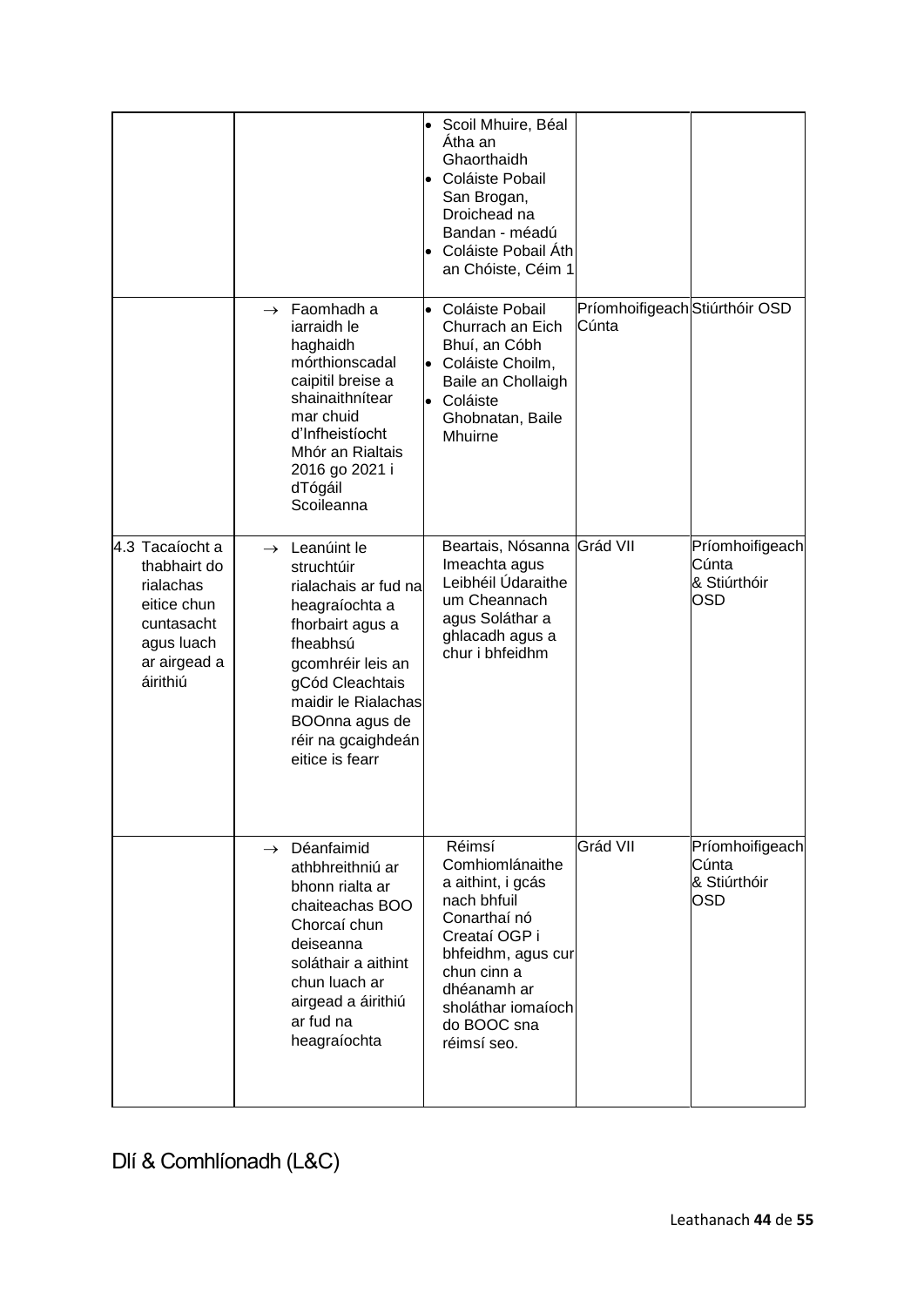| | | | | |
|---|---|---|---|---|
| | | • Scoil Mhuire, Béal Átha an Ghaorthaidh<br>• Coláiste Pobail San Brogan, Droichead na Bandan - méadú<br>• Coláiste Pobail Áth an Chóiste, Céim 1 | | |
| | → Faomhadh a iarraidh le haghaidh mórthionscadal caipitil breise a shainaithnítear mar chuid d'Infheistíocht Mhór an Rialtais 2016 go 2021 i dTógáil Scoileanna | • Coláiste Pobail Churrach an Eich Bhuí, an Cóbh<br>• Coláiste Choilm, Baile an Chollaigh<br>• Coláiste Ghobnatan, Baile Mhuirne | Príomhoifigeach Cúnta | Stiúrthóir OSD |
| 4.3 Tacaíocht a thabhairt do rialachas eitice chun cuntasacht agus luach ar airgead a áirithiú | → Leanúint le struchtúir rialachais ar fud na heagraíochta a fhorbairt agus a fheabhsú gcomhréir leis an gCód Cleachtais maidir le Rialachas BOOnna agus de réir na gcaighdeán eitice is fearr | Beartais, Nósanna Imeachta agus Leibhéil Údaraithe um Cheannach agus Soláthar a ghlacadh agus a chur i bhfeidhm | Grád VII | Príomhoifigeach Cúnta & Stiúrthóir OSD |
| | → Déanfaimid athbhreithniú ar bhonn rialta ar chaiteachas BOO Chorcaí chun deiseanna soláthair a aithint chun luach ar airgead a áirithiú ar fud na heagraíochta | Réimsí Comhiomlánaithe a aithint, i gcás nach bhfuil Conarthaí nó Creataí OGP i bhfeidhm, agus cur chun cinn a dhéanamh ar sholáthar iomaíoch do BOOC sna réimsí seo. | Grád VII | Príomhoifigeach Cúnta & Stiúrthóir OSD |

## Dlí & Comhlíonadh (L&C)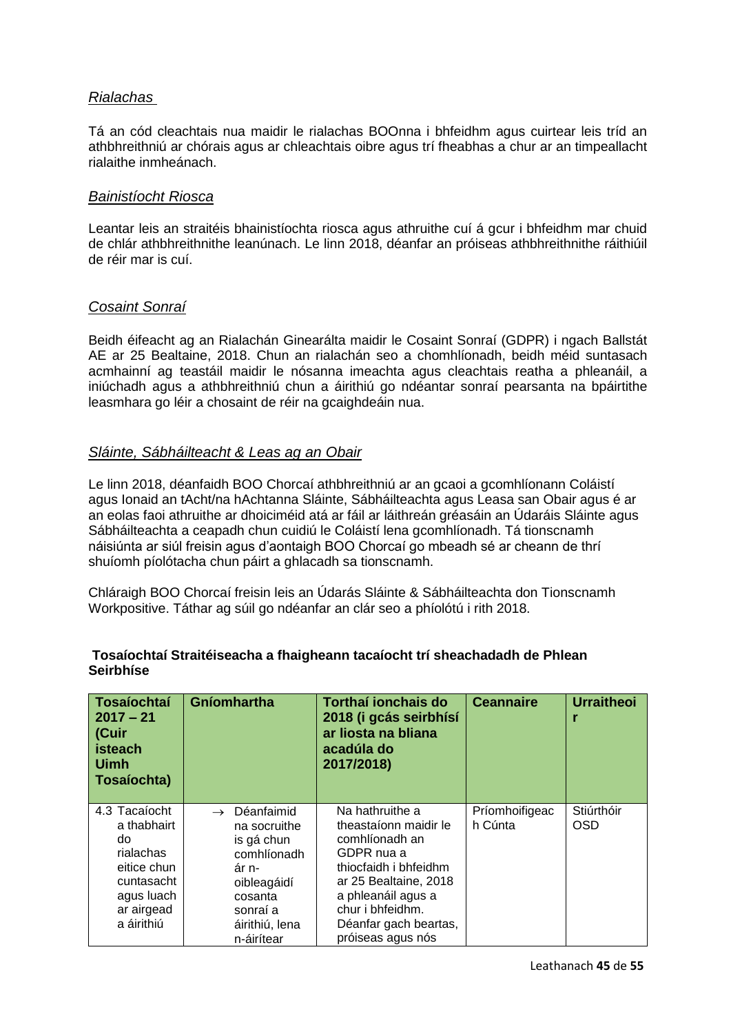### *Rialachas*

Tá an cód cleachtais nua maidir le rialachas BOOnna i bhfeidhm agus cuirtear leis tríd an athbhreithniú ar chórais agus ar chleachtais oibre agus trí fheabhas a chur ar an timpeallacht rialaithe inmheánach.

### *Bainistíocht Riosca*

Leantar leis an straitéis bhainistíochta riosca agus athruithe cuí á gcur i bhfeidhm mar chuid de chlár athbhreithnithe leanúnach. Le linn 2018, déanfar an próiseas athbhreithnithe ráithiúil de réir mar is cuí.

### *Cosaint Sonraí*

Beidh éifeacht ag an Rialachán Ginearálta maidir le Cosaint Sonraí (GDPR) i ngach Ballstát AE ar 25 Bealtaine, 2018. Chun an rialachán seo a chomhlíonadh, beidh méid suntasach acmhainní ag teastáil maidir le nósanna imeachta agus cleachtais reatha a phleanáil, a iniúchadh agus a athbhreithniú chun a áirithiú go ndéantar sonraí pearsanta na bpáirtithe leasmhara go léir a chosaint de réir na gcaighdeáin nua.

### *Sláinte, Sábháilteacht & Leas ag an Obair*

Le linn 2018, déanfaidh BOO Chorcaí athbhreithniú ar an gcaoi a gcomhlíonann Coláistí agus Ionaid an tAcht/na hAchtanna Sláinte, Sábháilteachta agus Leasa san Obair agus é ar an eolas faoi athruithe ar dhoiciméid atá ar fáil ar láithreán gréasáin an Údaráis Sláinte agus Sábháilteachta a ceapadh chun cuidiú le Coláistí lena gcomhlíonadh. Tá tionscnamh náisiúnta ar siúl freisin agus d'aontaigh BOO Chorcaí go mbeadh sé ar cheann de thrí shuíomh píolótacha chun páirt a ghlacadh sa tionscnamh.

Chláraigh BOO Chorcaí freisin leis an Údarás Sláinte & Sábháilteachta don Tionscnamh Workpositive. Táthar ag súil go ndéanfar an clár seo a phíolótú i rith 2018.

**Tosaíochtaí Straitéiseacha a fhaigheann tacaíocht trí sheachadadh de Phlean Seirbhíse**

| Tosaíochtaí 2017 – 21 (Cuir isteach Uimh Tosaíochta) | Gníomhartha | Torthaí ionchais do 2018 (i gcás seirbhísí ar liosta na bliana acadúla do 2017/2018) | Ceannaire | Urraitheoir |
|---|---|---|---|---|
| 4.3 Tacaíocht a thabhairt do rialachas eitice chun cuntasacht agus luach ar airgead a áirithiú | → Déanfaimid na socruithe is gá chun comhlíonadh ár n-oibleagáidí cosanta sonraí a áirithiú, lena n-áirítear | Na hathruithe a theastaíonn maidir le comhlíonadh an GDPR nua a thiocfaidh i bhfeidhm ar 25 Bealtaine, 2018 a phleanáil agus a chur i bhfeidhm. Déanfar gach beartas, próiseas agus nós | Príomhoifigeach Cúnta | Stiúrthóir OSD |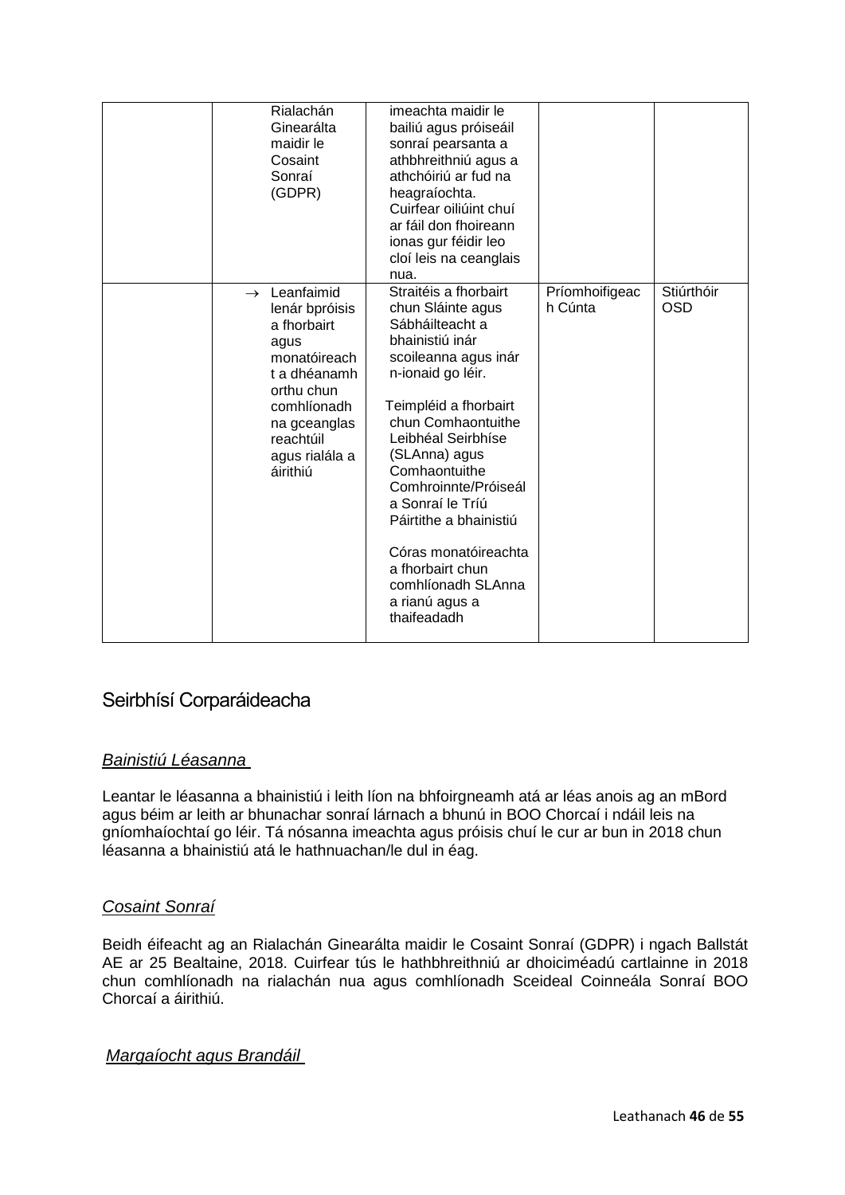| | | | | |
|---|---|---|---|---|
| | Rialachán Ginearálta maidir le Cosaint Sonraí (GDPR) | imeachta maidir le bailiú agus próiseáil sonraí pearsanta a athbhreithniú agus a athchóiriú ar fud na heagraíochta. Cuirfear oiliúint chuí ar fáil don fhoireann ionas gur féidir leo cloí leis na ceanglais nua. | | |
| | → Leanfaimid lenár bpróisis a fhorbairt agus monatóireacht a dhéanamh orthu chun comhlíonadh na gceanglas reachtúil agus rialála a áirithiú | Straitéis a fhorbairt chun Sláinte agus Sábháilteacht a bhainistiú inár scoileanna agus inár n-ionaid go léir.<br><br>Teimpléid a fhorbairt chun Comhaontuithe Leibhéal Seirbhíse (SLAnna) agus Comhaontuithe Comhroinnte/Próiseála Sonraí le Tríú Páirtithe a bhainistiú<br><br>Córas monatóireachta a fhorbairt chun comhlíonadh SLAnna a rianú agus a thaifeadadh | Príomhoifigeach Cúnta | Stiúrthóir OSD |

## Seirbhísí Corparáideacha

### *Bainistiú Léasanna*

Leantar le léasanna a bhainistiú i leith líon na bhfoirgneamh atá ar léas anois ag an mBord agus béim ar leith ar bhunachar sonraí lárnach a bhunú in BOO Chorcaí i ndáil leis na gníomhaíochtaí go léir. Tá nósanna imeachta agus próisis chuí le cur ar bun in 2018 chun léasanna a bhainistiú atá le hathnuachan/le dul in éag.

### *Cosaint Sonraí*

Beidh éifeacht ag an Rialachán Ginearálta maidir le Cosaint Sonraí (GDPR) i ngach Ballstát AE ar 25 Bealtaine, 2018. Cuirfear tús le hathbhreithniú ar dhoiciméadú cartlainne in 2018 chun comhlíonadh na rialachán nua agus comhlíonadh Sceideal Coinneála Sonraí BOO Chorcaí a áirithiú.

### *Margaíocht agus Brandáil*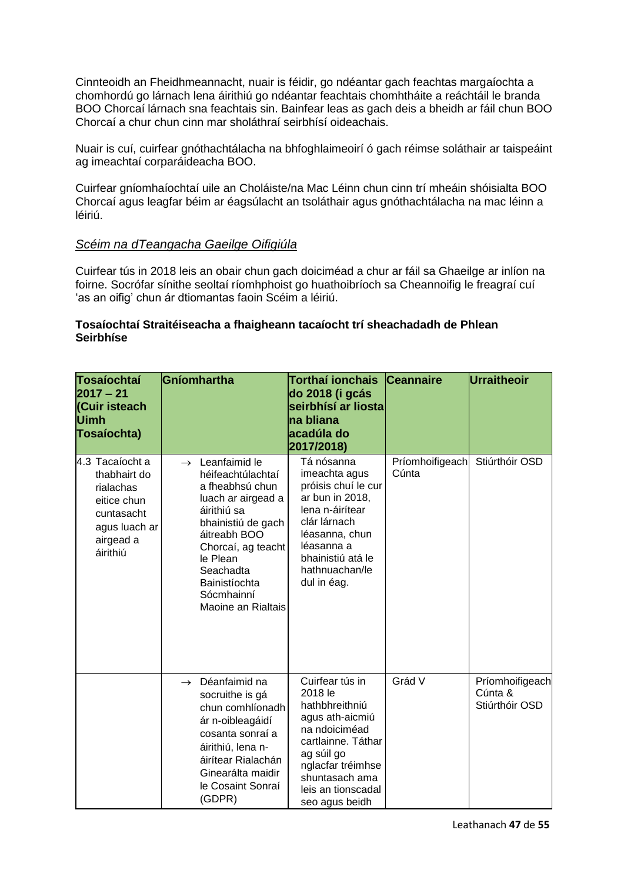Cinnteoidh an Fheidhmeannacht, nuair is féidir, go ndéantar gach feachtas margaíochta a chomhordú go lárnach lena áirithiú go ndéantar feachtais chomhtháite a reáchtáil le branda BOO Chorcaí lárnach sna feachtais sin. Bainfear leas as gach deis a bheidh ar fáil chun BOO Chorcaí a chur chun cinn mar sholáthraí seirbhísí oideachais.

Nuair is cuí, cuirfear gnóthachtálacha na bhfoghlaimeoirí ó gach réimse soláthair ar taispeáint ag imeachtaí corparáideacha BOO.

Cuirfear gníomhaíochtaí uile an Choláiste/na Mac Léinn chun cinn trí mheáin shóisialta BOO Chorcaí agus leagfar béim ar éagsúlacht an tsoláthair agus gnóthachtálacha na mac léinn a léiriú.

*Scéim na dTeangacha Gaeilge Oifigiúla*

Cuirfear tús in 2018 leis an obair chun gach doiciméad a chur ar fáil sa Ghaeilge ar inlíon na foirne. Socrófar sínithe seoltaí ríomhphoist go huathoibríoch sa Cheannoifig le freagraí cuí 'as an oifig' chun ár dtiomantas faoin Scéim a léiriú.

**Tosaíochtaí Straitéiseacha a fhaigheann tacaíocht trí sheachadadh de Phlean Seirbhíse**

| Tosaíochtaí 2017 – 21 (Cuir isteach Uimh Tosaíochta) | Gníomhartha | Torthaí ionchais do 2018 (i gcás seirbhísí ar liosta na bliana acadúla do 2017/2018) | Ceannaire | Urraitheoir |
|---|---|---|---|---|
| 4.3 Tacaíocht a thabhairt do rialachas eitice chun cuntasacht agus luach ar airgead a áirithiú | → Leanfaimid le héifeachtúlachtaí a fheabhsú chun luach ar airgead a áirithiú sa bhainistiú de gach áitreabh BOO Chorcaí, ag teacht le Plean Seachadta Bainistíochta Sócmhainní Maoine an Rialtais | Tá nósanna imeachta agus próisis chuí le cur ar bun in 2018, lena n-áirítear clár lárnach léasanna, chun léasanna a bhainistiú atá le hathnuachan/le dul in éag. | Príomhoifigeach Cúnta | Stiúrthóir OSD |
| | → Déanfaimid na socruithe is gá chun comhlíonadh ár n-oibleagáidí cosanta sonraí a áirithiú, lena n-áirítear Rialachán Ginearálta maidir le Cosaint Sonraí (GDPR) | Cuirfear tús in 2018 le hathbhreithniú agus ath-aicmiú na ndoiciméad cartlainne. Táthar ag súil go nglacfar tréimhse shuntasach ama leis an tionscadal seo agus beidh | Grád V | Príomhoifigeach Cúnta & Stiúrthóir OSD |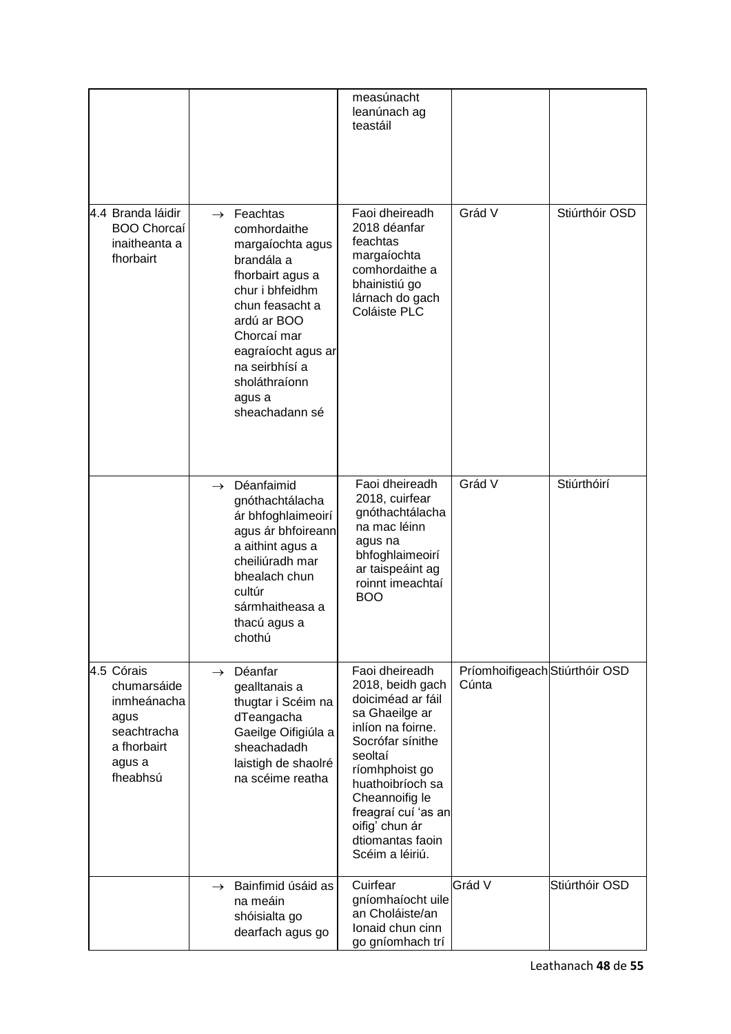| | | | | |
|---|---|---|---|---|
| | | measúnacht leanúnach ag teastáil | | |
| 4.4 Branda láidir BOO Chorcaí inaitheanta a fhorbairt | → Feachtas comhordaithe margaíochta agus brandála a fhorbairt agus a chur i bhfeidhm chun feasacht a ardú ar BOO Chorcaí mar eagraíocht agus ar na seirbhísí a sholáthraíonn agus a sheachadann sé | Faoi dheireadh 2018 déanfar feachtas margaíochta comhordaithe a bhainistiú go lárnach do gach Coláiste PLC | Grád V | Stiúrthóir OSD |
| | → Déanfaimid gnóthachtálacha ár bhfoghlaimeoirí agus ár bhfoireann a aithint agus a cheiliúradh mar bhealach chun cultúr sármhaitheasa a thacú agus a chothú | Faoi dheireadh 2018, cuirfear gnóthachtálacha na mac léinn agus na bhfoghlaimeoirí ar taispeáint ag roinnt imeachtaí BOO | Grád V | Stiúrthóirí |
| 4.5 Córais chumarsáide inmheánacha agus seachtracha a fhorbairt agus a fheabhsú | → Déanfar gealltanais a thugtar i Scéim na dTeangacha Gaeilge Oifigiúla a sheachadadh laistigh de shaolré na scéime reatha | Faoi dheireadh 2018, beidh gach doiciméad ar fáil sa Ghaeilge ar inlíon na foirne. Socrófar sínithe seoltaí ríomhphoist go huathoibríoch sa Cheannoifig le freagraí cuí 'as an oifig' chun ár dtiomantas faoin Scéim a léiriú. | Príomhoifigeach Cúnta | Stiúrthóir OSD |
| | → Bainfimid úsáid as na meáin shóisialta go dearfach agus go | Cuirfear gníomhaíocht uile an Choláiste/an Ionaid chun cinn go gníomhach trí | Grád V | Stiúrthóir OSD |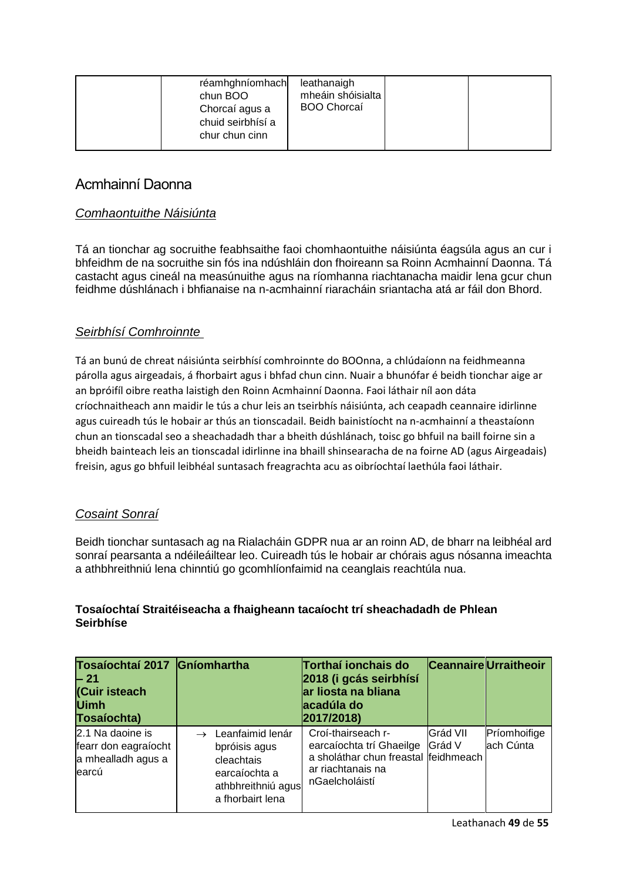| | réamhghníomhach chun BOO Chorcaí agus a chuid seirbhísí a chur chun cinn | leathanaigh mheáin shóisialta BOO Chorcaí | | |
|---|---|---|---|---|

## Acmhainní Daonna

### *Comhaontuithe Náisiúnta*

Tá an tionchar ag socruithe feabhsaithe faoi chomhaontuithe náisiúnta éagsúla agus an cur i bhfeidhm de na socruithe sin fós ina ndúshláin don fhoireann sa Roinn Acmhainní Daonna. Tá castacht agus cineál na measúnuithe agus na ríomhanna riachtanacha maidir lena gcur chun feidhme dúshlánach i bhfianaise na n-acmhainní riaracháin sriantacha atá ar fáil don Bhord.

### *Seirbhísí Comhroinnte*

Tá an bunú de chreat náisiúnta seirbhísí comhroinnte do BOOnna, a chlúdaíonn na feidhmeanna párolla agus airgeadais, á fhorbairt agus i bhfad chun cinn. Nuair a bhunófar é beidh tionchar aige ar an bpróifíl oibre reatha laistigh den Roinn Acmhainní Daonna. Faoi láthair níl aon dáta críochnaitheach ann maidir le tús a chur leis an tseirbhís náisiúnta, ach ceapadh ceannaire idirlinne agus cuireadh tús le hobair ar thús an tionscadail. Beidh bainistíocht na n-acmhainní a theastaíonn chun an tionscadal seo a sheachadadh thar a bheith dúshlánach, toisc go bhfuil na baill foirne sin a bheidh bainteach leis an tionscadal idirlinne ina bhaill shinsearacha de na foirne AD (agus Airgeadais) freisin, agus go bhfuil leibhéal suntasach freagrachta acu as oibríochtaí laethúla faoi láthair.

### *Cosaint Sonraí*

Beidh tionchar suntasach ag na Rialacháin GDPR nua ar an roinn AD, de bharr na leibhéal ard sonraí pearsanta a ndéileáiltear leo. Cuireadh tús le hobair ar chórais agus nósanna imeachta a athbhreithniú lena chinntiú go gcomhlíonfaimid na ceanglais reachtúla nua.

**Tosaíochtaí Straitéiseacha a fhaigheann tacaíocht trí sheachadadh de Phlean Seirbhíse**

| Tosaíochtaí 2017 – 21 (Cuir isteach Uimh Tosaíochta) | Gníomhartha | Torthaí ionchais do 2018 (i gcás seirbhísí ar liosta na bliana acadúla do 2017/2018) | Ceannaire | Urraitheoir |
|---|---|---|---|---|
| 2.1 Na daoine is fearr don eagraíocht a mhealladh agus a earcú | → Leanfaimid lenár bpróisis agus cleachtais earcaíochta a athbhreithniú agus a fhorbairt lena | Croí-thairseach r-earcaíochta trí Ghaeilge a sholáthar chun freastal ar riachtanais na nGaelcholáistí | Grád VII Grád V feidhmeach | Príomhoifigeach Cúnta |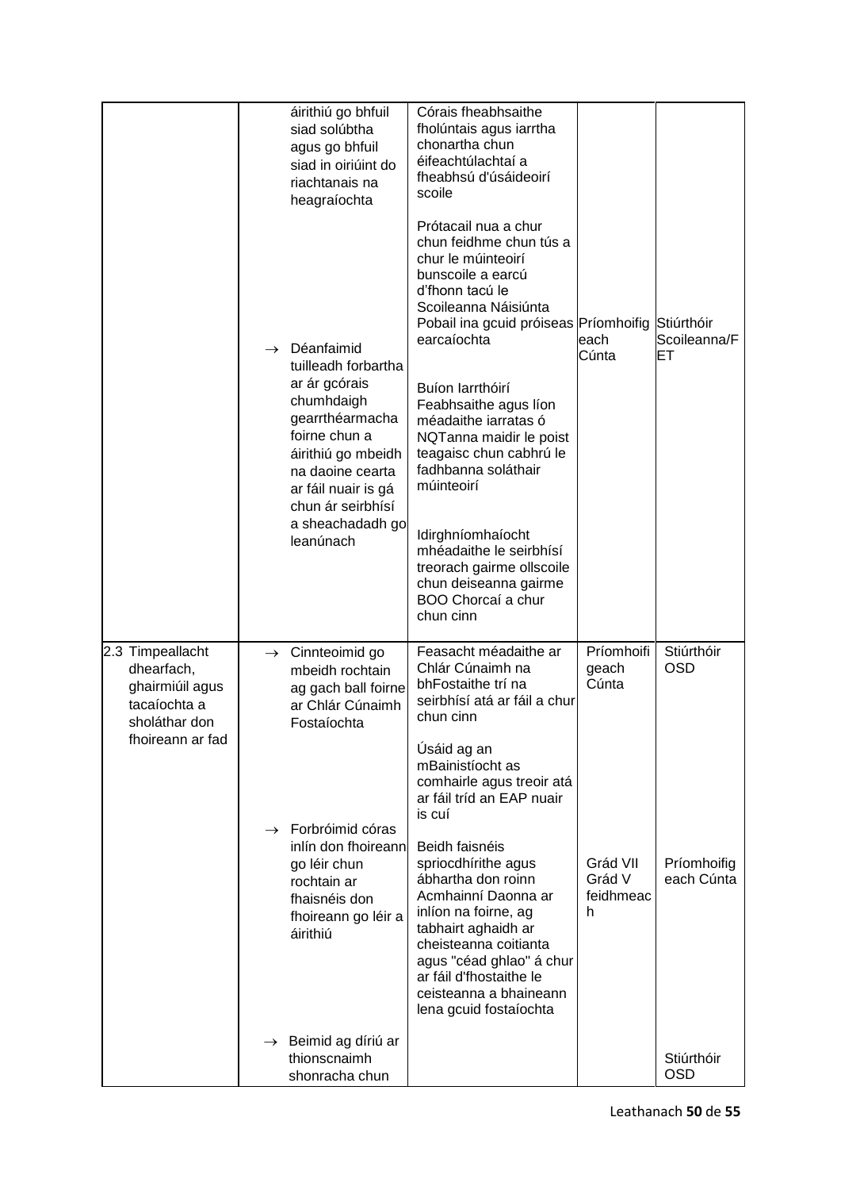| | | | | |
|---|---|---|---|---|
| | áirithiú go bhfuil siad solúbtha agus go bhfuil siad in oiriúint do riachtanais na heagraíochta<br><br>→ Déanfaimid tuilleadh forbartha ar ár gcórais chumhdaigh gearrthéarmacha foirne chun a áirithiú go mbeidh na daoine cearta ar fáil nuair is gá chun ár seirbhísí a sheachadadh go leanúnach | Córais fheabhsaithe fholúntais agus iarrtha chonartha chun éifeachtúlachtaí a fheabhsú d'úsáideoirí scoile<br><br>Prótacail nua a chur chun feidhme chun tús a chur le múinteoirí bunscoile a earcú d'fhonn tacú le Scoileanna Náisiúnta Pobail ina gcuid próiseas earcaíochta<br><br>Buíon Iarrthóirí Feabhsaithe agus líon méadaithe iarratas ó NQTanna maidir le poist teagaisc chun cabhrú le fadhbanna soláthair múinteoirí<br><br>Idirghníomhaíocht mhéadaithe le seirbhísí treorach gairme ollscoile chun deiseanna gairme BOO Chorcaí a chur chun cinn | Príomhoifigeach Cúnta | Stiúrthóir Scoileanna/FET |
| 2.3 Timpeallacht dhearfach, ghairmiúil agus tacaíochta a sholáthar don fhoireann ar fad | → Cinnteoimid go mbeidh rochtain ag gach ball foirne ar Chlár Cúnaimh Fostaíochta | Feasacht méadaithe ar Chlár Cúnaimh na bhFostaithe trí na seirbhísí atá ar fáil a chur chun cinn<br><br>Úsáid ag an mBainistíocht as comhairle agus treoir atá ar fáil tríd an EAP nuair is cuí | Príomhoifigeach Cúnta | Stiúrthóir OSD |
| | → Forbróimid córas inlín don fhoireann go léir chun rochtain ar fhaisnéis don fhoireann go léir a áirithiú | Beidh faisnéis spriocdhírithe agus ábhartha don roinn Acmhainní Daonna ar inlíon na foirne, ag tabhairt aghaidh ar cheisteanna coitianta agus "céad ghlao" á chur ar fáil d'fhostaithe le ceisteanna a bhaineann lena gcuid fostaíochta | Grád VII<br>Grád V feidhmeach | Príomhoifigeach Cúnta |
| | → Beimid ag díriú ar thionscnaimh shonracha chun | | | Stiúrthóir OSD |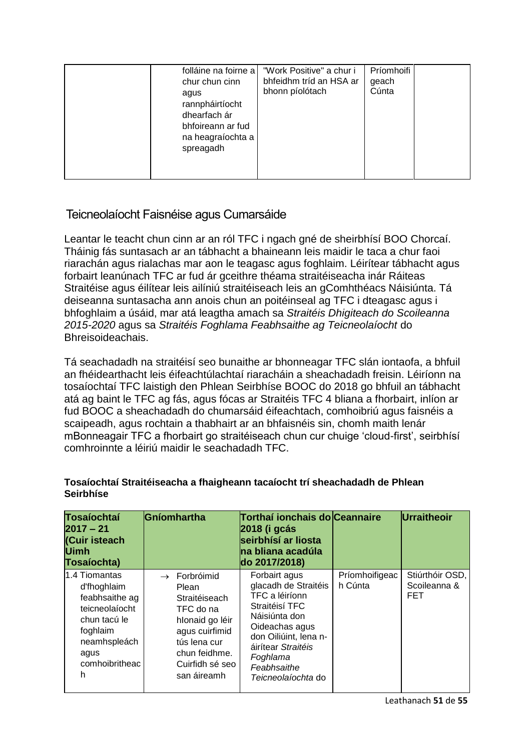| | | | | |
|---|---|---|---|---|
| | folláine na foirne a chur chun cinn agus rannpháirtíocht dhearfach ár bhfoireann ar fud na heagraíochta a spreagadh | "Work Positive" a chur i bhfeidhm tríd an HSA ar bhonn píolótach | Príomhoifigeach Cúnta | |

## Teicneolaíocht Faisnéise agus Cumarsáide

Leantar le teacht chun cinn ar an ról TFC i ngach gné de sheirbhísí BOO Chorcaí. Tháinig fás suntasach ar an tábhacht a bhaineann leis maidir le taca a chur faoi riarachán agus rialachas mar aon le teagasc agus foghlaim. Léirítear tábhacht agus forbairt leanúnach TFC ar fud ár gceithre théama straitéiseacha inár Ráiteas Straitéise agus éilítear leis ailíniú straitéiseach leis an gComhthéacs Náisiúnta. Tá deiseanna suntasacha ann anois chun an poitéinseal ag TFC i dteagasc agus i bhfoghlaim a úsáid, mar atá leagtha amach sa *Straitéis Dhigiteach do Scoileanna 2015-2020* agus sa *Straitéis Foghlama Feabhsaithe ag Teicneolaíocht* do Bhreisoideachais.

Tá seachadadh na straitéisí seo bunaithe ar bhonneagar TFC slán iontaofa, a bhfuil an fhéidearthacht leis éifeachtúlachtaí riaracháin a sheachadadh freisin. Léiríonn na tosaíochtaí TFC laistigh den Phlean Seirbhíse BOOC do 2018 go bhfuil an tábhacht atá ag baint le TFC ag fás, agus fócas ar Straitéis TFC 4 bliana a fhorbairt, inlíon ar fud BOOC a sheachadadh do chumarsáid éifeachtach, comhoibriú agus faisnéis a scaipeadh, agus rochtain a thabhairt ar an bhfaisnéis sin, chomh maith lenár mBonneagair TFC a fhorbairt go straitéiseach chun cur chuige 'cloud-first', seirbhísí comhroinnte a léiriú maidir le seachadadh TFC.

**Tosaíochtaí Straitéiseacha a fhaigheann tacaíocht trí sheachadadh de Phlean Seirbhíse**

| Tosaíochtaí 2017 – 21 (Cuir isteach Uimh Tosaíochta) | Gníomhartha | Torthaí ionchais do 2018 (i gcás seirbhísí ar liosta na bliana acadúla do 2017/2018) | Ceannaire | Urraitheoir |
|---|---|---|---|---|
| 1.4 Tiomantas d'fhoghlaim feabhsaithe ag teicneolaíocht chun tacú le foghlaim neamhspleách agus comhoibritheach | → Forbróimid Plean Straitéiseach TFC do na hIonaid go léir agus cuirfimid tús lena cur chun feidhme. Cuirfidh sé seo san áireamh | Forbairt agus glacadh de Straitéis TFC a léiríonn Straitéisí TFC Náisiúnta don Oideachas agus don Oiliúint, lena n-áirítear *Straitéis Foghlama Feabhsaithe Teicneolaíochta* do | Príomhoifigeach Cúnta | Stiúrthóir OSD, Scoileanna & FET |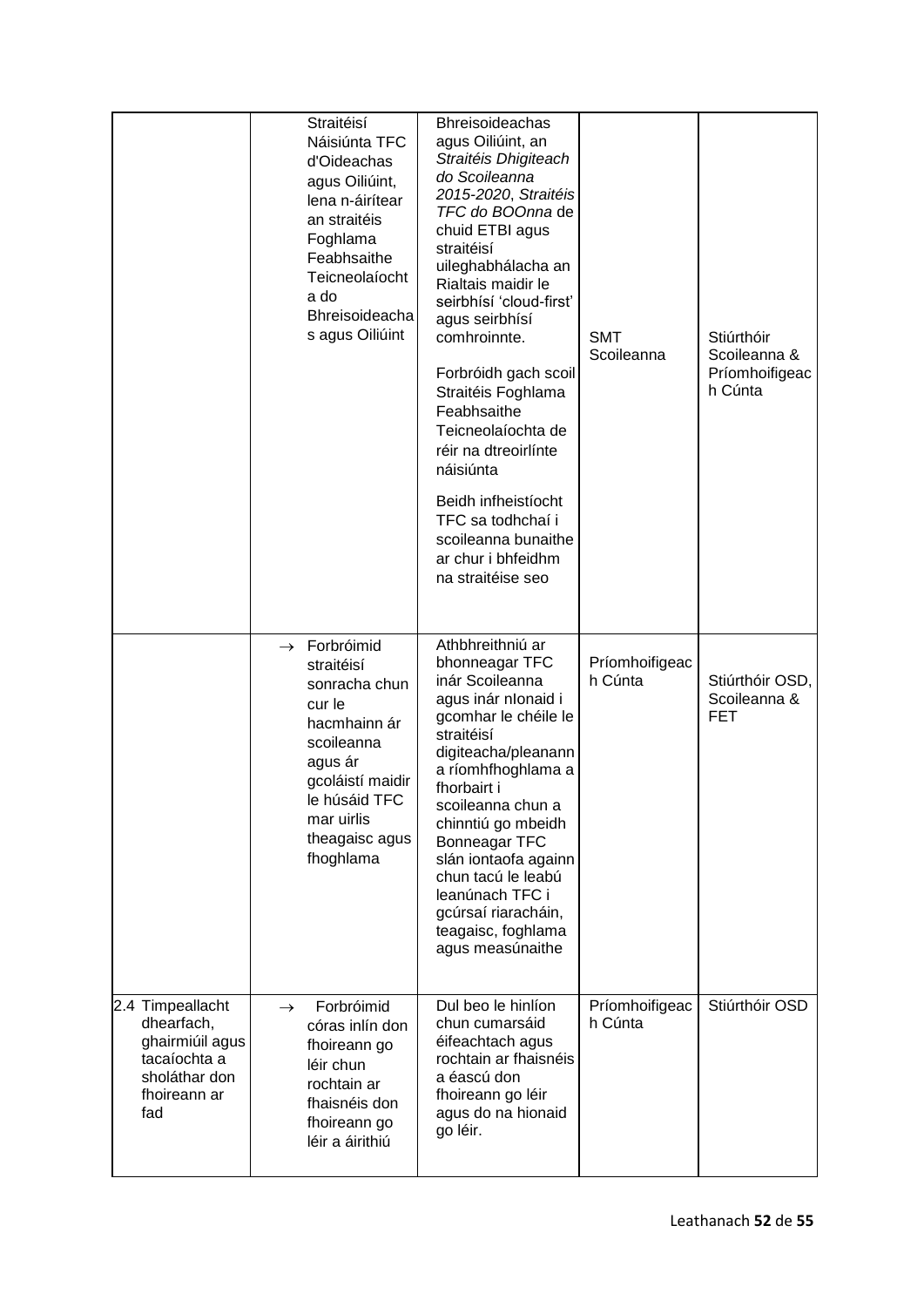| | | | | |
|---|---|---|---|---|
| | Straitéisí Náisiúnta TFC d'Oideachas agus Oiliúint, lena n-áirítear an straitéis Foghlama Feabhsaithe Teicneolaíocht a do Bhreisoideachas agus Oiliúint | Bhreisoideachas agus Oiliúint, an *Straitéis Dhigiteach do Scoileanna 2015-2020*, *Straitéis TFC do BOOnna* de chuid ETBI agus straitéisí uileghabhálacha an Rialtais maidir le seirbhísí 'cloud-first' agus seirbhísí comhroinnte.<br><br>Forbróidh gach scoil Straitéis Foghlama Feabhsaithe Teicneolaíochta de réir na dtreoirlínte náisiúnta<br><br>Beidh infheistíocht TFC sa todhchaí i scoileanna bunaithe ar chur i bhfeidhm na straitéise seo | SMT Scoileanna | Stiúrthóir Scoileanna & Príomhoifigeach Cúnta |
| | → Forbróimid straitéisí sonracha chun cur le hacmhainn ár scoileanna agus ár gcoláistí maidir le húsáid TFC mar uirlis theagaisc agus fhoghlama | Athbhreithniú ar bhonneagar TFC inár Scoileanna agus inár nIonaid i gcomhar le chéile le straitéisí digiteacha/pleananna ríomhfhoghlama a fhorbairt i scoileanna chun a chinntiú go mbeidh Bonneagar TFC slán iontaofa againn chun tacú le leabú leanúnach TFC i gcúrsaí riaracháin, teagaisc, foghlama agus measúnaithe | Príomhoifigeach Cúnta | Stiúrthóir OSD, Scoileanna & FET |
| 2.4 Timpeallacht dhearfach, ghairmiúil agus tacaíochta a sholáthar don fhoireann ar fad | → Forbróimid córas inlín don fhoireann go léir chun rochtain ar fhaisnéis don fhoireann go léir a áirithiú | Dul beo le hinlíon chun cumarsáid éifeachtach agus rochtain ar fhaisnéis a éascú don fhoireann go léir agus do na hionaid go léir. | Príomhoifigeach Cúnta | Stiúrthóir OSD |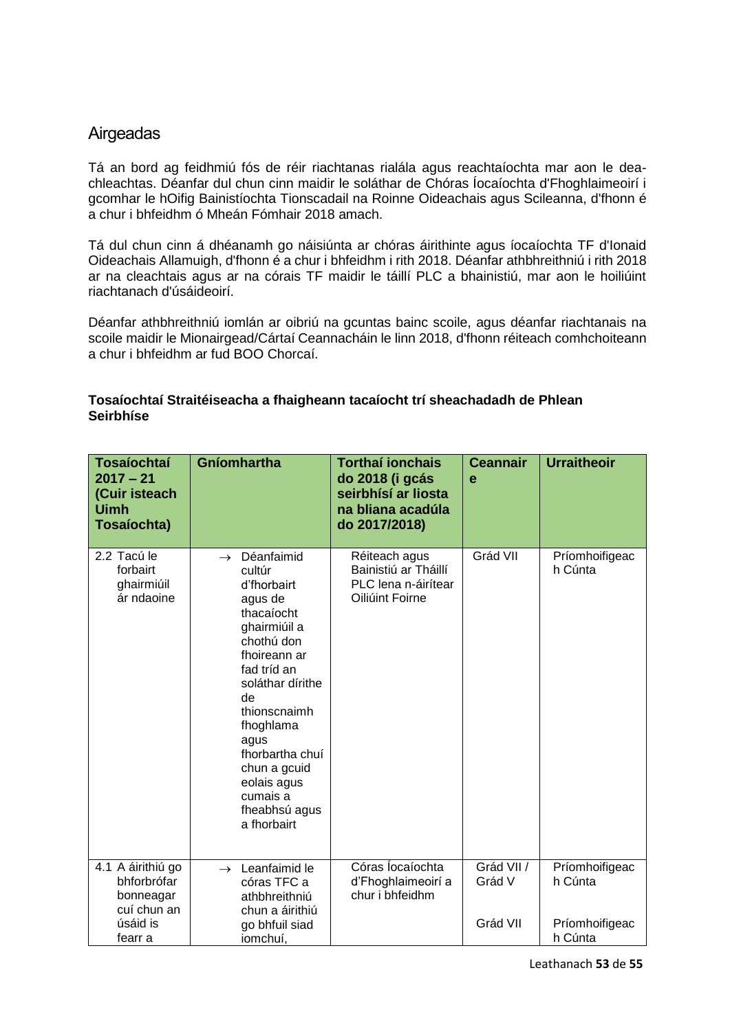## Airgeadas

Tá an bord ag feidhmiú fós de réir riachtanas rialála agus reachtaíochta mar aon le dea-chleachtas. Déanfar dul chun cinn maidir le soláthar de Chóras Íocaíochta d'Fhoghlaimeoirí i gcomhar le hOifig Bainistíochta Tionscadail na Roinne Oideachais agus Scileanna, d'fhonn é a chur i bhfeidhm ó Mheán Fómhair 2018 amach.

Tá dul chun cinn á dhéanamh go náisiúnta ar chóras áirithinte agus íocaíochta TF d'Ionaid Oideachais Allamuigh, d'fhonn é a chur i bhfeidhm i rith 2018. Déanfar athbhreithniú i rith 2018 ar na cleachtais agus ar na córais TF maidir le táillí PLC a bhainistiú, mar aon le hoiliúint riachtanach d'úsáideoirí.

Déanfar athbhreithniú iomlán ar oibriú na gcuntas bainc scoile, agus déanfar riachtanais na scoile maidir le Mionairgead/Cártaí Ceannacháin le linn 2018, d'fhonn réiteach comhchoiteann a chur i bhfeidhm ar fud BOO Chorcaí.

**Tosaíochtaí Straitéiseacha a fhaigheann tacaíocht trí sheachadadh de Phlean Seirbhíse**

| Tosaíochtaí 2017 – 21 (Cuir isteach Uimh Tosaíochta) | Gníomhartha | Torthaí ionchais do 2018 (i gcás seirbhísí ar liosta na bliana acadúla do 2017/2018) | Ceannaire | Urraitheoir |
|---|---|---|---|---|
| 2.2 Tacú le forbairt ghairmiúil ár ndaoine | → Déanfaimid cultúr d'fhorbairt agus de thacaíocht ghairmiúil a chothú don fhoireann ar fad tríd an soláthar dírithe de thionscnaimh fhoghlama agus fhorbartha chuí chun a gcuid eolais agus cumais a fheabhsú agus a fhorbairt | Réiteach agus Bainistiú ar Tháillí PLC lena n-áirítear Oiliúint Foirne | Grád VII | Príomhoifigeach Cúnta |
| 4.1 A áirithiú go bhforbrófar bonneagar cuí chun an úsáid is fearr a | → Leanfaimid le córas TFC a athbhreithniú chun a áirithiú go bhfuil siad iomchuí, | Córas Íocaíochta d'Fhoghlaimeoirí a chur i bhfeidhm | Grád VII / Grád V<br><br>Grád VII | Príomhoifigeach Cúnta<br><br>Príomhoifigeach Cúnta |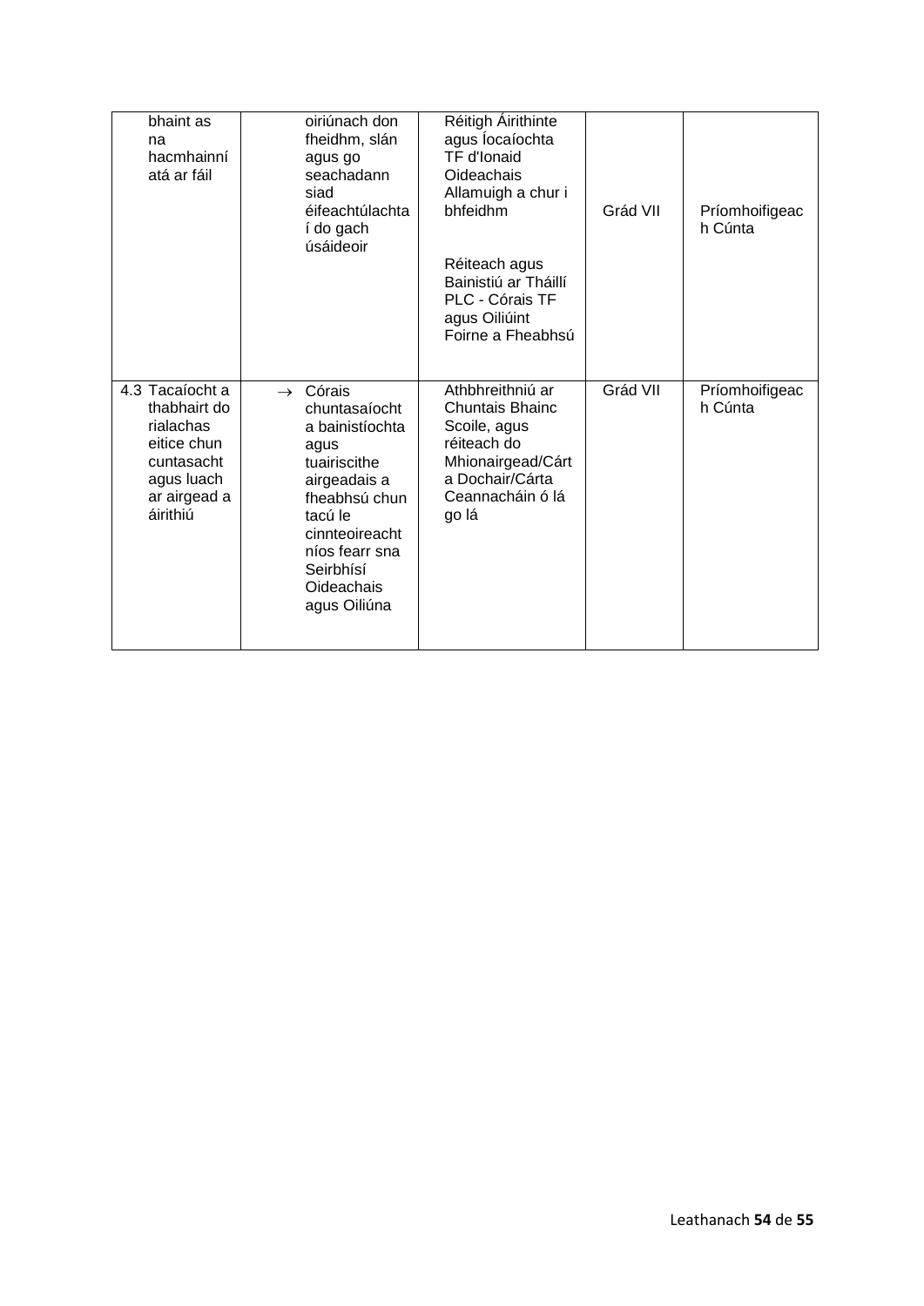| | | | | |
|---|---|---|---|---|
| bhaint as na hacmhainní atá ar fáil | oiriúnach don fheidhm, slán agus go seachadann siad éifeachtúlachtaí do gach úsáideoir | Réitigh Áirithinte agus Íocaíochta TF d'Ionaid Oideachais Allamuigh a chur i bhfeidhm<br><br>Réiteach agus Bainistiú ar Tháillí PLC - Córais TF agus Oiliúint Foirne a Fheabhsú | Grád VII | Príomhoifigeach Cúnta |
| 4.3 Tacaíocht a thabhairt do rialachas eitice chun cuntasacht agus luach ar airgead a áirithiú | → Córais chuntasaíochta bainistíochta agus tuairiscithe airgeadais a fheabhsú chun tacú le cinnteoireacht níos fearr sna Seirbhísí Oideachais agus Oiliúna | Athbhreithniú ar Chuntais Bhainc Scoile, agus réiteach do Mhionairgead/Cárta Dochair/Cárta Ceannacháin ó lá go lá | Grád VII | Príomhoifigeach Cúnta |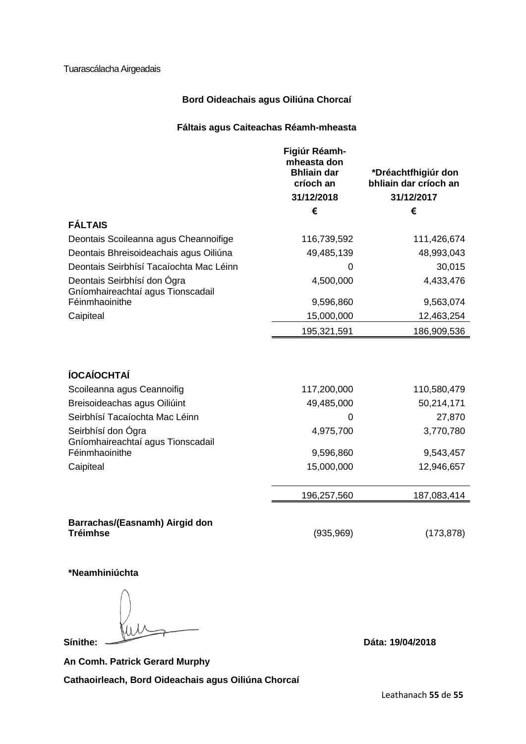Tuarascálacha Airgeadais

## Bord Oideachais agus Oiliúna Chorcaí

### Fáltais agus Caiteachas Réamh-mheasta

| | Figiúr Réamh-mheasta don Bhliain dar críoch an 31/12/2018 | *Dréachtfhigiúr don bhliain dar críoch an 31/12/2017 |
|---|---|---|
| | € | € |
| **FÁLTAIS** | | |
| Deontais Scoileanna agus Cheannoifige | 116,739,592 | 111,426,674 |
| Deontais Bhreisoideachais agus Oiliúna | 49,485,139 | 48,993,043 |
| Deontais Seirbhísí Tacaíochta Mac Léinn | 0 | 30,015 |
| Deontais Seirbhísí don Ógra | 4,500,000 | 4,433,476 |
| Gníomhaireachtaí agus Tionscadail Féinmhaoinithe | 9,596,860 | 9,563,074 |
| Caipiteal | 15,000,000 | 12,463,254 |
| | 195,321,591 | 186,909,536 |
| **ÍOCAÍOCHTAÍ** | | |
| Scoileanna agus Ceannoifig | 117,200,000 | 110,580,479 |
| Breisoideachas agus Oiliúint | 49,485,000 | 50,214,171 |
| Seirbhísí Tacaíochta Mac Léinn | 0 | 27,870 |
| Seirbhísí don Ógra | 4,975,700 | 3,770,780 |
| Gníomhaireachtaí agus Tionscadail Féinmhaoinithe | 9,596,860 | 9,543,457 |
| Caipiteal | 15,000,000 | 12,946,657 |
| | 196,257,560 | 187,083,414 |
| **Barrachas/(Easnamh) Airgid don Tréimhse** | (935,969) | (173,878) |

**\*Neamhiniúchta**

**Sínithe:**

**Dáta: 19/04/2018**

**An Comh. Patrick Gerard Murphy**

**Cathaoirleach, Bord Oideachais agus Oiliúna Chorcaí**